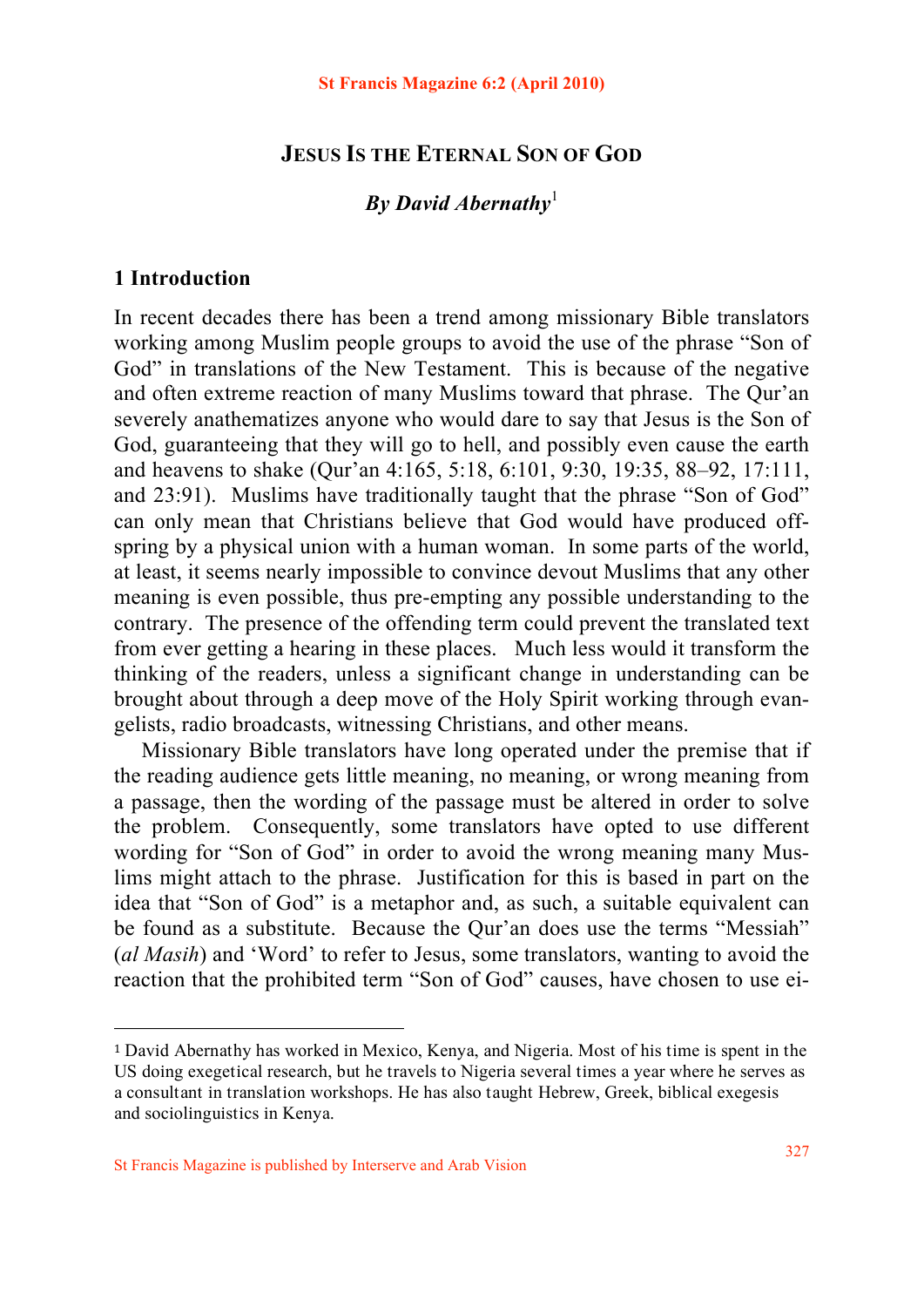# Jesus Is the Eternal Son of God

***By David Abernathy*[1]**

## 1 Introduction

In recent decades there has been a trend among missionary Bible translators working among Muslim people groups to avoid the use of the phrase "Son of God" in translations of the New Testament. This is because of the negative and often extreme reaction of many Muslims toward that phrase. The Qur'an severely anathematizes anyone who would dare to say that Jesus is the Son of God, guaranteeing that they will go to hell, and possibly even cause the earth and heavens to shake (Qur'an 4:165, 5:18, 6:101, 9:30, 19:35, 88–92, 17:111, and 23:91). Muslims have traditionally taught that the phrase "Son of God" can only mean that Christians believe that God would have produced offspring by a physical union with a human woman. In some parts of the world, at least, it seems nearly impossible to convince devout Muslims that any other meaning is even possible, thus pre-empting any possible understanding to the contrary. The presence of the offending term could prevent the translated text from ever getting a hearing in these places. Much less would it transform the thinking of the readers, unless a significant change in understanding can be brought about through a deep move of the Holy Spirit working through evangelists, radio broadcasts, witnessing Christians, and other means.

Missionary Bible translators have long operated under the premise that if the reading audience gets little meaning, no meaning, or wrong meaning from a passage, then the wording of the passage must be altered in order to solve the problem. Consequently, some translators have opted to use different wording for "Son of God" in order to avoid the wrong meaning many Muslims might attach to the phrase. Justification for this is based in part on the idea that "Son of God" is a metaphor and, as such, a suitable equivalent can be found as a substitute. Because the Qur'an does use the terms "Messiah" (*al Masih*) and 'Word' to refer to Jesus, some translators, wanting to avoid the reaction that the prohibited term "Son of God" causes, have chosen to use ei-

---

[1] David Abernathy has worked in Mexico, Kenya, and Nigeria. Most of his time is spent in the US doing exegetical research, but he travels to Nigeria several times a year where he serves as a consultant in translation workshops. He has also taught Hebrew, Greek, biblical exegesis and sociolinguistics in Kenya.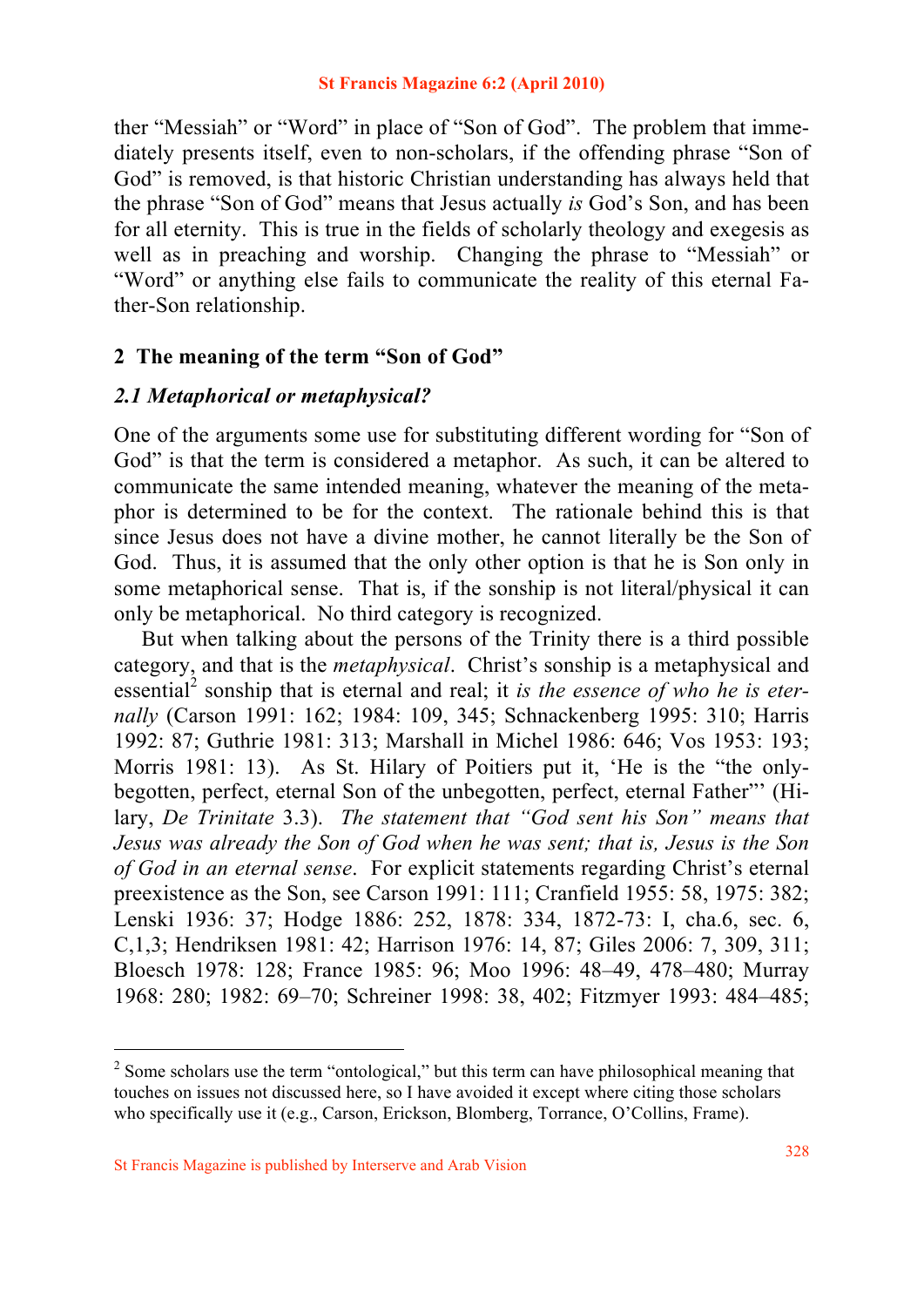ther "Messiah" or "Word" in place of "Son of God". The problem that immediately presents itself, even to non-scholars, if the offending phrase "Son of God" is removed, is that historic Christian understanding has always held that the phrase "Son of God" means that Jesus actually *is* God's Son, and has been for all eternity. This is true in the fields of scholarly theology and exegesis as well as in preaching and worship. Changing the phrase to "Messiah" or "Word" or anything else fails to communicate the reality of this eternal Father-Son relationship.

## 2 The meaning of the term "Son of God"

### *2.1 Metaphorical or metaphysical?*

One of the arguments some use for substituting different wording for "Son of God" is that the term is considered a metaphor. As such, it can be altered to communicate the same intended meaning, whatever the meaning of the metaphor is determined to be for the context. The rationale behind this is that since Jesus does not have a divine mother, he cannot literally be the Son of God. Thus, it is assumed that the only other option is that he is Son only in some metaphorical sense. That is, if the sonship is not literal/physical it can only be metaphorical. No third category is recognized.

But when talking about the persons of the Trinity there is a third possible category, and that is the *metaphysical*. Christ's sonship is a metaphysical and essential[2] sonship that is eternal and real; it *is the essence of who he is eternally* (Carson 1991: 162; 1984: 109, 345; Schnackenberg 1995: 310; Harris 1992: 87; Guthrie 1981: 313; Marshall in Michel 1986: 646; Vos 1953: 193; Morris 1981: 13). As St. Hilary of Poitiers put it, 'He is the "the only-begotten, perfect, eternal Son of the unbegotten, perfect, eternal Father"' (Hilary, *De Trinitate* 3.3). *The statement that "God sent his Son" means that Jesus was already the Son of God when he was sent; that is, Jesus is the Son of God in an eternal sense*. For explicit statements regarding Christ's eternal preexistence as the Son, see Carson 1991: 111; Cranfield 1955: 58, 1975: 382; Lenski 1936: 37; Hodge 1886: 252, 1878: 334, 1872-73: I, cha.6, sec. 6, C,1,3; Hendriksen 1981: 42; Harrison 1976: 14, 87; Giles 2006: 7, 309, 311; Bloesch 1978: 128; France 1985: 96; Moo 1996: 48–49, 478–480; Murray 1968: 280; 1982: 69–70; Schreiner 1998: 38, 402; Fitzmyer 1993: 484–485;

[2] Some scholars use the term "ontological," but this term can have philosophical meaning that touches on issues not discussed here, so I have avoided it except where citing those scholars who specifically use it (e.g., Carson, Erickson, Blomberg, Torrance, O'Collins, Frame).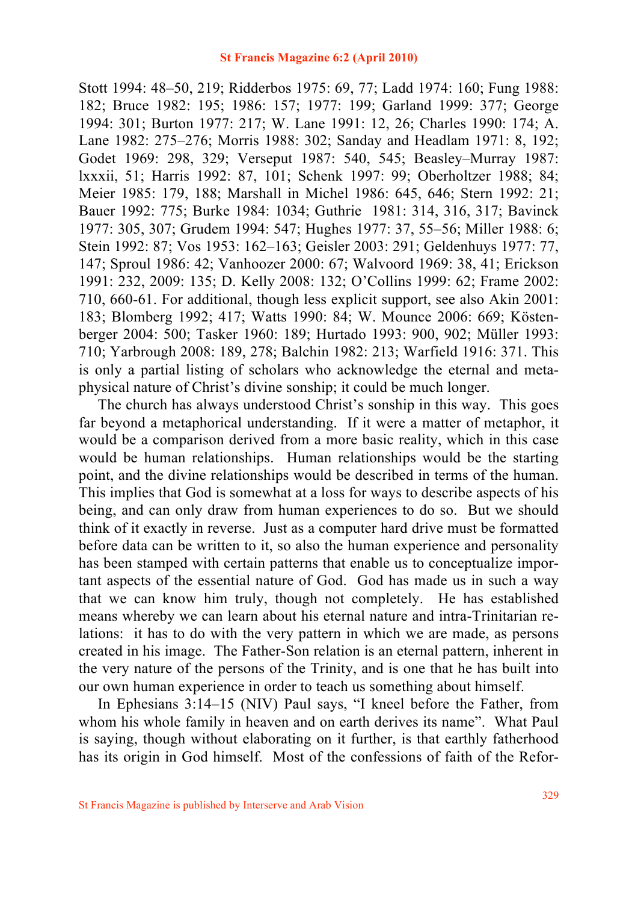Stott 1994: 48–50, 219; Ridderbos 1975: 69, 77; Ladd 1974: 160; Fung 1988: 182; Bruce 1982: 195; 1986: 157; 1977: 199; Garland 1999: 377; George 1994: 301; Burton 1977: 217; W. Lane 1991: 12, 26; Charles 1990: 174; A. Lane 1982: 275–276; Morris 1988: 302; Sanday and Headlam 1971: 8, 192; Godet 1969: 298, 329; Verseput 1987: 540, 545; Beasley–Murray 1987: lxxxii, 51; Harris 1992: 87, 101; Schenk 1997: 99; Oberholtzer 1988; 84; Meier 1985: 179, 188; Marshall in Michel 1986: 645, 646; Stern 1992: 21; Bauer 1992: 775; Burke 1984: 1034; Guthrie 1981: 314, 316, 317; Bavinck 1977: 305, 307; Grudem 1994: 547; Hughes 1977: 37, 55–56; Miller 1988: 6; Stein 1992: 87; Vos 1953: 162–163; Geisler 2003: 291; Geldenhuys 1977: 77, 147; Sproul 1986: 42; Vanhoozer 2000: 67; Walvoord 1969: 38, 41; Erickson 1991: 232, 2009: 135; D. Kelly 2008: 132; O'Collins 1999: 62; Frame 2002: 710, 660-61. For additional, though less explicit support, see also Akin 2001: 183; Blomberg 1992; 417; Watts 1990: 84; W. Mounce 2006: 669; Köstenberger 2004: 500; Tasker 1960: 189; Hurtado 1993: 900, 902; Müller 1993: 710; Yarbrough 2008: 189, 278; Balchin 1982: 213; Warfield 1916: 371. This is only a partial listing of scholars who acknowledge the eternal and metaphysical nature of Christ's divine sonship; it could be much longer.

The church has always understood Christ's sonship in this way. This goes far beyond a metaphorical understanding. If it were a matter of metaphor, it would be a comparison derived from a more basic reality, which in this case would be human relationships. Human relationships would be the starting point, and the divine relationships would be described in terms of the human. This implies that God is somewhat at a loss for ways to describe aspects of his being, and can only draw from human experiences to do so. But we should think of it exactly in reverse. Just as a computer hard drive must be formatted before data can be written to it, so also the human experience and personality has been stamped with certain patterns that enable us to conceptualize important aspects of the essential nature of God. God has made us in such a way that we can know him truly, though not completely. He has established means whereby we can learn about his eternal nature and intra-Trinitarian relations: it has to do with the very pattern in which we are made, as persons created in his image. The Father-Son relation is an eternal pattern, inherent in the very nature of the persons of the Trinity, and is one that he has built into our own human experience in order to teach us something about himself.

In Ephesians 3:14–15 (NIV) Paul says, "I kneel before the Father, from whom his whole family in heaven and on earth derives its name". What Paul is saying, though without elaborating on it further, is that earthly fatherhood has its origin in God himself. Most of the confessions of faith of the Refor-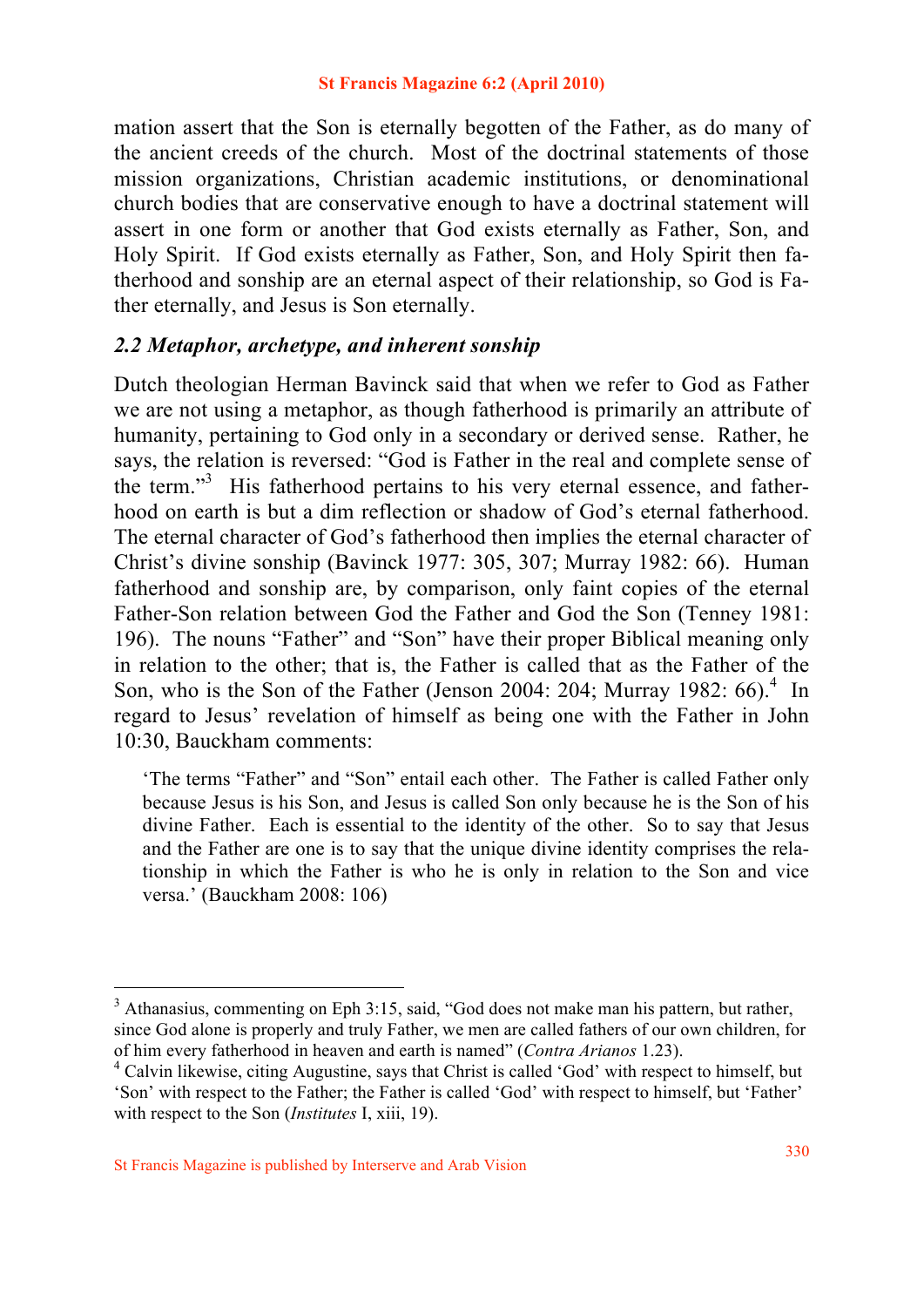mation assert that the Son is eternally begotten of the Father, as do many of the ancient creeds of the church. Most of the doctrinal statements of those mission organizations, Christian academic institutions, or denominational church bodies that are conservative enough to have a doctrinal statement will assert in one form or another that God exists eternally as Father, Son, and Holy Spirit. If God exists eternally as Father, Son, and Holy Spirit then fatherhood and sonship are an eternal aspect of their relationship, so God is Father eternally, and Jesus is Son eternally.

### *2.2 Metaphor, archetype, and inherent sonship*

Dutch theologian Herman Bavinck said that when we refer to God as Father we are not using a metaphor, as though fatherhood is primarily an attribute of humanity, pertaining to God only in a secondary or derived sense. Rather, he says, the relation is reversed: "God is Father in the real and complete sense of the term."[3] His fatherhood pertains to his very eternal essence, and fatherhood on earth is but a dim reflection or shadow of God's eternal fatherhood. The eternal character of God's fatherhood then implies the eternal character of Christ's divine sonship (Bavinck 1977: 305, 307; Murray 1982: 66). Human fatherhood and sonship are, by comparison, only faint copies of the eternal Father-Son relation between God the Father and God the Son (Tenney 1981: 196). The nouns "Father" and "Son" have their proper Biblical meaning only in relation to the other; that is, the Father is called that as the Father of the Son, who is the Son of the Father (Jenson 2004: 204; Murray 1982: 66).[4] In regard to Jesus' revelation of himself as being one with the Father in John 10:30, Bauckham comments:

> 'The terms "Father" and "Son" entail each other. The Father is called Father only because Jesus is his Son, and Jesus is called Son only because he is the Son of his divine Father. Each is essential to the identity of the other. So to say that Jesus and the Father are one is to say that the unique divine identity comprises the relationship in which the Father is who he is only in relation to the Son and vice versa.' (Bauckham 2008: 106)

---

[3] Athanasius, commenting on Eph 3:15, said, "God does not make man his pattern, but rather, since God alone is properly and truly Father, we men are called fathers of our own children, for of him every fatherhood in heaven and earth is named" (*Contra Arianos* 1.23).

[4] Calvin likewise, citing Augustine, says that Christ is called 'God' with respect to himself, but 'Son' with respect to the Father; the Father is called 'God' with respect to himself, but 'Father' with respect to the Son (*Institutes* I, xiii, 19).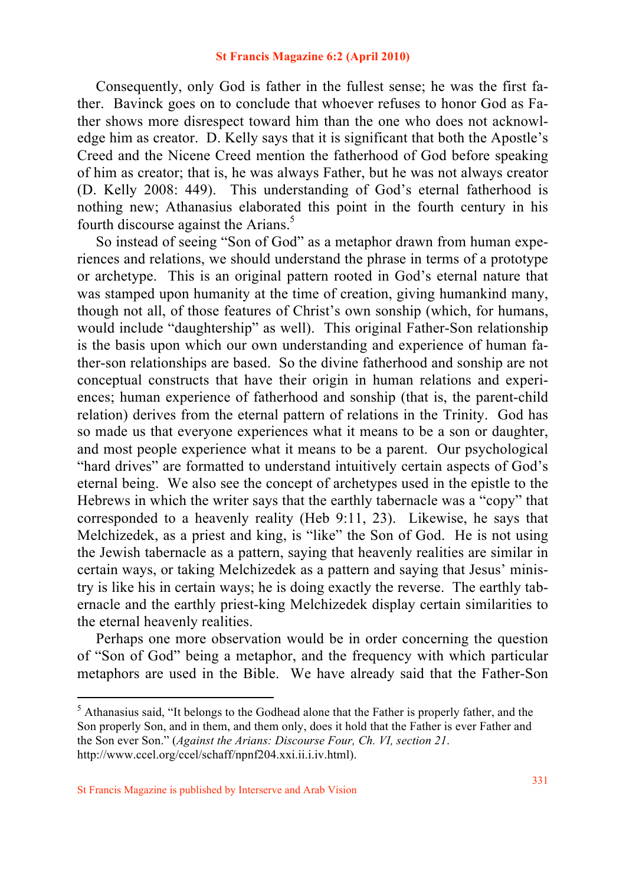Consequently, only God is father in the fullest sense; he was the first father. Bavinck goes on to conclude that whoever refuses to honor God as Father shows more disrespect toward him than the one who does not acknowledge him as creator. D. Kelly says that it is significant that both the Apostle's Creed and the Nicene Creed mention the fatherhood of God before speaking of him as creator; that is, he was always Father, but he was not always creator (D. Kelly 2008: 449). This understanding of God's eternal fatherhood is nothing new; Athanasius elaborated this point in the fourth century in his fourth discourse against the Arians.[5]

So instead of seeing "Son of God" as a metaphor drawn from human experiences and relations, we should understand the phrase in terms of a prototype or archetype. This is an original pattern rooted in God's eternal nature that was stamped upon humanity at the time of creation, giving humankind many, though not all, of those features of Christ's own sonship (which, for humans, would include "daughtership" as well). This original Father-Son relationship is the basis upon which our own understanding and experience of human father-son relationships are based. So the divine fatherhood and sonship are not conceptual constructs that have their origin in human relations and experiences; human experience of fatherhood and sonship (that is, the parent-child relation) derives from the eternal pattern of relations in the Trinity. God has so made us that everyone experiences what it means to be a son or daughter, and most people experience what it means to be a parent. Our psychological "hard drives" are formatted to understand intuitively certain aspects of God's eternal being. We also see the concept of archetypes used in the epistle to the Hebrews in which the writer says that the earthly tabernacle was a "copy" that corresponded to a heavenly reality (Heb 9:11, 23). Likewise, he says that Melchizedek, as a priest and king, is "like" the Son of God. He is not using the Jewish tabernacle as a pattern, saying that heavenly realities are similar in certain ways, or taking Melchizedek as a pattern and saying that Jesus' ministry is like his in certain ways; he is doing exactly the reverse. The earthly tabernacle and the earthly priest-king Melchizedek display certain similarities to the eternal heavenly realities.

Perhaps one more observation would be in order concerning the question of "Son of God" being a metaphor, and the frequency with which particular metaphors are used in the Bible. We have already said that the Father-Son

---

[5] Athanasius said, "It belongs to the Godhead alone that the Father is properly father, and the Son properly Son, and in them, and them only, does it hold that the Father is ever Father and the Son ever Son." (*Against the Arians: Discourse Four, Ch. VI, section 21*. http://www.ccel.org/ccel/schaff/npnf204.xxi.ii.i.iv.html).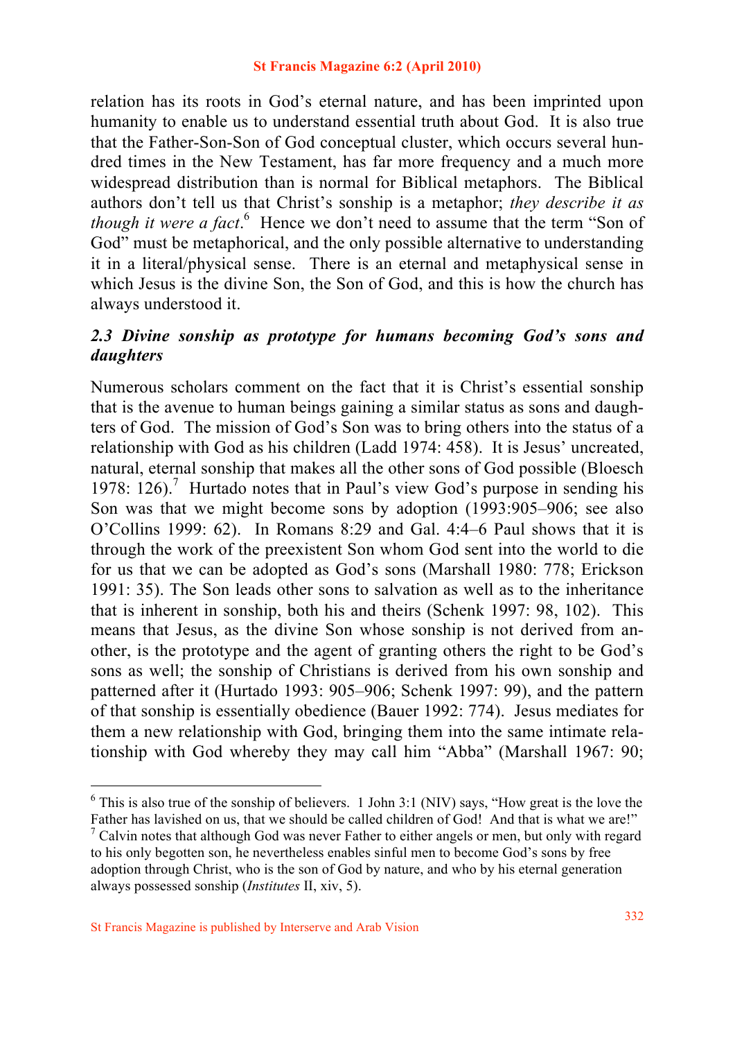relation has its roots in God's eternal nature, and has been imprinted upon humanity to enable us to understand essential truth about God. It is also true that the Father-Son-Son of God conceptual cluster, which occurs several hundred times in the New Testament, has far more frequency and a much more widespread distribution than is normal for Biblical metaphors. The Biblical authors don't tell us that Christ's sonship is a metaphor; *they describe it as though it were a fact*.[6] Hence we don't need to assume that the term "Son of God" must be metaphorical, and the only possible alternative to understanding it in a literal/physical sense. There is an eternal and metaphysical sense in which Jesus is the divine Son, the Son of God, and this is how the church has always understood it.

### *2.3 Divine sonship as prototype for humans becoming God's sons and daughters*

Numerous scholars comment on the fact that it is Christ's essential sonship that is the avenue to human beings gaining a similar status as sons and daughters of God. The mission of God's Son was to bring others into the status of a relationship with God as his children (Ladd 1974: 458). It is Jesus' uncreated, natural, eternal sonship that makes all the other sons of God possible (Bloesch 1978: 126).[7] Hurtado notes that in Paul's view God's purpose in sending his Son was that we might become sons by adoption (1993:905–906; see also O'Collins 1999: 62). In Romans 8:29 and Gal. 4:4–6 Paul shows that it is through the work of the preexistent Son whom God sent into the world to die for us that we can be adopted as God's sons (Marshall 1980: 778; Erickson 1991: 35). The Son leads other sons to salvation as well as to the inheritance that is inherent in sonship, both his and theirs (Schenk 1997: 98, 102). This means that Jesus, as the divine Son whose sonship is not derived from another, is the prototype and the agent of granting others the right to be God's sons as well; the sonship of Christians is derived from his own sonship and patterned after it (Hurtado 1993: 905–906; Schenk 1997: 99), and the pattern of that sonship is essentially obedience (Bauer 1992: 774). Jesus mediates for them a new relationship with God, bringing them into the same intimate relationship with God whereby they may call him "Abba" (Marshall 1967: 90;

---

[6] This is also true of the sonship of believers. 1 John 3:1 (NIV) says, "How great is the love the Father has lavished on us, that we should be called children of God! And that is what we are!"

[7] Calvin notes that although God was never Father to either angels or men, but only with regard to his only begotten son, he nevertheless enables sinful men to become God's sons by free adoption through Christ, who is the son of God by nature, and who by his eternal generation always possessed sonship (*Institutes* II, xiv, 5).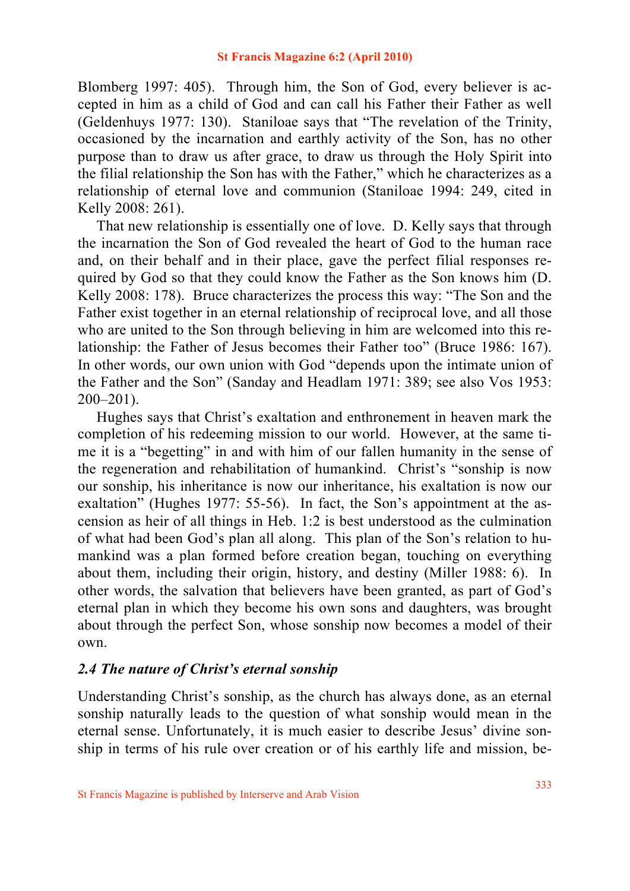Blomberg 1997: 405). Through him, the Son of God, every believer is accepted in him as a child of God and can call his Father their Father as well (Geldenhuys 1977: 130). Staniloae says that "The revelation of the Trinity, occasioned by the incarnation and earthly activity of the Son, has no other purpose than to draw us after grace, to draw us through the Holy Spirit into the filial relationship the Son has with the Father," which he characterizes as a relationship of eternal love and communion (Staniloae 1994: 249, cited in Kelly 2008: 261).

That new relationship is essentially one of love. D. Kelly says that through the incarnation the Son of God revealed the heart of God to the human race and, on their behalf and in their place, gave the perfect filial responses required by God so that they could know the Father as the Son knows him (D. Kelly 2008: 178). Bruce characterizes the process this way: "The Son and the Father exist together in an eternal relationship of reciprocal love, and all those who are united to the Son through believing in him are welcomed into this relationship: the Father of Jesus becomes their Father too" (Bruce 1986: 167). In other words, our own union with God "depends upon the intimate union of the Father and the Son" (Sanday and Headlam 1971: 389; see also Vos 1953: 200–201).

Hughes says that Christ's exaltation and enthronement in heaven mark the completion of his redeeming mission to our world. However, at the same time it is a "begetting" in and with him of our fallen humanity in the sense of the regeneration and rehabilitation of humankind. Christ's "sonship is now our sonship, his inheritance is now our inheritance, his exaltation is now our exaltation" (Hughes 1977: 55-56). In fact, the Son's appointment at the ascension as heir of all things in Heb. 1:2 is best understood as the culmination of what had been God's plan all along. This plan of the Son's relation to humankind was a plan formed before creation began, touching on everything about them, including their origin, history, and destiny (Miller 1988: 6). In other words, the salvation that believers have been granted, as part of God's eternal plan in which they become his own sons and daughters, was brought about through the perfect Son, whose sonship now becomes a model of their own.

### *2.4 The nature of Christ's eternal sonship*

Understanding Christ's sonship, as the church has always done, as an eternal sonship naturally leads to the question of what sonship would mean in the eternal sense. Unfortunately, it is much easier to describe Jesus' divine sonship in terms of his rule over creation or of his earthly life and mission, be-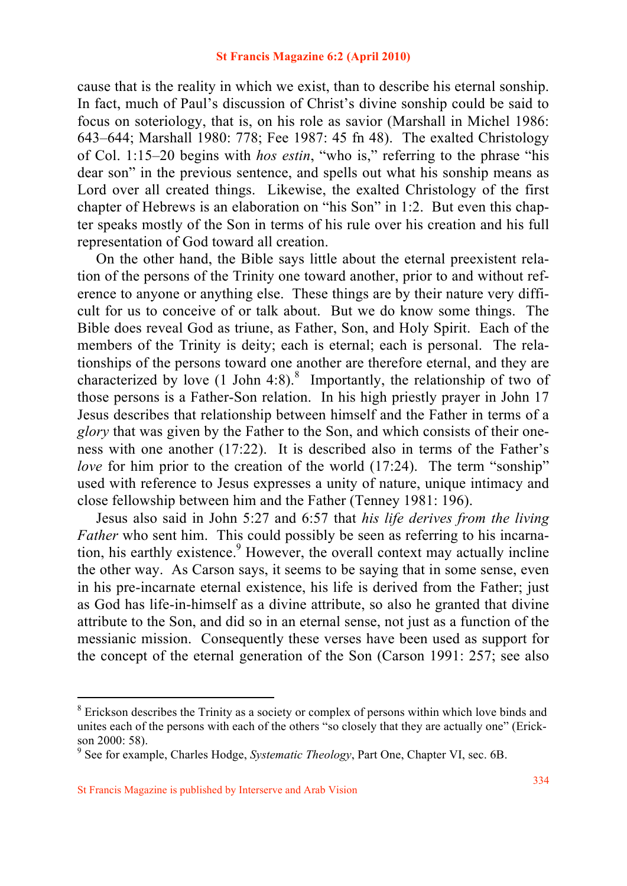cause that is the reality in which we exist, than to describe his eternal sonship. In fact, much of Paul's discussion of Christ's divine sonship could be said to focus on soteriology, that is, on his role as savior (Marshall in Michel 1986: 643–644; Marshall 1980: 778; Fee 1987: 45 fn 48). The exalted Christology of Col. 1:15–20 begins with *hos estin*, "who is," referring to the phrase "his dear son" in the previous sentence, and spells out what his sonship means as Lord over all created things. Likewise, the exalted Christology of the first chapter of Hebrews is an elaboration on "his Son" in 1:2. But even this chapter speaks mostly of the Son in terms of his rule over his creation and his full representation of God toward all creation.

On the other hand, the Bible says little about the eternal preexistent relation of the persons of the Trinity one toward another, prior to and without reference to anyone or anything else. These things are by their nature very difficult for us to conceive of or talk about. But we do know some things. The Bible does reveal God as triune, as Father, Son, and Holy Spirit. Each of the members of the Trinity is deity; each is eternal; each is personal. The relationships of the persons toward one another are therefore eternal, and they are characterized by love (1 John 4:8).[8] Importantly, the relationship of two of those persons is a Father-Son relation. In his high priestly prayer in John 17 Jesus describes that relationship between himself and the Father in terms of a *glory* that was given by the Father to the Son, and which consists of their oneness with one another (17:22). It is described also in terms of the Father's *love* for him prior to the creation of the world (17:24). The term "sonship" used with reference to Jesus expresses a unity of nature, unique intimacy and close fellowship between him and the Father (Tenney 1981: 196).

Jesus also said in John 5:27 and 6:57 that *his life derives from the living Father* who sent him. This could possibly be seen as referring to his incarnation, his earthly existence.[9] However, the overall context may actually incline the other way. As Carson says, it seems to be saying that in some sense, even in his pre-incarnate eternal existence, his life is derived from the Father; just as God has life-in-himself as a divine attribute, so also he granted that divine attribute to the Son, and did so in an eternal sense, not just as a function of the messianic mission. Consequently these verses have been used as support for the concept of the eternal generation of the Son (Carson 1991: 257; see also

---

[8] Erickson describes the Trinity as a society or complex of persons within which love binds and unites each of the persons with each of the others "so closely that they are actually one" (Erickson 2000: 58).

[9] See for example, Charles Hodge, *Systematic Theology*, Part One, Chapter VI, sec. 6B.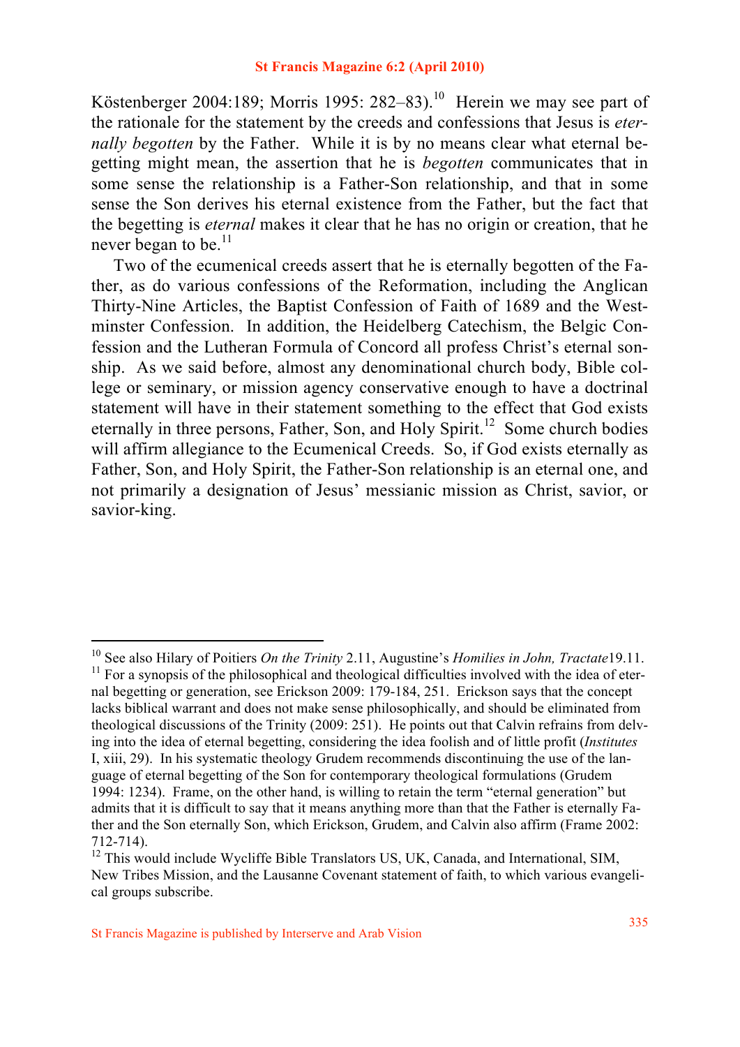Köstenberger 2004:189; Morris 1995: 282–83).[10] Herein we may see part of the rationale for the statement by the creeds and confessions that Jesus is *eternally begotten* by the Father. While it is by no means clear what eternal begetting might mean, the assertion that he is *begotten* communicates that in some sense the relationship is a Father-Son relationship, and that in some sense the Son derives his eternal existence from the Father, but the fact that the begetting is *eternal* makes it clear that he has no origin or creation, that he never began to be.[11]

Two of the ecumenical creeds assert that he is eternally begotten of the Father, as do various confessions of the Reformation, including the Anglican Thirty-Nine Articles, the Baptist Confession of Faith of 1689 and the Westminster Confession. In addition, the Heidelberg Catechism, the Belgic Confession and the Lutheran Formula of Concord all profess Christ's eternal sonship. As we said before, almost any denominational church body, Bible college or seminary, or mission agency conservative enough to have a doctrinal statement will have in their statement something to the effect that God exists eternally in three persons, Father, Son, and Holy Spirit.[12] Some church bodies will affirm allegiance to the Ecumenical Creeds. So, if God exists eternally as Father, Son, and Holy Spirit, the Father-Son relationship is an eternal one, and not primarily a designation of Jesus' messianic mission as Christ, savior, or savior-king.

---

[10] See also Hilary of Poitiers *On the Trinity* 2.11, Augustine's *Homilies in John, Tractate*19.11.

[11] For a synopsis of the philosophical and theological difficulties involved with the idea of eternal begetting or generation, see Erickson 2009: 179-184, 251. Erickson says that the concept lacks biblical warrant and does not make sense philosophically, and should be eliminated from theological discussions of the Trinity (2009: 251). He points out that Calvin refrains from delving into the idea of eternal begetting, considering the idea foolish and of little profit (*Institutes* I, xiii, 29). In his systematic theology Grudem recommends discontinuing the use of the language of eternal begetting of the Son for contemporary theological formulations (Grudem 1994: 1234). Frame, on the other hand, is willing to retain the term "eternal generation" but admits that it is difficult to say that it means anything more than that the Father is eternally Father and the Son eternally Son, which Erickson, Grudem, and Calvin also affirm (Frame 2002: 712-714).

[12] This would include Wycliffe Bible Translators US, UK, Canada, and International, SIM, New Tribes Mission, and the Lausanne Covenant statement of faith, to which various evangelical groups subscribe.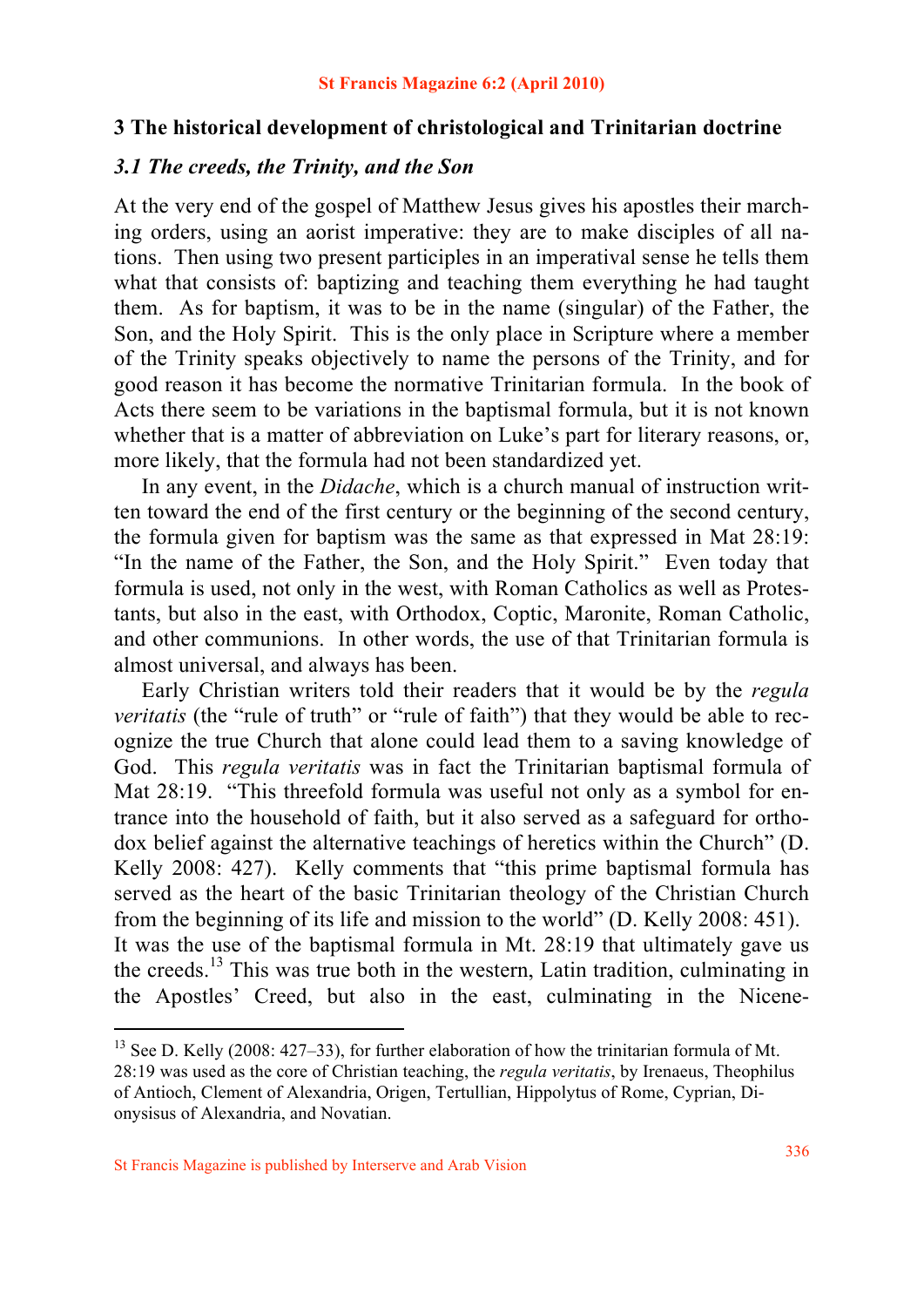## 3 The historical development of christological and Trinitarian doctrine

### *3.1 The creeds, the Trinity, and the Son*

At the very end of the gospel of Matthew Jesus gives his apostles their marching orders, using an aorist imperative: they are to make disciples of all nations. Then using two present participles in an imperatival sense he tells them what that consists of: baptizing and teaching them everything he had taught them. As for baptism, it was to be in the name (singular) of the Father, the Son, and the Holy Spirit. This is the only place in Scripture where a member of the Trinity speaks objectively to name the persons of the Trinity, and for good reason it has become the normative Trinitarian formula. In the book of Acts there seem to be variations in the baptismal formula, but it is not known whether that is a matter of abbreviation on Luke's part for literary reasons, or, more likely, that the formula had not been standardized yet.

In any event, in the *Didache*, which is a church manual of instruction written toward the end of the first century or the beginning of the second century, the formula given for baptism was the same as that expressed in Mat 28:19: "In the name of the Father, the Son, and the Holy Spirit." Even today that formula is used, not only in the west, with Roman Catholics as well as Protestants, but also in the east, with Orthodox, Coptic, Maronite, Roman Catholic, and other communions. In other words, the use of that Trinitarian formula is almost universal, and always has been.

Early Christian writers told their readers that it would be by the *regula veritatis* (the "rule of truth" or "rule of faith") that they would be able to recognize the true Church that alone could lead them to a saving knowledge of God. This *regula veritatis* was in fact the Trinitarian baptismal formula of Mat 28:19. "This threefold formula was useful not only as a symbol for entrance into the household of faith, but it also served as a safeguard for orthodox belief against the alternative teachings of heretics within the Church" (D. Kelly 2008: 427). Kelly comments that "this prime baptismal formula has served as the heart of the basic Trinitarian theology of the Christian Church from the beginning of its life and mission to the world" (D. Kelly 2008: 451). It was the use of the baptismal formula in Mt. 28:19 that ultimately gave us the creeds.[13] This was true both in the western, Latin tradition, culminating in the Apostles' Creed, but also in the east, culminating in the Nicene-

[13] See D. Kelly (2008: 427–33), for further elaboration of how the trinitarian formula of Mt. 28:19 was used as the core of Christian teaching, the *regula veritatis*, by Irenaeus, Theophilus of Antioch, Clement of Alexandria, Origen, Tertullian, Hippolytus of Rome, Cyprian, Dionysisus of Alexandria, and Novatian.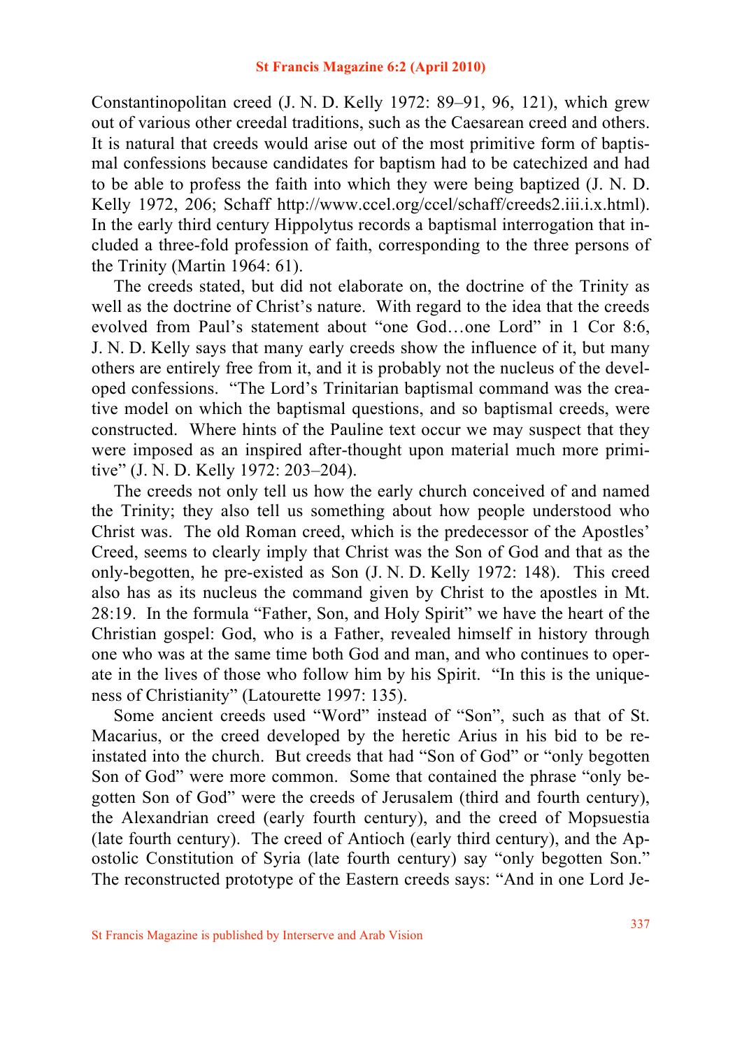Constantinopolitan creed (J. N. D. Kelly 1972: 89–91, 96, 121), which grew out of various other creedal traditions, such as the Caesarean creed and others. It is natural that creeds would arise out of the most primitive form of baptismal confessions because candidates for baptism had to be catechized and had to be able to profess the faith into which they were being baptized (J. N. D. Kelly 1972, 206; Schaff http://www.ccel.org/ccel/schaff/creeds2.iii.i.x.html). In the early third century Hippolytus records a baptismal interrogation that included a three-fold profession of faith, corresponding to the three persons of the Trinity (Martin 1964: 61).

The creeds stated, but did not elaborate on, the doctrine of the Trinity as well as the doctrine of Christ's nature. With regard to the idea that the creeds evolved from Paul's statement about "one God…one Lord" in 1 Cor 8:6, J. N. D. Kelly says that many early creeds show the influence of it, but many others are entirely free from it, and it is probably not the nucleus of the developed confessions. "The Lord's Trinitarian baptismal command was the creative model on which the baptismal questions, and so baptismal creeds, were constructed. Where hints of the Pauline text occur we may suspect that they were imposed as an inspired after-thought upon material much more primitive" (J. N. D. Kelly 1972: 203–204).

The creeds not only tell us how the early church conceived of and named the Trinity; they also tell us something about how people understood who Christ was. The old Roman creed, which is the predecessor of the Apostles' Creed, seems to clearly imply that Christ was the Son of God and that as the only-begotten, he pre-existed as Son (J. N. D. Kelly 1972: 148). This creed also has as its nucleus the command given by Christ to the apostles in Mt. 28:19. In the formula "Father, Son, and Holy Spirit" we have the heart of the Christian gospel: God, who is a Father, revealed himself in history through one who was at the same time both God and man, and who continues to operate in the lives of those who follow him by his Spirit. "In this is the uniqueness of Christianity" (Latourette 1997: 135).

Some ancient creeds used "Word" instead of "Son", such as that of St. Macarius, or the creed developed by the heretic Arius in his bid to be reinstated into the church. But creeds that had "Son of God" or "only begotten Son of God" were more common. Some that contained the phrase "only begotten Son of God" were the creeds of Jerusalem (third and fourth century), the Alexandrian creed (early fourth century), and the creed of Mopsuestia (late fourth century). The creed of Antioch (early third century), and the Apostolic Constitution of Syria (late fourth century) say "only begotten Son." The reconstructed prototype of the Eastern creeds says: "And in one Lord Je-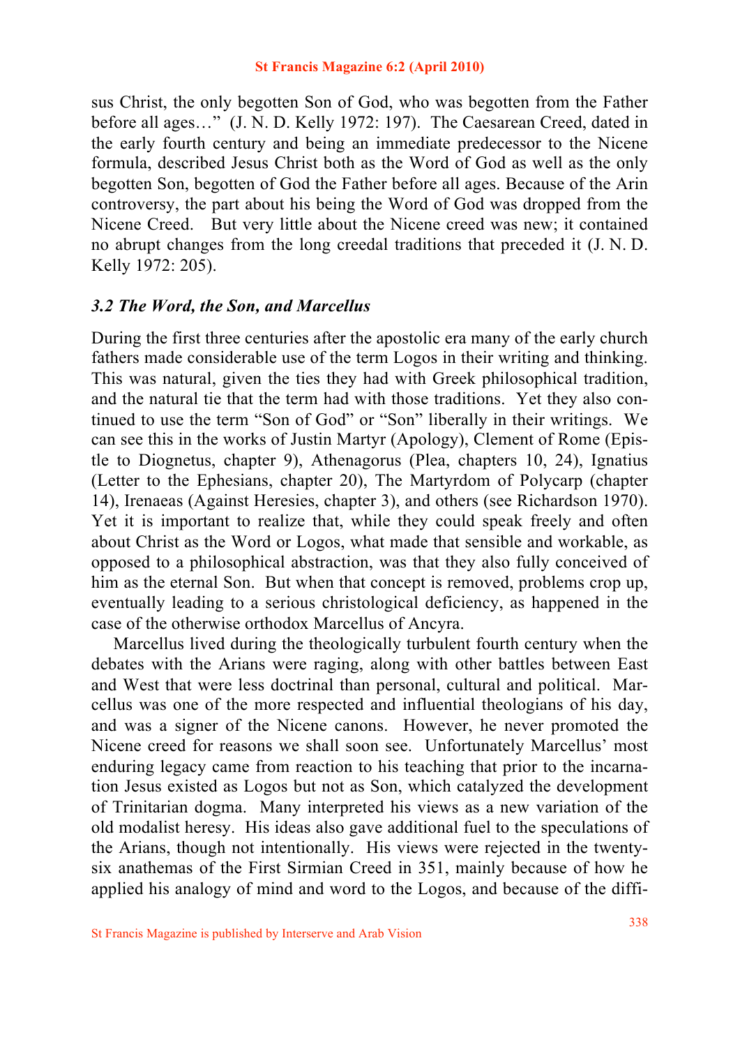sus Christ, the only begotten Son of God, who was begotten from the Father before all ages…" (J. N. D. Kelly 1972: 197). The Caesarean Creed, dated in the early fourth century and being an immediate predecessor to the Nicene formula, described Jesus Christ both as the Word of God as well as the only begotten Son, begotten of God the Father before all ages. Because of the Arin controversy, the part about his being the Word of God was dropped from the Nicene Creed. But very little about the Nicene creed was new; it contained no abrupt changes from the long creedal traditions that preceded it (J. N. D. Kelly 1972: 205).

### *3.2 The Word, the Son, and Marcellus*

During the first three centuries after the apostolic era many of the early church fathers made considerable use of the term Logos in their writing and thinking. This was natural, given the ties they had with Greek philosophical tradition, and the natural tie that the term had with those traditions. Yet they also continued to use the term "Son of God" or "Son" liberally in their writings. We can see this in the works of Justin Martyr (Apology), Clement of Rome (Epistle to Diognetus, chapter 9), Athenagorus (Plea, chapters 10, 24), Ignatius (Letter to the Ephesians, chapter 20), The Martyrdom of Polycarp (chapter 14), Irenaeas (Against Heresies, chapter 3), and others (see Richardson 1970). Yet it is important to realize that, while they could speak freely and often about Christ as the Word or Logos, what made that sensible and workable, as opposed to a philosophical abstraction, was that they also fully conceived of him as the eternal Son. But when that concept is removed, problems crop up, eventually leading to a serious christological deficiency, as happened in the case of the otherwise orthodox Marcellus of Ancyra.

Marcellus lived during the theologically turbulent fourth century when the debates with the Arians were raging, along with other battles between East and West that were less doctrinal than personal, cultural and political. Marcellus was one of the more respected and influential theologians of his day, and was a signer of the Nicene canons. However, he never promoted the Nicene creed for reasons we shall soon see. Unfortunately Marcellus' most enduring legacy came from reaction to his teaching that prior to the incarnation Jesus existed as Logos but not as Son, which catalyzed the development of Trinitarian dogma. Many interpreted his views as a new variation of the old modalist heresy. His ideas also gave additional fuel to the speculations of the Arians, though not intentionally. His views were rejected in the twenty-six anathemas of the First Sirmian Creed in 351, mainly because of how he applied his analogy of mind and word to the Logos, and because of the diffi-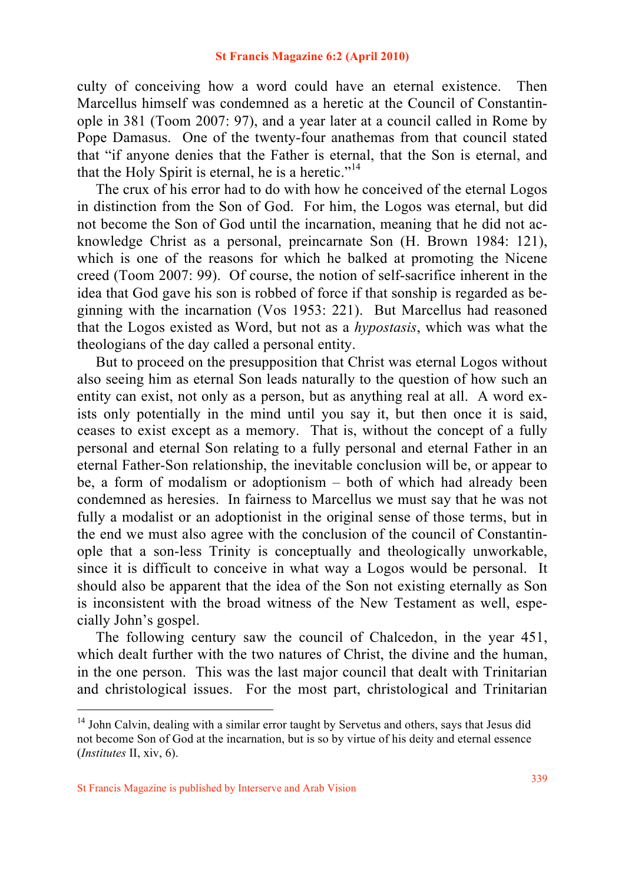culty of conceiving how a word could have an eternal existence. Then Marcellus himself was condemned as a heretic at the Council of Constantinople in 381 (Toom 2007: 97), and a year later at a council called in Rome by Pope Damasus. One of the twenty-four anathemas from that council stated that "if anyone denies that the Father is eternal, that the Son is eternal, and that the Holy Spirit is eternal, he is a heretic."[14]

The crux of his error had to do with how he conceived of the eternal Logos in distinction from the Son of God. For him, the Logos was eternal, but did not become the Son of God until the incarnation, meaning that he did not acknowledge Christ as a personal, preincarnate Son (H. Brown 1984: 121), which is one of the reasons for which he balked at promoting the Nicene creed (Toom 2007: 99). Of course, the notion of self-sacrifice inherent in the idea that God gave his son is robbed of force if that sonship is regarded as beginning with the incarnation (Vos 1953: 221). But Marcellus had reasoned that the Logos existed as Word, but not as a *hypostasis*, which was what the theologians of the day called a personal entity.

But to proceed on the presupposition that Christ was eternal Logos without also seeing him as eternal Son leads naturally to the question of how such an entity can exist, not only as a person, but as anything real at all. A word exists only potentially in the mind until you say it, but then once it is said, ceases to exist except as a memory. That is, without the concept of a fully personal and eternal Son relating to a fully personal and eternal Father in an eternal Father-Son relationship, the inevitable conclusion will be, or appear to be, a form of modalism or adoptionism – both of which had already been condemned as heresies. In fairness to Marcellus we must say that he was not fully a modalist or an adoptionist in the original sense of those terms, but in the end we must also agree with the conclusion of the council of Constantinople that a son-less Trinity is conceptually and theologically unworkable, since it is difficult to conceive in what way a Logos would be personal. It should also be apparent that the idea of the Son not existing eternally as Son is inconsistent with the broad witness of the New Testament as well, especially John's gospel.

The following century saw the council of Chalcedon, in the year 451, which dealt further with the two natures of Christ, the divine and the human, in the one person. This was the last major council that dealt with Trinitarian and christological issues. For the most part, christological and Trinitarian

---

[14] John Calvin, dealing with a similar error taught by Servetus and others, says that Jesus did not become Son of God at the incarnation, but is so by virtue of his deity and eternal essence (*Institutes* II, xiv, 6).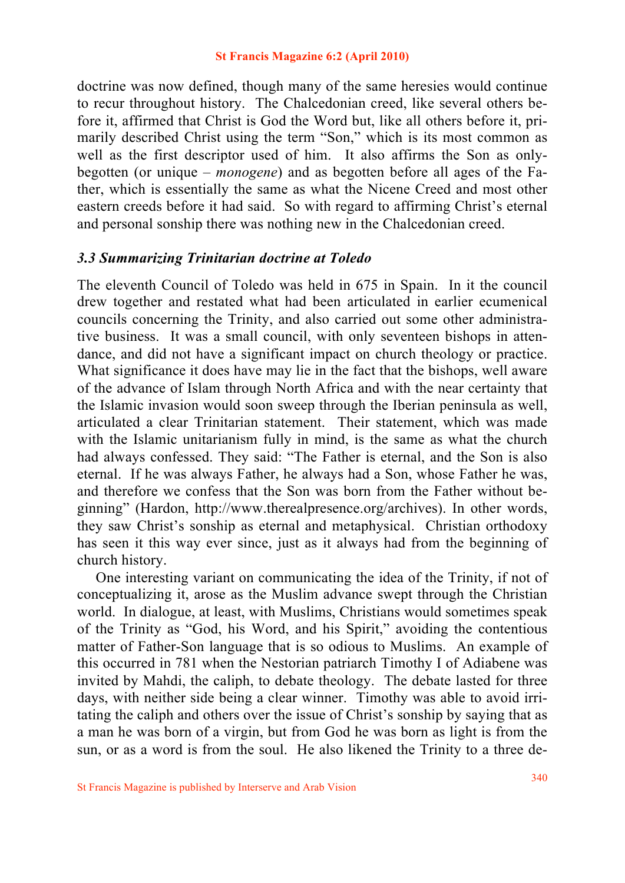doctrine was now defined, though many of the same heresies would continue to recur throughout history. The Chalcedonian creed, like several others before it, affirmed that Christ is God the Word but, like all others before it, primarily described Christ using the term "Son," which is its most common as well as the first descriptor used of him. It also affirms the Son as only-begotten (or unique – *monogene*) and as begotten before all ages of the Father, which is essentially the same as what the Nicene Creed and most other eastern creeds before it had said. So with regard to affirming Christ's eternal and personal sonship there was nothing new in the Chalcedonian creed.

### *3.3 Summarizing Trinitarian doctrine at Toledo*

The eleventh Council of Toledo was held in 675 in Spain. In it the council drew together and restated what had been articulated in earlier ecumenical councils concerning the Trinity, and also carried out some other administrative business. It was a small council, with only seventeen bishops in attendance, and did not have a significant impact on church theology or practice. What significance it does have may lie in the fact that the bishops, well aware of the advance of Islam through North Africa and with the near certainty that the Islamic invasion would soon sweep through the Iberian peninsula as well, articulated a clear Trinitarian statement. Their statement, which was made with the Islamic unitarianism fully in mind, is the same as what the church had always confessed. They said: "The Father is eternal, and the Son is also eternal. If he was always Father, he always had a Son, whose Father he was, and therefore we confess that the Son was born from the Father without beginning" (Hardon, http://www.therealpresence.org/archives). In other words, they saw Christ's sonship as eternal and metaphysical. Christian orthodoxy has seen it this way ever since, just as it always had from the beginning of church history.

One interesting variant on communicating the idea of the Trinity, if not of conceptualizing it, arose as the Muslim advance swept through the Christian world. In dialogue, at least, with Muslims, Christians would sometimes speak of the Trinity as "God, his Word, and his Spirit," avoiding the contentious matter of Father-Son language that is so odious to Muslims. An example of this occurred in 781 when the Nestorian patriarch Timothy I of Adiabene was invited by Mahdi, the caliph, to debate theology. The debate lasted for three days, with neither side being a clear winner. Timothy was able to avoid irritating the caliph and others over the issue of Christ's sonship by saying that as a man he was born of a virgin, but from God he was born as light is from the sun, or as a word is from the soul. He also likened the Trinity to a three de-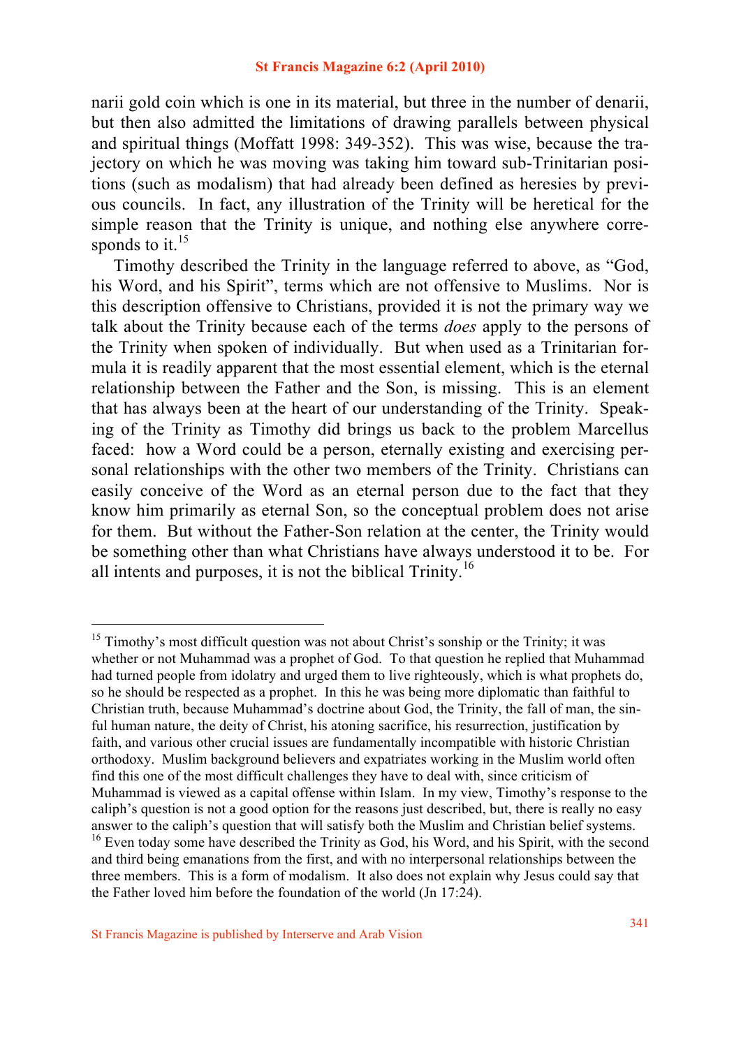narii gold coin which is one in its material, but three in the number of denarii, but then also admitted the limitations of drawing parallels between physical and spiritual things (Moffatt 1998: 349-352). This was wise, because the trajectory on which he was moving was taking him toward sub-Trinitarian positions (such as modalism) that had already been defined as heresies by previous councils. In fact, any illustration of the Trinity will be heretical for the simple reason that the Trinity is unique, and nothing else anywhere corresponds to it.[15]

Timothy described the Trinity in the language referred to above, as "God, his Word, and his Spirit", terms which are not offensive to Muslims. Nor is this description offensive to Christians, provided it is not the primary way we talk about the Trinity because each of the terms *does* apply to the persons of the Trinity when spoken of individually. But when used as a Trinitarian formula it is readily apparent that the most essential element, which is the eternal relationship between the Father and the Son, is missing. This is an element that has always been at the heart of our understanding of the Trinity. Speaking of the Trinity as Timothy did brings us back to the problem Marcellus faced: how a Word could be a person, eternally existing and exercising personal relationships with the other two members of the Trinity. Christians can easily conceive of the Word as an eternal person due to the fact that they know him primarily as eternal Son, so the conceptual problem does not arise for them. But without the Father-Son relation at the center, the Trinity would be something other than what Christians have always understood it to be. For all intents and purposes, it is not the biblical Trinity.[16]

---

[15] Timothy's most difficult question was not about Christ's sonship or the Trinity; it was whether or not Muhammad was a prophet of God. To that question he replied that Muhammad had turned people from idolatry and urged them to live righteously, which is what prophets do, so he should be respected as a prophet. In this he was being more diplomatic than faithful to Christian truth, because Muhammad's doctrine about God, the Trinity, the fall of man, the sinful human nature, the deity of Christ, his atoning sacrifice, his resurrection, justification by faith, and various other crucial issues are fundamentally incompatible with historic Christian orthodoxy. Muslim background believers and expatriates working in the Muslim world often find this one of the most difficult challenges they have to deal with, since criticism of Muhammad is viewed as a capital offense within Islam. In my view, Timothy's response to the caliph's question is not a good option for the reasons just described, but, there is really no easy answer to the caliph's question that will satisfy both the Muslim and Christian belief systems.

[16] Even today some have described the Trinity as God, his Word, and his Spirit, with the second and third being emanations from the first, and with no interpersonal relationships between the three members. This is a form of modalism. It also does not explain why Jesus could say that the Father loved him before the foundation of the world (Jn 17:24).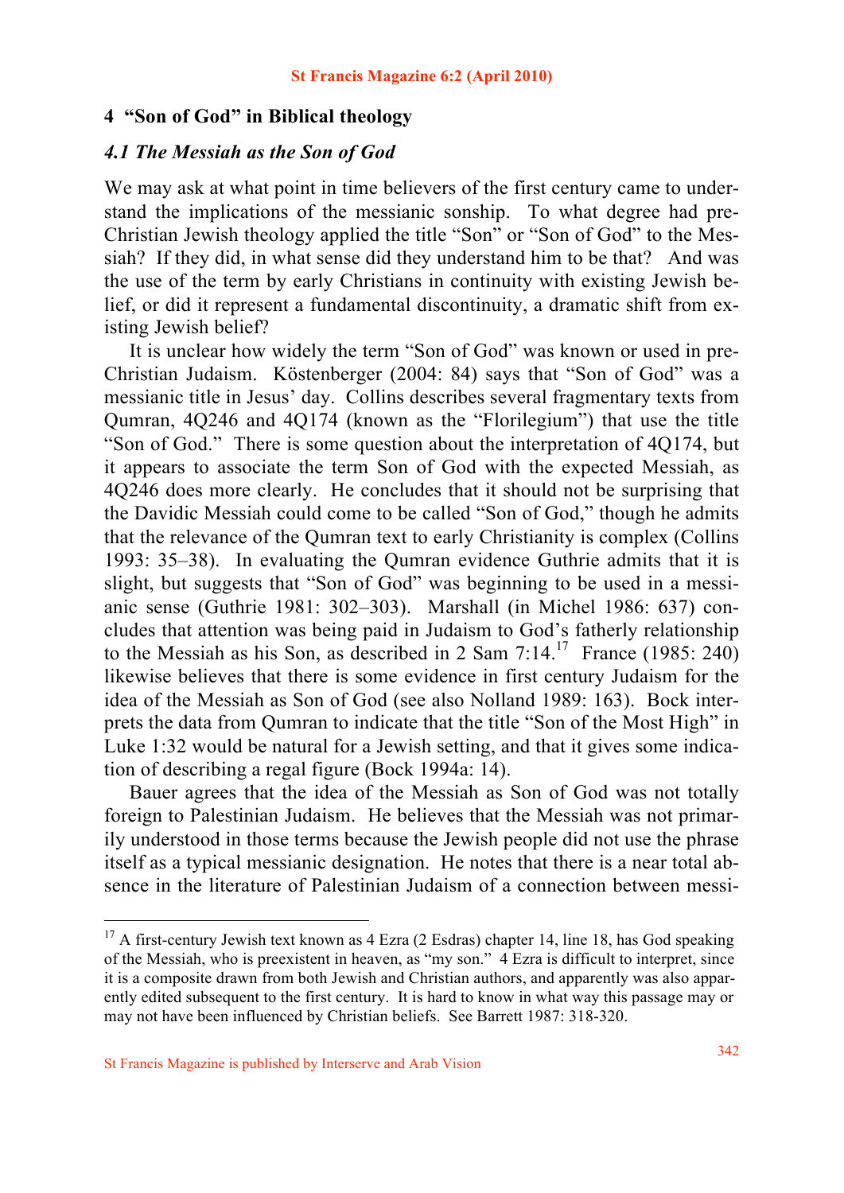## 4 "Son of God" in Biblical theology

### *4.1 The Messiah as the Son of God*

We may ask at what point in time believers of the first century came to understand the implications of the messianic sonship. To what degree had pre-Christian Jewish theology applied the title "Son" or "Son of God" to the Messiah? If they did, in what sense did they understand him to be that? And was the use of the term by early Christians in continuity with existing Jewish belief, or did it represent a fundamental discontinuity, a dramatic shift from existing Jewish belief?

It is unclear how widely the term "Son of God" was known or used in pre-Christian Judaism. Köstenberger (2004: 84) says that "Son of God" was a messianic title in Jesus' day. Collins describes several fragmentary texts from Qumran, 4Q246 and 4Q174 (known as the "Florilegium") that use the title "Son of God." There is some question about the interpretation of 4Q174, but it appears to associate the term Son of God with the expected Messiah, as 4Q246 does more clearly. He concludes that it should not be surprising that the Davidic Messiah could come to be called "Son of God," though he admits that the relevance of the Qumran text to early Christianity is complex (Collins 1993: 35–38). In evaluating the Qumran evidence Guthrie admits that it is slight, but suggests that "Son of God" was beginning to be used in a messianic sense (Guthrie 1981: 302–303). Marshall (in Michel 1986: 637) concludes that attention was being paid in Judaism to God's fatherly relationship to the Messiah as his Son, as described in 2 Sam 7:14.[17] France (1985: 240) likewise believes that there is some evidence in first century Judaism for the idea of the Messiah as Son of God (see also Nolland 1989: 163). Bock interprets the data from Qumran to indicate that the title "Son of the Most High" in Luke 1:32 would be natural for a Jewish setting, and that it gives some indication of describing a regal figure (Bock 1994a: 14).

Bauer agrees that the idea of the Messiah as Son of God was not totally foreign to Palestinian Judaism. He believes that the Messiah was not primarily understood in those terms because the Jewish people did not use the phrase itself as a typical messianic designation. He notes that there is a near total absence in the literature of Palestinian Judaism of a connection between messi-

---

[17] A first-century Jewish text known as 4 Ezra (2 Esdras) chapter 14, line 18, has God speaking of the Messiah, who is preexistent in heaven, as "my son." 4 Ezra is difficult to interpret, since it is a composite drawn from both Jewish and Christian authors, and apparently was also apparently edited subsequent to the first century. It is hard to know in what way this passage may or may not have been influenced by Christian beliefs. See Barrett 1987: 318-320.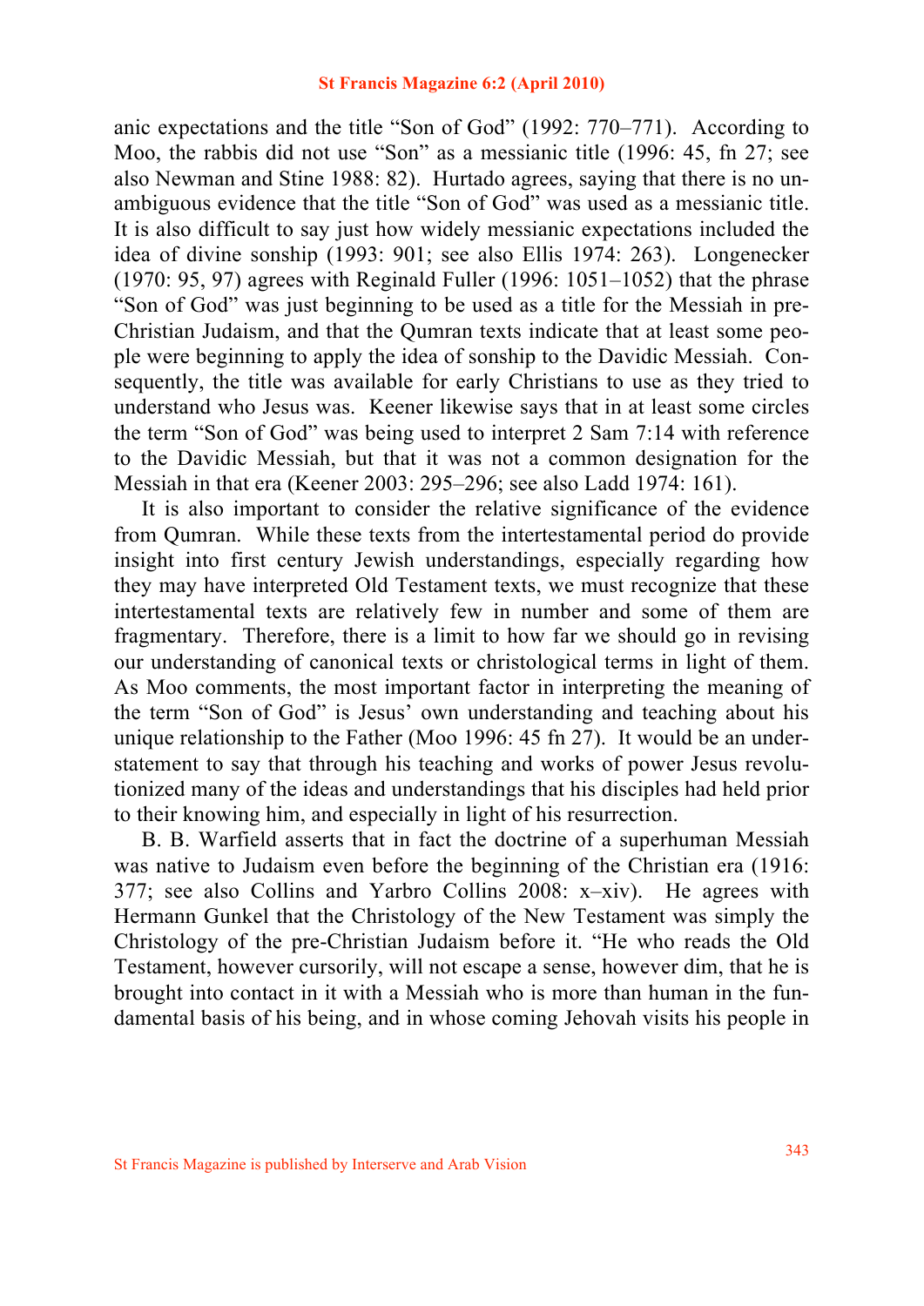anic expectations and the title "Son of God" (1992: 770–771). According to Moo, the rabbis did not use "Son" as a messianic title (1996: 45, fn 27; see also Newman and Stine 1988: 82). Hurtado agrees, saying that there is no unambiguous evidence that the title "Son of God" was used as a messianic title. It is also difficult to say just how widely messianic expectations included the idea of divine sonship (1993: 901; see also Ellis 1974: 263). Longenecker (1970: 95, 97) agrees with Reginald Fuller (1996: 1051–1052) that the phrase "Son of God" was just beginning to be used as a title for the Messiah in pre-Christian Judaism, and that the Qumran texts indicate that at least some people were beginning to apply the idea of sonship to the Davidic Messiah. Consequently, the title was available for early Christians to use as they tried to understand who Jesus was. Keener likewise says that in at least some circles the term "Son of God" was being used to interpret 2 Sam 7:14 with reference to the Davidic Messiah, but that it was not a common designation for the Messiah in that era (Keener 2003: 295–296; see also Ladd 1974: 161).

It is also important to consider the relative significance of the evidence from Qumran. While these texts from the intertestamental period do provide insight into first century Jewish understandings, especially regarding how they may have interpreted Old Testament texts, we must recognize that these intertestamental texts are relatively few in number and some of them are fragmentary. Therefore, there is a limit to how far we should go in revising our understanding of canonical texts or christological terms in light of them. As Moo comments, the most important factor in interpreting the meaning of the term "Son of God" is Jesus' own understanding and teaching about his unique relationship to the Father (Moo 1996: 45 fn 27). It would be an understatement to say that through his teaching and works of power Jesus revolutionized many of the ideas and understandings that his disciples had held prior to their knowing him, and especially in light of his resurrection.

B. B. Warfield asserts that in fact the doctrine of a superhuman Messiah was native to Judaism even before the beginning of the Christian era (1916: 377; see also Collins and Yarbro Collins 2008: x–xiv). He agrees with Hermann Gunkel that the Christology of the New Testament was simply the Christology of the pre-Christian Judaism before it. "He who reads the Old Testament, however cursorily, will not escape a sense, however dim, that he is brought into contact in it with a Messiah who is more than human in the fundamental basis of his being, and in whose coming Jehovah visits his people in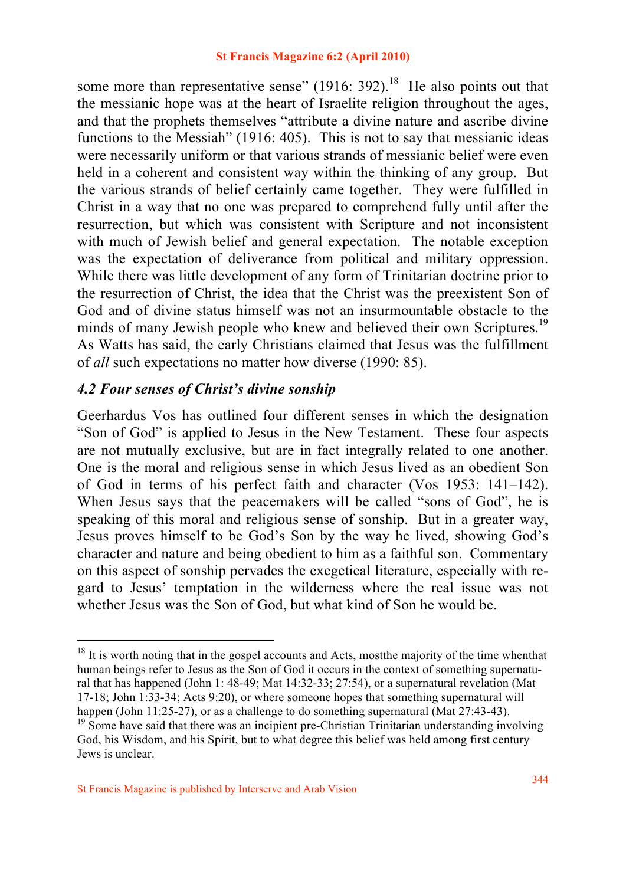some more than representative sense" (1916: 392).[18] He also points out that the messianic hope was at the heart of Israelite religion throughout the ages, and that the prophets themselves "attribute a divine nature and ascribe divine functions to the Messiah" (1916: 405). This is not to say that messianic ideas were necessarily uniform or that various strands of messianic belief were even held in a coherent and consistent way within the thinking of any group. But the various strands of belief certainly came together. They were fulfilled in Christ in a way that no one was prepared to comprehend fully until after the resurrection, but which was consistent with Scripture and not inconsistent with much of Jewish belief and general expectation. The notable exception was the expectation of deliverance from political and military oppression. While there was little development of any form of Trinitarian doctrine prior to the resurrection of Christ, the idea that the Christ was the preexistent Son of God and of divine status himself was not an insurmountable obstacle to the minds of many Jewish people who knew and believed their own Scriptures.[19] As Watts has said, the early Christians claimed that Jesus was the fulfillment of *all* such expectations no matter how diverse (1990: 85).

### *4.2 Four senses of Christ's divine sonship*

Geerhardus Vos has outlined four different senses in which the designation "Son of God" is applied to Jesus in the New Testament. These four aspects are not mutually exclusive, but are in fact integrally related to one another. One is the moral and religious sense in which Jesus lived as an obedient Son of God in terms of his perfect faith and character (Vos 1953: 141–142). When Jesus says that the peacemakers will be called "sons of God", he is speaking of this moral and religious sense of sonship. But in a greater way, Jesus proves himself to be God's Son by the way he lived, showing God's character and nature and being obedient to him as a faithful son. Commentary on this aspect of sonship pervades the exegetical literature, especially with regard to Jesus' temptation in the wilderness where the real issue was not whether Jesus was the Son of God, but what kind of Son he would be.

---

[18] It is worth noting that in the gospel accounts and Acts, mostthe majority of the time whenthat human beings refer to Jesus as the Son of God it occurs in the context of something supernatural that has happened (John 1: 48-49; Mat 14:32-33; 27:54), or a supernatural revelation (Mat 17-18; John 1:33-34; Acts 9:20), or where someone hopes that something supernatural will happen (John 11:25-27), or as a challenge to do something supernatural (Mat 27:43-43).

[19] Some have said that there was an incipient pre-Christian Trinitarian understanding involving God, his Wisdom, and his Spirit, but to what degree this belief was held among first century Jews is unclear.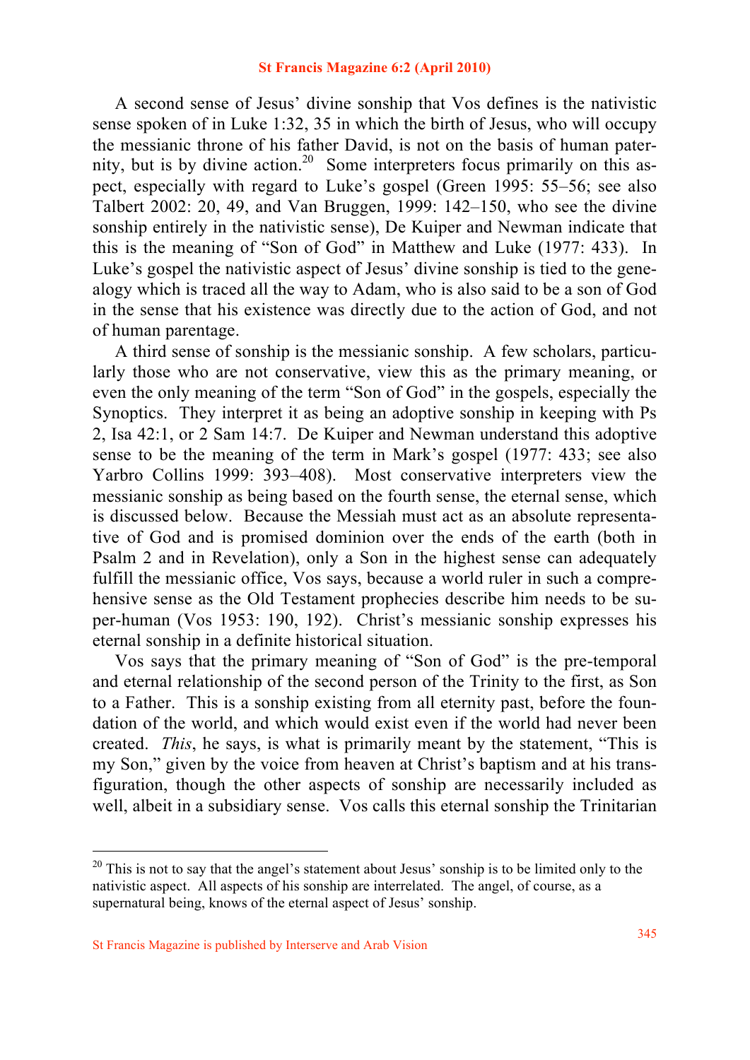A second sense of Jesus' divine sonship that Vos defines is the nativistic sense spoken of in Luke 1:32, 35 in which the birth of Jesus, who will occupy the messianic throne of his father David, is not on the basis of human paternity, but is by divine action.[20] Some interpreters focus primarily on this aspect, especially with regard to Luke's gospel (Green 1995: 55–56; see also Talbert 2002: 20, 49, and Van Bruggen, 1999: 142–150, who see the divine sonship entirely in the nativistic sense), De Kuiper and Newman indicate that this is the meaning of "Son of God" in Matthew and Luke (1977: 433). In Luke's gospel the nativistic aspect of Jesus' divine sonship is tied to the genealogy which is traced all the way to Adam, who is also said to be a son of God in the sense that his existence was directly due to the action of God, and not of human parentage.

A third sense of sonship is the messianic sonship. A few scholars, particularly those who are not conservative, view this as the primary meaning, or even the only meaning of the term "Son of God" in the gospels, especially the Synoptics. They interpret it as being an adoptive sonship in keeping with Ps 2, Isa 42:1, or 2 Sam 14:7. De Kuiper and Newman understand this adoptive sense to be the meaning of the term in Mark's gospel (1977: 433; see also Yarbro Collins 1999: 393–408). Most conservative interpreters view the messianic sonship as being based on the fourth sense, the eternal sense, which is discussed below. Because the Messiah must act as an absolute representative of God and is promised dominion over the ends of the earth (both in Psalm 2 and in Revelation), only a Son in the highest sense can adequately fulfill the messianic office, Vos says, because a world ruler in such a comprehensive sense as the Old Testament prophecies describe him needs to be super-human (Vos 1953: 190, 192). Christ's messianic sonship expresses his eternal sonship in a definite historical situation.

Vos says that the primary meaning of "Son of God" is the pre-temporal and eternal relationship of the second person of the Trinity to the first, as Son to a Father. This is a sonship existing from all eternity past, before the foundation of the world, and which would exist even if the world had never been created. *This*, he says, is what is primarily meant by the statement, "This is my Son," given by the voice from heaven at Christ's baptism and at his transfiguration, though the other aspects of sonship are necessarily included as well, albeit in a subsidiary sense. Vos calls this eternal sonship the Trinitarian

---

[20] This is not to say that the angel's statement about Jesus' sonship is to be limited only to the nativistic aspect. All aspects of his sonship are interrelated. The angel, of course, as a supernatural being, knows of the eternal aspect of Jesus' sonship.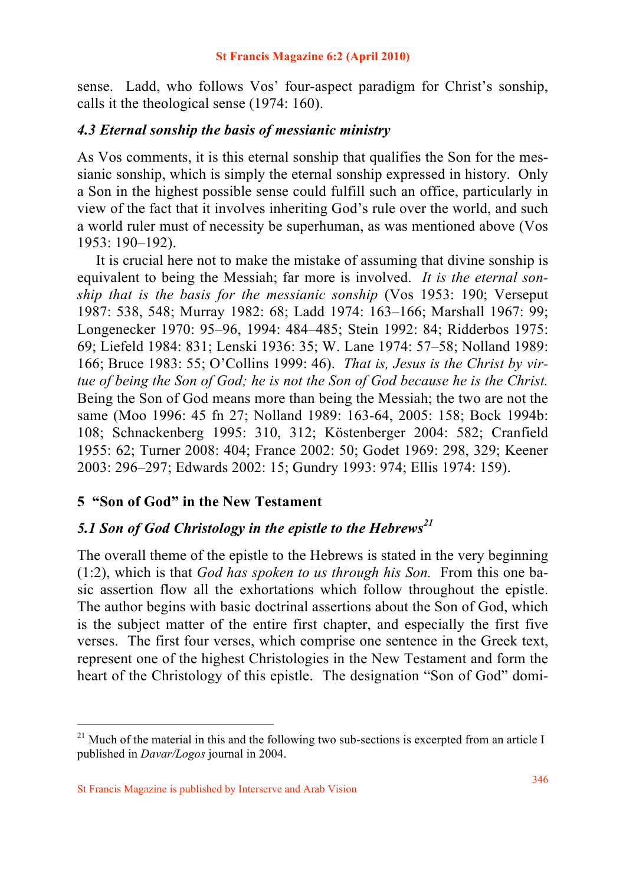sense. Ladd, who follows Vos' four-aspect paradigm for Christ's sonship, calls it the theological sense (1974: 160).

### *4.3 Eternal sonship the basis of messianic ministry*

As Vos comments, it is this eternal sonship that qualifies the Son for the messianic sonship, which is simply the eternal sonship expressed in history. Only a Son in the highest possible sense could fulfill such an office, particularly in view of the fact that it involves inheriting God's rule over the world, and such a world ruler must of necessity be superhuman, as was mentioned above (Vos 1953: 190–192).

It is crucial here not to make the mistake of assuming that divine sonship is equivalent to being the Messiah; far more is involved. *It is the eternal sonship that is the basis for the messianic sonship* (Vos 1953: 190; Verseput 1987: 538, 548; Murray 1982: 68; Ladd 1974: 163–166; Marshall 1967: 99; Longenecker 1970: 95–96, 1994: 484–485; Stein 1992: 84; Ridderbos 1975: 69; Liefeld 1984: 831; Lenski 1936: 35; W. Lane 1974: 57–58; Nolland 1989: 166; Bruce 1983: 55; O'Collins 1999: 46). *That is, Jesus is the Christ by virtue of being the Son of God; he is not the Son of God because he is the Christ.* Being the Son of God means more than being the Messiah; the two are not the same (Moo 1996: 45 fn 27; Nolland 1989: 163-64, 2005: 158; Bock 1994b: 108; Schnackenberg 1995: 310, 312; Köstenberger 2004: 582; Cranfield 1955: 62; Turner 2008: 404; France 2002: 50; Godet 1969: 298, 329; Keener 2003: 296–297; Edwards 2002: 15; Gundry 1993: 974; Ellis 1974: 159).

## 5 "Son of God" in the New Testament

### *5.1 Son of God Christology in the epistle to the Hebrews*[21]

The overall theme of the epistle to the Hebrews is stated in the very beginning (1:2), which is that *God has spoken to us through his Son.* From this one basic assertion flow all the exhortations which follow throughout the epistle. The author begins with basic doctrinal assertions about the Son of God, which is the subject matter of the entire first chapter, and especially the first five verses. The first four verses, which comprise one sentence in the Greek text, represent one of the highest Christologies in the New Testament and form the heart of the Christology of this epistle. The designation "Son of God" domi-

[21] Much of the material in this and the following two sub-sections is excerpted from an article I published in *Davar/Logos* journal in 2004.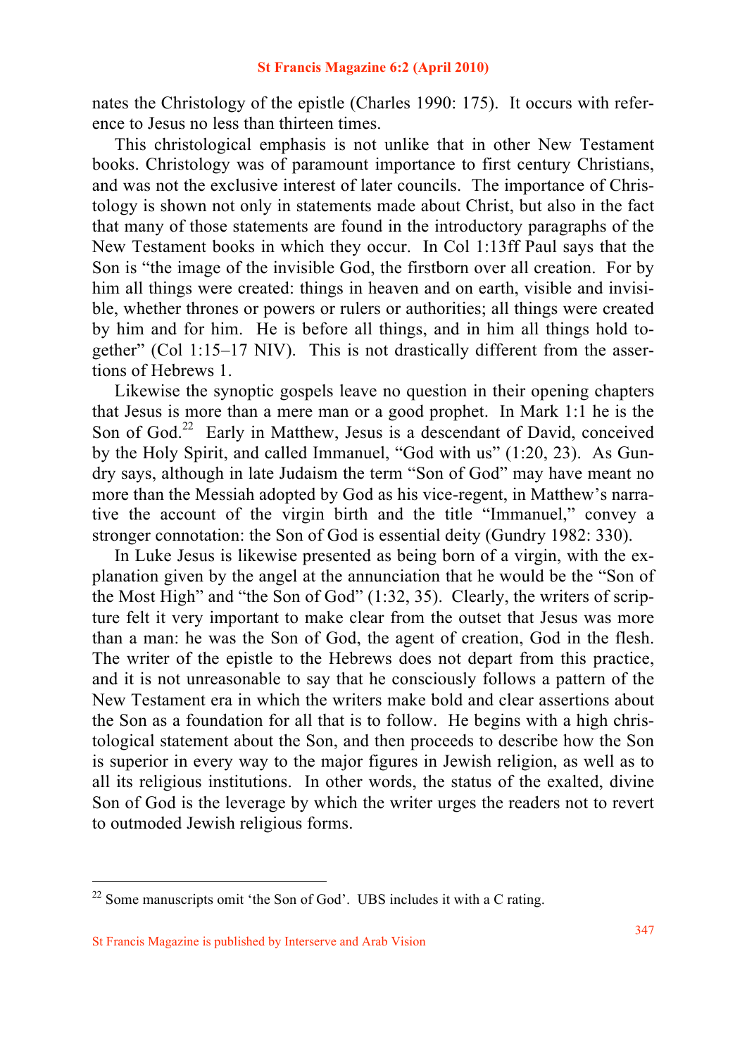nates the Christology of the epistle (Charles 1990: 175). It occurs with reference to Jesus no less than thirteen times.

This christological emphasis is not unlike that in other New Testament books. Christology was of paramount importance to first century Christians, and was not the exclusive interest of later councils. The importance of Christology is shown not only in statements made about Christ, but also in the fact that many of those statements are found in the introductory paragraphs of the New Testament books in which they occur. In Col 1:13ff Paul says that the Son is "the image of the invisible God, the firstborn over all creation. For by him all things were created: things in heaven and on earth, visible and invisible, whether thrones or powers or rulers or authorities; all things were created by him and for him. He is before all things, and in him all things hold together" (Col 1:15–17 NIV). This is not drastically different from the assertions of Hebrews 1.

Likewise the synoptic gospels leave no question in their opening chapters that Jesus is more than a mere man or a good prophet. In Mark 1:1 he is the Son of God.[22] Early in Matthew, Jesus is a descendant of David, conceived by the Holy Spirit, and called Immanuel, "God with us" (1:20, 23). As Gundry says, although in late Judaism the term "Son of God" may have meant no more than the Messiah adopted by God as his vice-regent, in Matthew's narrative the account of the virgin birth and the title "Immanuel," convey a stronger connotation: the Son of God is essential deity (Gundry 1982: 330).

In Luke Jesus is likewise presented as being born of a virgin, with the explanation given by the angel at the annunciation that he would be the "Son of the Most High" and "the Son of God" (1:32, 35). Clearly, the writers of scripture felt it very important to make clear from the outset that Jesus was more than a man: he was the Son of God, the agent of creation, God in the flesh. The writer of the epistle to the Hebrews does not depart from this practice, and it is not unreasonable to say that he consciously follows a pattern of the New Testament era in which the writers make bold and clear assertions about the Son as a foundation for all that is to follow. He begins with a high christological statement about the Son, and then proceeds to describe how the Son is superior in every way to the major figures in Jewish religion, as well as to all its religious institutions. In other words, the status of the exalted, divine Son of God is the leverage by which the writer urges the readers not to revert to outmoded Jewish religious forms.

---

[22] Some manuscripts omit 'the Son of God'. UBS includes it with a C rating.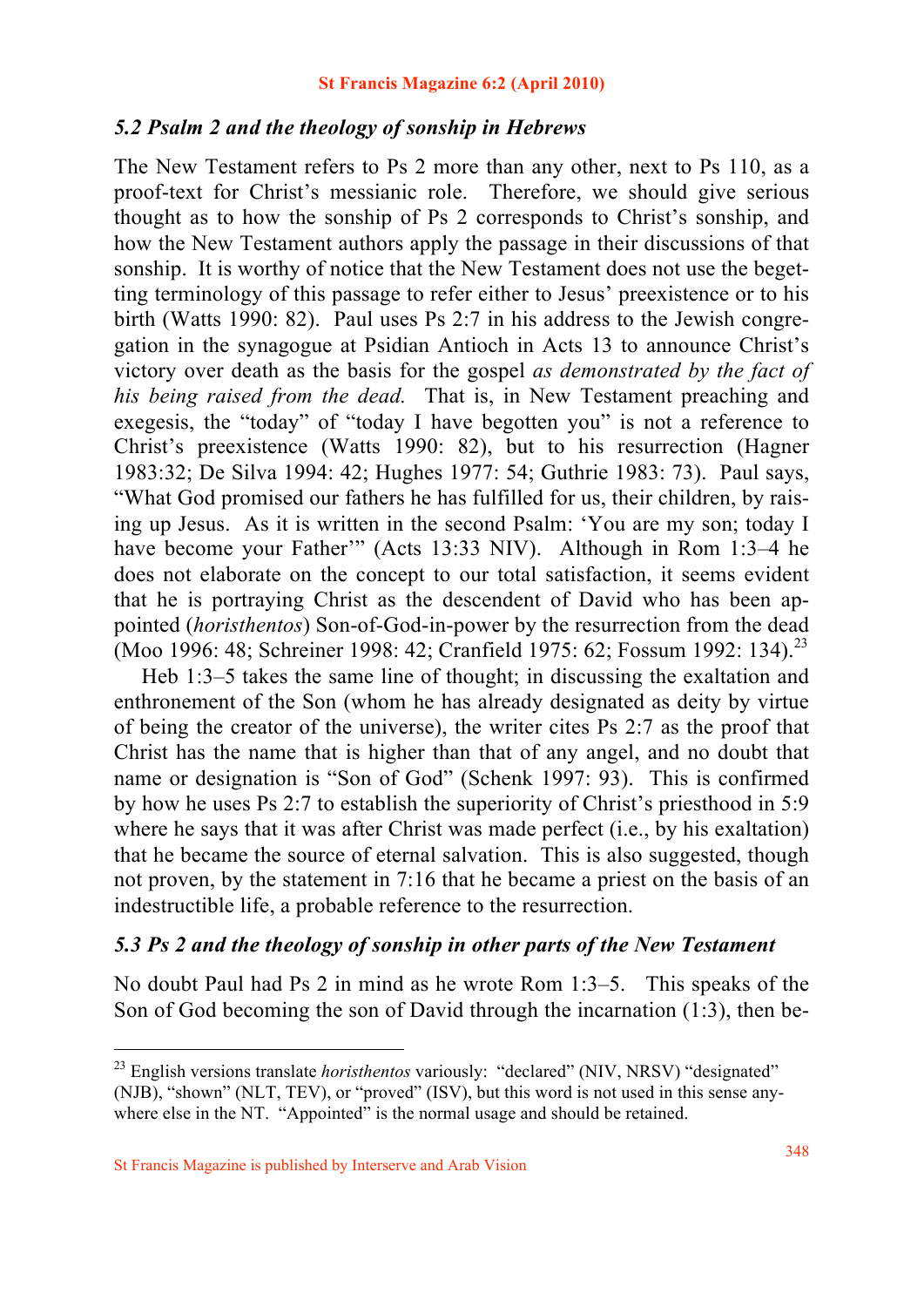### *5.2 Psalm 2 and the theology of sonship in Hebrews*

The New Testament refers to Ps 2 more than any other, next to Ps 110, as a proof-text for Christ's messianic role. Therefore, we should give serious thought as to how the sonship of Ps 2 corresponds to Christ's sonship, and how the New Testament authors apply the passage in their discussions of that sonship. It is worthy of notice that the New Testament does not use the begetting terminology of this passage to refer either to Jesus' preexistence or to his birth (Watts 1990: 82). Paul uses Ps 2:7 in his address to the Jewish congregation in the synagogue at Psidian Antioch in Acts 13 to announce Christ's victory over death as the basis for the gospel *as demonstrated by the fact of his being raised from the dead.* That is, in New Testament preaching and exegesis, the "today" of "today I have begotten you" is not a reference to Christ's preexistence (Watts 1990: 82), but to his resurrection (Hagner 1983:32; De Silva 1994: 42; Hughes 1977: 54; Guthrie 1983: 73). Paul says, "What God promised our fathers he has fulfilled for us, their children, by raising up Jesus. As it is written in the second Psalm: 'You are my son; today I have become your Father'" (Acts 13:33 NIV). Although in Rom 1:3–4 he does not elaborate on the concept to our total satisfaction, it seems evident that he is portraying Christ as the descendent of David who has been appointed (*horisthentos*) Son-of-God-in-power by the resurrection from the dead (Moo 1996: 48; Schreiner 1998: 42; Cranfield 1975: 62; Fossum 1992: 134).[23]

Heb 1:3–5 takes the same line of thought; in discussing the exaltation and enthronement of the Son (whom he has already designated as deity by virtue of being the creator of the universe), the writer cites Ps 2:7 as the proof that Christ has the name that is higher than that of any angel, and no doubt that name or designation is "Son of God" (Schenk 1997: 93). This is confirmed by how he uses Ps 2:7 to establish the superiority of Christ's priesthood in 5:9 where he says that it was after Christ was made perfect (i.e., by his exaltation) that he became the source of eternal salvation. This is also suggested, though not proven, by the statement in 7:16 that he became a priest on the basis of an indestructible life, a probable reference to the resurrection.

### *5.3 Ps 2 and the theology of sonship in other parts of the New Testament*

No doubt Paul had Ps 2 in mind as he wrote Rom 1:3–5. This speaks of the Son of God becoming the son of David through the incarnation (1:3), then be-

[23] English versions translate *horisthentos* variously: "declared" (NIV, NRSV) "designated" (NJB), "shown" (NLT, TEV), or "proved" (ISV), but this word is not used in this sense anywhere else in the NT. "Appointed" is the normal usage and should be retained.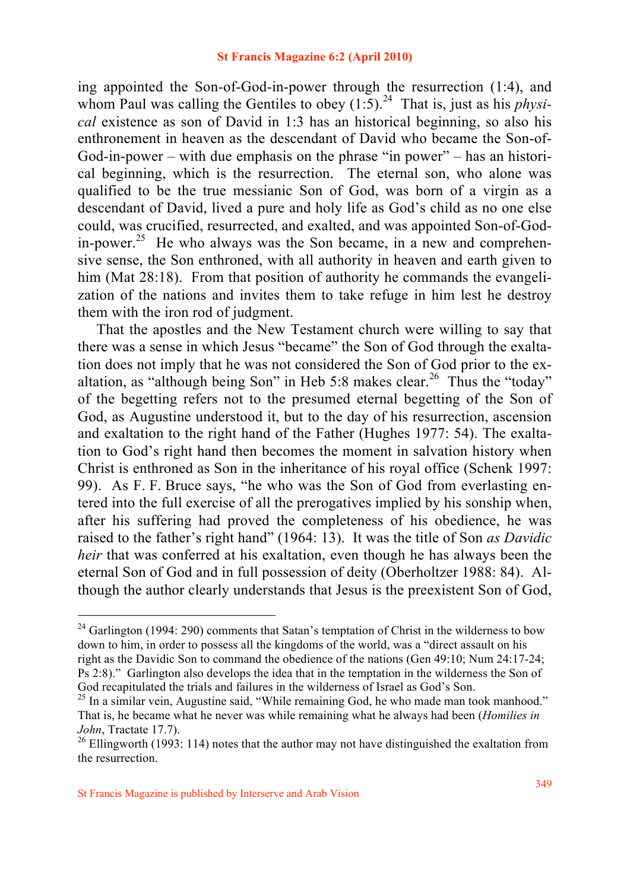ing appointed the Son-of-God-in-power through the resurrection (1:4), and whom Paul was calling the Gentiles to obey (1:5).[24] That is, just as his *physical* existence as son of David in 1:3 has an historical beginning, so also his enthronement in heaven as the descendant of David who became the Son-of-God-in-power – with due emphasis on the phrase "in power" – has an historical beginning, which is the resurrection. The eternal son, who alone was qualified to be the true messianic Son of God, was born of a virgin as a descendant of David, lived a pure and holy life as God's child as no one else could, was crucified, resurrected, and exalted, and was appointed Son-of-God-in-power.[25] He who always was the Son became, in a new and comprehensive sense, the Son enthroned, with all authority in heaven and earth given to him (Mat 28:18). From that position of authority he commands the evangelization of the nations and invites them to take refuge in him lest he destroy them with the iron rod of judgment.

That the apostles and the New Testament church were willing to say that there was a sense in which Jesus "became" the Son of God through the exaltation does not imply that he was not considered the Son of God prior to the exaltation, as "although being Son" in Heb 5:8 makes clear.[26] Thus the "today" of the begetting refers not to the presumed eternal begetting of the Son of God, as Augustine understood it, but to the day of his resurrection, ascension and exaltation to the right hand of the Father (Hughes 1977: 54). The exaltation to God's right hand then becomes the moment in salvation history when Christ is enthroned as Son in the inheritance of his royal office (Schenk 1997: 99). As F. F. Bruce says, "he who was the Son of God from everlasting entered into the full exercise of all the prerogatives implied by his sonship when, after his suffering had proved the completeness of his obedience, he was raised to the father's right hand" (1964: 13). It was the title of Son *as Davidic heir* that was conferred at his exaltation, even though he has always been the eternal Son of God and in full possession of deity (Oberholtzer 1988: 84). Although the author clearly understands that Jesus is the preexistent Son of God,

---

[24] Garlington (1994: 290) comments that Satan's temptation of Christ in the wilderness to bow down to him, in order to possess all the kingdoms of the world, was a "direct assault on his right as the Davidic Son to command the obedience of the nations (Gen 49:10; Num 24:17-24; Ps 2:8)." Garlington also develops the idea that in the temptation in the wilderness the Son of God recapitulated the trials and failures in the wilderness of Israel as God's Son.

[25] In a similar vein, Augustine said, "While remaining God, he who made man took manhood." That is, he became what he never was while remaining what he always had been (*Homilies in John*, Tractate 17.7).

[26] Ellingworth (1993: 114) notes that the author may not have distinguished the exaltation from the resurrection.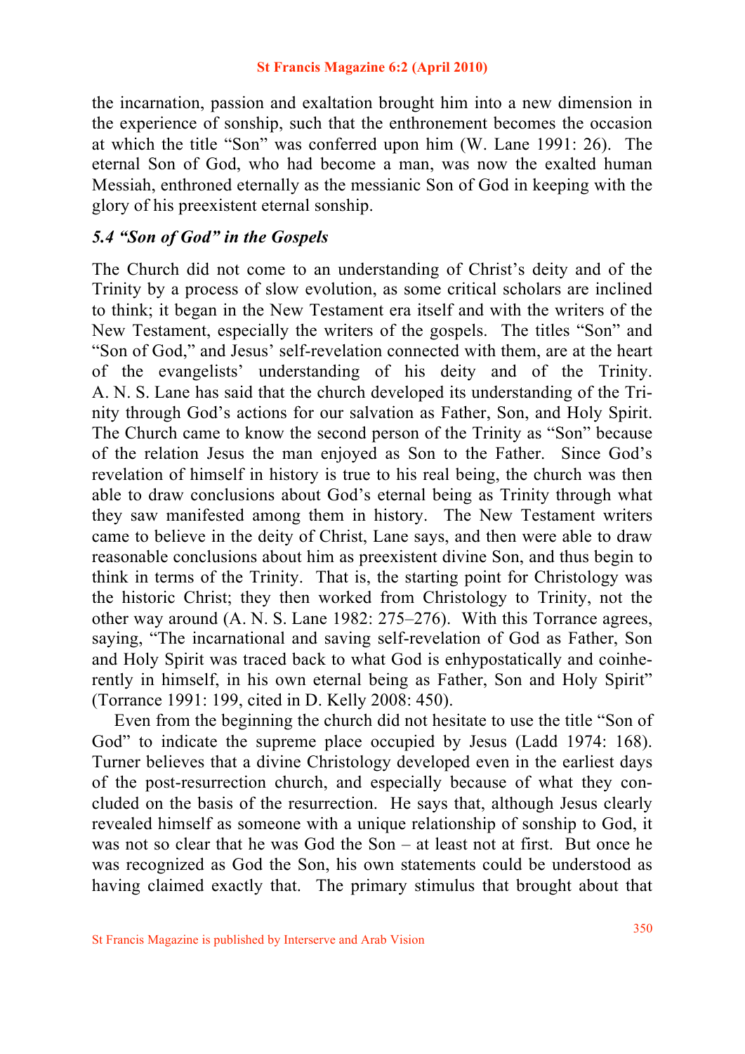the incarnation, passion and exaltation brought him into a new dimension in the experience of sonship, such that the enthronement becomes the occasion at which the title "Son" was conferred upon him (W. Lane 1991: 26). The eternal Son of God, who had become a man, was now the exalted human Messiah, enthroned eternally as the messianic Son of God in keeping with the glory of his preexistent eternal sonship.

### *5.4 "Son of God" in the Gospels*

The Church did not come to an understanding of Christ's deity and of the Trinity by a process of slow evolution, as some critical scholars are inclined to think; it began in the New Testament era itself and with the writers of the New Testament, especially the writers of the gospels. The titles "Son" and "Son of God," and Jesus' self-revelation connected with them, are at the heart of the evangelists' understanding of his deity and of the Trinity. A. N. S. Lane has said that the church developed its understanding of the Trinity through God's actions for our salvation as Father, Son, and Holy Spirit. The Church came to know the second person of the Trinity as "Son" because of the relation Jesus the man enjoyed as Son to the Father. Since God's revelation of himself in history is true to his real being, the church was then able to draw conclusions about God's eternal being as Trinity through what they saw manifested among them in history. The New Testament writers came to believe in the deity of Christ, Lane says, and then were able to draw reasonable conclusions about him as preexistent divine Son, and thus begin to think in terms of the Trinity. That is, the starting point for Christology was the historic Christ; they then worked from Christology to Trinity, not the other way around (A. N. S. Lane 1982: 275–276). With this Torrance agrees, saying, "The incarnational and saving self-revelation of God as Father, Son and Holy Spirit was traced back to what God is enhypostatically and coinherently in himself, in his own eternal being as Father, Son and Holy Spirit" (Torrance 1991: 199, cited in D. Kelly 2008: 450).

Even from the beginning the church did not hesitate to use the title "Son of God" to indicate the supreme place occupied by Jesus (Ladd 1974: 168). Turner believes that a divine Christology developed even in the earliest days of the post-resurrection church, and especially because of what they concluded on the basis of the resurrection. He says that, although Jesus clearly revealed himself as someone with a unique relationship of sonship to God, it was not so clear that he was God the Son – at least not at first. But once he was recognized as God the Son, his own statements could be understood as having claimed exactly that. The primary stimulus that brought about that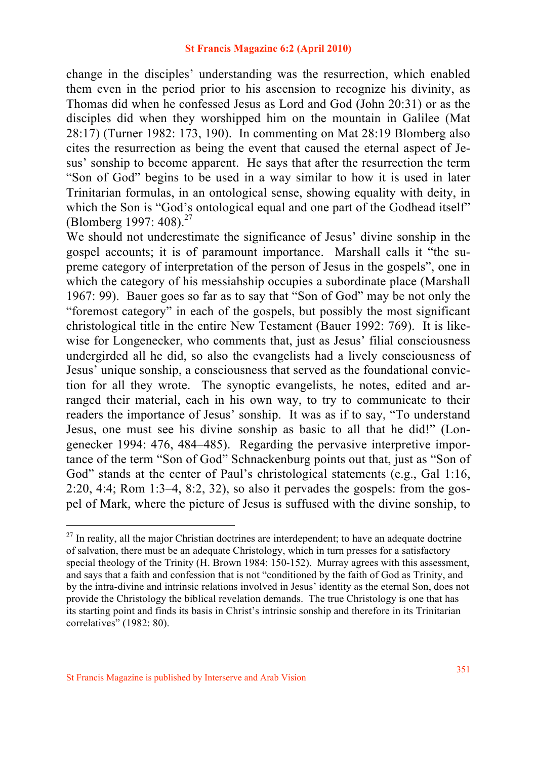change in the disciples' understanding was the resurrection, which enabled them even in the period prior to his ascension to recognize his divinity, as Thomas did when he confessed Jesus as Lord and God (John 20:31) or as the disciples did when they worshipped him on the mountain in Galilee (Mat 28:17) (Turner 1982: 173, 190). In commenting on Mat 28:19 Blomberg also cites the resurrection as being the event that caused the eternal aspect of Jesus' sonship to become apparent. He says that after the resurrection the term "Son of God" begins to be used in a way similar to how it is used in later Trinitarian formulas, in an ontological sense, showing equality with deity, in which the Son is "God's ontological equal and one part of the Godhead itself" (Blomberg 1997: 408).[27]

We should not underestimate the significance of Jesus' divine sonship in the gospel accounts; it is of paramount importance. Marshall calls it "the supreme category of interpretation of the person of Jesus in the gospels", one in which the category of his messiahship occupies a subordinate place (Marshall 1967: 99). Bauer goes so far as to say that "Son of God" may be not only the "foremost category" in each of the gospels, but possibly the most significant christological title in the entire New Testament (Bauer 1992: 769). It is likewise for Longenecker, who comments that, just as Jesus' filial consciousness undergirded all he did, so also the evangelists had a lively consciousness of Jesus' unique sonship, a consciousness that served as the foundational conviction for all they wrote. The synoptic evangelists, he notes, edited and arranged their material, each in his own way, to try to communicate to their readers the importance of Jesus' sonship. It was as if to say, "To understand Jesus, one must see his divine sonship as basic to all that he did!" (Longenecker 1994: 476, 484–485). Regarding the pervasive interpretive importance of the term "Son of God" Schnackenburg points out that, just as "Son of God" stands at the center of Paul's christological statements (e.g., Gal 1:16, 2:20, 4:4; Rom 1:3–4, 8:2, 32), so also it pervades the gospels: from the gospel of Mark, where the picture of Jesus is suffused with the divine sonship, to

---

[27] In reality, all the major Christian doctrines are interdependent; to have an adequate doctrine of salvation, there must be an adequate Christology, which in turn presses for a satisfactory special theology of the Trinity (H. Brown 1984: 150-152). Murray agrees with this assessment, and says that a faith and confession that is not "conditioned by the faith of God as Trinity, and by the intra-divine and intrinsic relations involved in Jesus' identity as the eternal Son, does not provide the Christology the biblical revelation demands. The true Christology is one that has its starting point and finds its basis in Christ's intrinsic sonship and therefore in its Trinitarian correlatives" (1982: 80).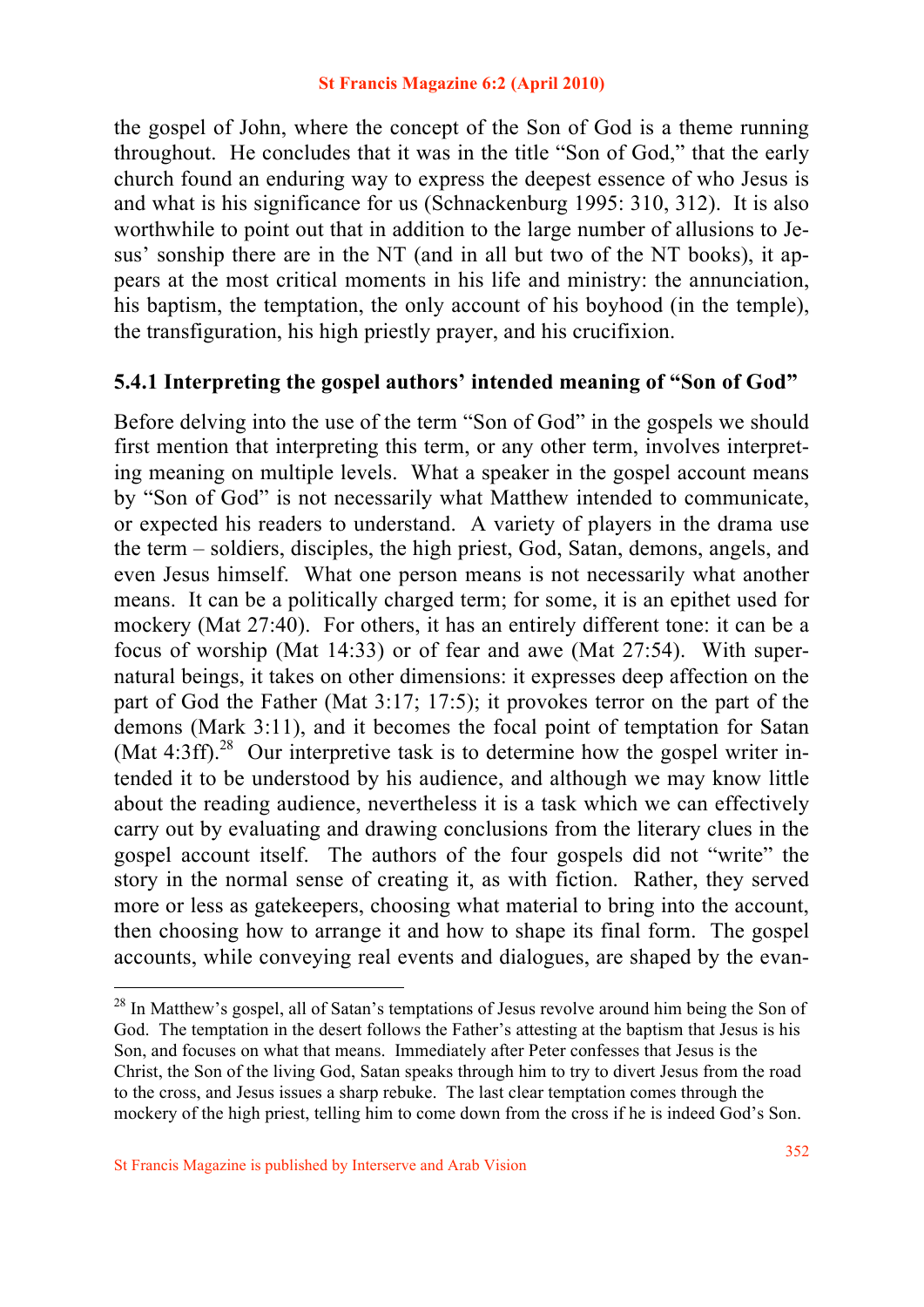the gospel of John, where the concept of the Son of God is a theme running throughout. He concludes that it was in the title "Son of God," that the early church found an enduring way to express the deepest essence of who Jesus is and what is his significance for us (Schnackenburg 1995: 310, 312). It is also worthwhile to point out that in addition to the large number of allusions to Jesus' sonship there are in the NT (and in all but two of the NT books), it appears at the most critical moments in his life and ministry: the annunciation, his baptism, the temptation, the only account of his boyhood (in the temple), the transfiguration, his high priestly prayer, and his crucifixion.

### 5.4.1 Interpreting the gospel authors' intended meaning of "Son of God"

Before delving into the use of the term "Son of God" in the gospels we should first mention that interpreting this term, or any other term, involves interpreting meaning on multiple levels. What a speaker in the gospel account means by "Son of God" is not necessarily what Matthew intended to communicate, or expected his readers to understand. A variety of players in the drama use the term – soldiers, disciples, the high priest, God, Satan, demons, angels, and even Jesus himself. What one person means is not necessarily what another means. It can be a politically charged term; for some, it is an epithet used for mockery (Mat 27:40). For others, it has an entirely different tone: it can be a focus of worship (Mat 14:33) or of fear and awe (Mat 27:54). With supernatural beings, it takes on other dimensions: it expresses deep affection on the part of God the Father (Mat 3:17; 17:5); it provokes terror on the part of the demons (Mark 3:11), and it becomes the focal point of temptation for Satan (Mat 4:3ff).[28] Our interpretive task is to determine how the gospel writer intended it to be understood by his audience, and although we may know little about the reading audience, nevertheless it is a task which we can effectively carry out by evaluating and drawing conclusions from the literary clues in the gospel account itself. The authors of the four gospels did not "write" the story in the normal sense of creating it, as with fiction. Rather, they served more or less as gatekeepers, choosing what material to bring into the account, then choosing how to arrange it and how to shape its final form. The gospel accounts, while conveying real events and dialogues, are shaped by the evan-

---

[28] In Matthew's gospel, all of Satan's temptations of Jesus revolve around him being the Son of God. The temptation in the desert follows the Father's attesting at the baptism that Jesus is his Son, and focuses on what that means. Immediately after Peter confesses that Jesus is the Christ, the Son of the living God, Satan speaks through him to try to divert Jesus from the road to the cross, and Jesus issues a sharp rebuke. The last clear temptation comes through the mockery of the high priest, telling him to come down from the cross if he is indeed God's Son.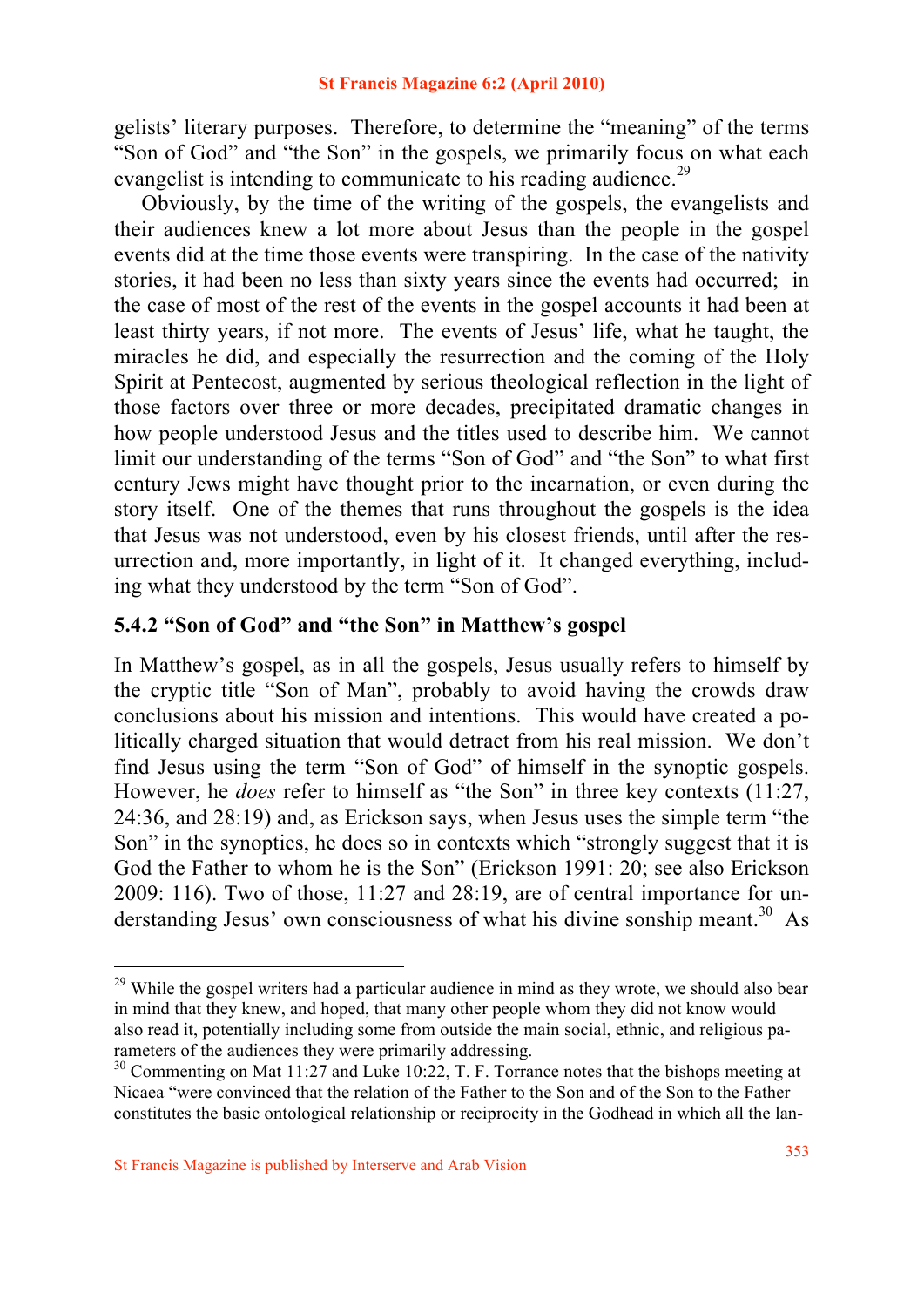gelists' literary purposes. Therefore, to determine the "meaning" of the terms "Son of God" and "the Son" in the gospels, we primarily focus on what each evangelist is intending to communicate to his reading audience.[29]

Obviously, by the time of the writing of the gospels, the evangelists and their audiences knew a lot more about Jesus than the people in the gospel events did at the time those events were transpiring. In the case of the nativity stories, it had been no less than sixty years since the events had occurred; in the case of most of the rest of the events in the gospel accounts it had been at least thirty years, if not more. The events of Jesus' life, what he taught, the miracles he did, and especially the resurrection and the coming of the Holy Spirit at Pentecost, augmented by serious theological reflection in the light of those factors over three or more decades, precipitated dramatic changes in how people understood Jesus and the titles used to describe him. We cannot limit our understanding of the terms "Son of God" and "the Son" to what first century Jews might have thought prior to the incarnation, or even during the story itself. One of the themes that runs throughout the gospels is the idea that Jesus was not understood, even by his closest friends, until after the resurrection and, more importantly, in light of it. It changed everything, including what they understood by the term "Son of God".

### 5.4.2 "Son of God" and "the Son" in Matthew's gospel

In Matthew's gospel, as in all the gospels, Jesus usually refers to himself by the cryptic title "Son of Man", probably to avoid having the crowds draw conclusions about his mission and intentions. This would have created a politically charged situation that would detract from his real mission. We don't find Jesus using the term "Son of God" of himself in the synoptic gospels. However, he *does* refer to himself as "the Son" in three key contexts (11:27, 24:36, and 28:19) and, as Erickson says, when Jesus uses the simple term "the Son" in the synoptics, he does so in contexts which "strongly suggest that it is God the Father to whom he is the Son" (Erickson 1991: 20; see also Erickson 2009: 116). Two of those, 11:27 and 28:19, are of central importance for understanding Jesus' own consciousness of what his divine sonship meant.[30] As

---

[29] While the gospel writers had a particular audience in mind as they wrote, we should also bear in mind that they knew, and hoped, that many other people whom they did not know would also read it, potentially including some from outside the main social, ethnic, and religious parameters of the audiences they were primarily addressing.

[30] Commenting on Mat 11:27 and Luke 10:22, T. F. Torrance notes that the bishops meeting at Nicaea "were convinced that the relation of the Father to the Son and of the Son to the Father constitutes the basic ontological relationship or reciprocity in the Godhead in which all the lan-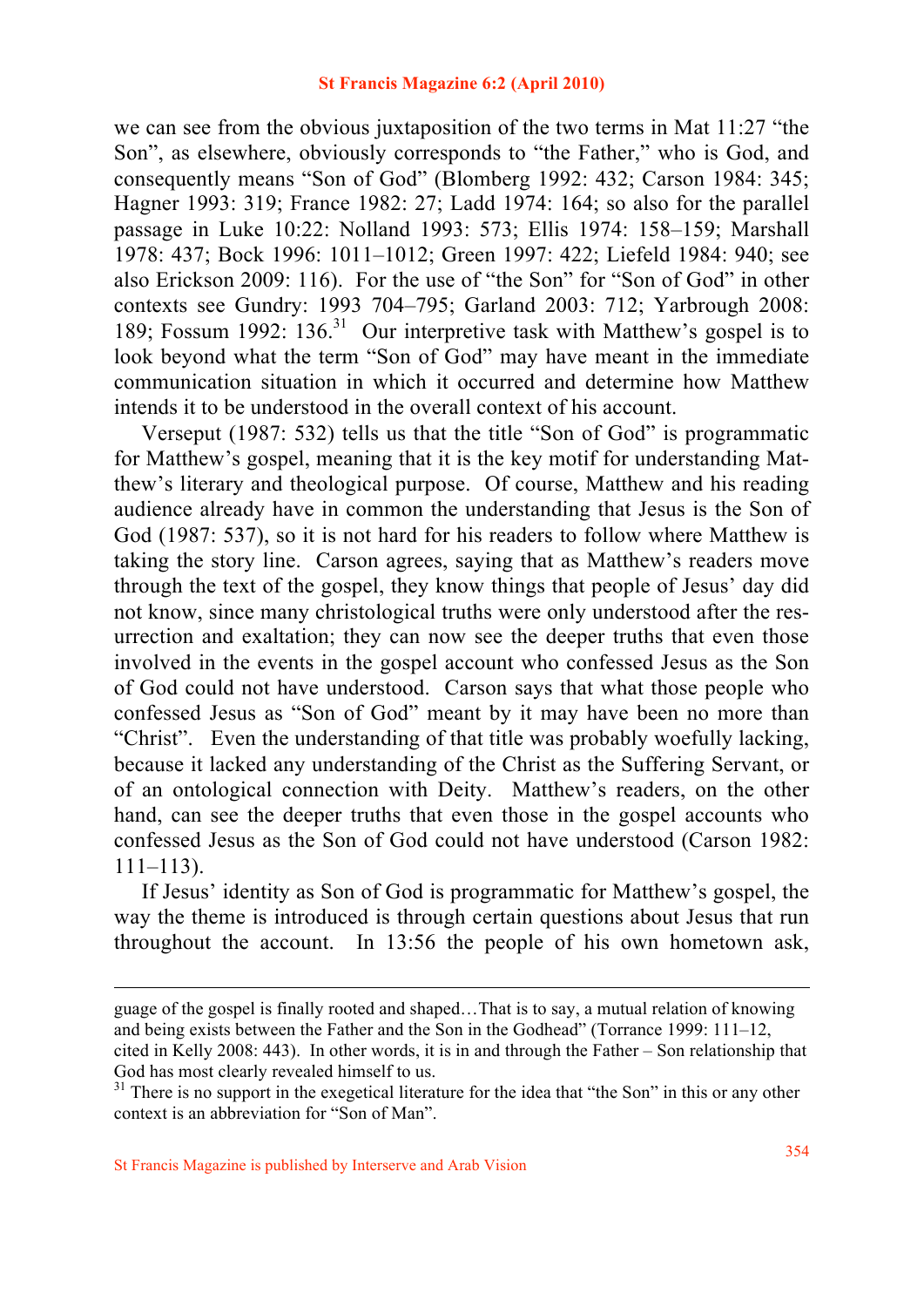we can see from the obvious juxtaposition of the two terms in Mat 11:27 "the Son", as elsewhere, obviously corresponds to "the Father," who is God, and consequently means "Son of God" (Blomberg 1992: 432; Carson 1984: 345; Hagner 1993: 319; France 1982: 27; Ladd 1974: 164; so also for the parallel passage in Luke 10:22: Nolland 1993: 573; Ellis 1974: 158–159; Marshall 1978: 437; Bock 1996: 1011–1012; Green 1997: 422; Liefeld 1984: 940; see also Erickson 2009: 116). For the use of "the Son" for "Son of God" in other contexts see Gundry: 1993 704–795; Garland 2003: 712; Yarbrough 2008: 189; Fossum 1992: 136.[31] Our interpretive task with Matthew's gospel is to look beyond what the term "Son of God" may have meant in the immediate communication situation in which it occurred and determine how Matthew intends it to be understood in the overall context of his account.

Verseput (1987: 532) tells us that the title "Son of God" is programmatic for Matthew's gospel, meaning that it is the key motif for understanding Matthew's literary and theological purpose. Of course, Matthew and his reading audience already have in common the understanding that Jesus is the Son of God (1987: 537), so it is not hard for his readers to follow where Matthew is taking the story line. Carson agrees, saying that as Matthew's readers move through the text of the gospel, they know things that people of Jesus' day did not know, since many christological truths were only understood after the resurrection and exaltation; they can now see the deeper truths that even those involved in the events in the gospel account who confessed Jesus as the Son of God could not have understood. Carson says that what those people who confessed Jesus as "Son of God" meant by it may have been no more than "Christ". Even the understanding of that title was probably woefully lacking, because it lacked any understanding of the Christ as the Suffering Servant, or of an ontological connection with Deity. Matthew's readers, on the other hand, can see the deeper truths that even those in the gospel accounts who confessed Jesus as the Son of God could not have understood (Carson 1982: 111–113).

If Jesus' identity as Son of God is programmatic for Matthew's gospel, the way the theme is introduced is through certain questions about Jesus that run throughout the account. In 13:56 the people of his own hometown ask,

---

guage of the gospel is finally rooted and shaped…That is to say, a mutual relation of knowing and being exists between the Father and the Son in the Godhead" (Torrance 1999: 111–12, cited in Kelly 2008: 443). In other words, it is in and through the Father – Son relationship that God has most clearly revealed himself to us.

[31] There is no support in the exegetical literature for the idea that "the Son" in this or any other context is an abbreviation for "Son of Man".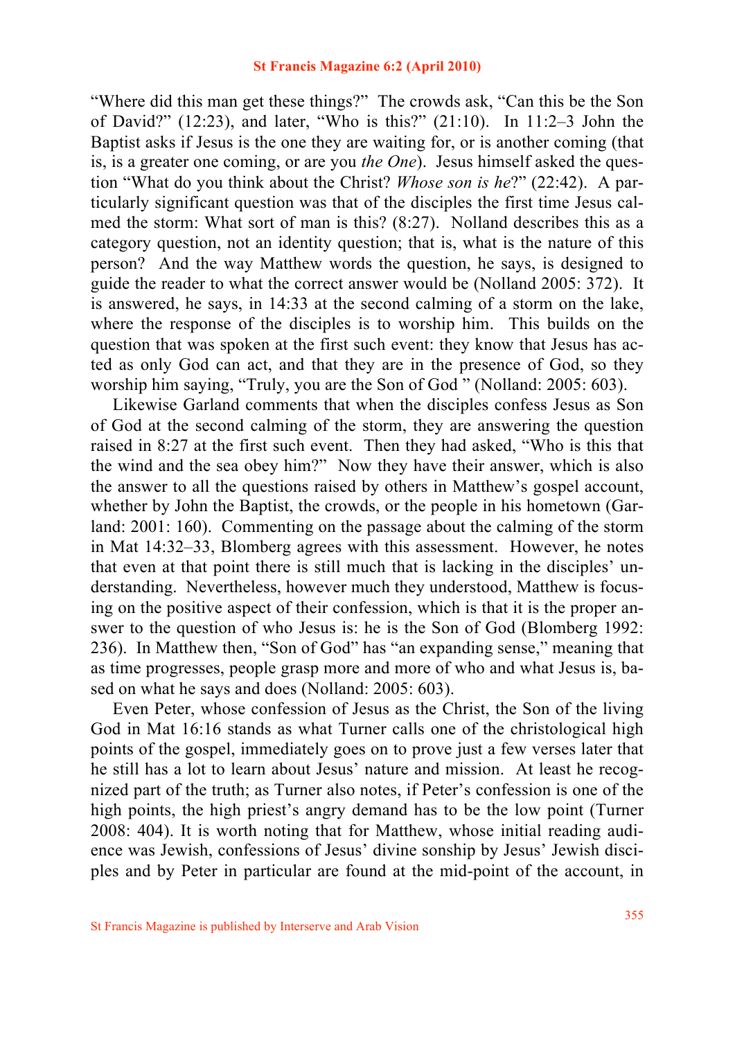"Where did this man get these things?" The crowds ask, "Can this be the Son of David?" (12:23), and later, "Who is this?" (21:10). In 11:2–3 John the Baptist asks if Jesus is the one they are waiting for, or is another coming (that is, is a greater one coming, or are you *the One*). Jesus himself asked the question "What do you think about the Christ? *Whose son is he*?" (22:42). A particularly significant question was that of the disciples the first time Jesus calmed the storm: What sort of man is this? (8:27). Nolland describes this as a category question, not an identity question; that is, what is the nature of this person? And the way Matthew words the question, he says, is designed to guide the reader to what the correct answer would be (Nolland 2005: 372). It is answered, he says, in 14:33 at the second calming of a storm on the lake, where the response of the disciples is to worship him. This builds on the question that was spoken at the first such event: they know that Jesus has acted as only God can act, and that they are in the presence of God, so they worship him saying, "Truly, you are the Son of God " (Nolland: 2005: 603).

Likewise Garland comments that when the disciples confess Jesus as Son of God at the second calming of the storm, they are answering the question raised in 8:27 at the first such event. Then they had asked, "Who is this that the wind and the sea obey him?" Now they have their answer, which is also the answer to all the questions raised by others in Matthew's gospel account, whether by John the Baptist, the crowds, or the people in his hometown (Garland: 2001: 160). Commenting on the passage about the calming of the storm in Mat 14:32–33, Blomberg agrees with this assessment. However, he notes that even at that point there is still much that is lacking in the disciples' understanding. Nevertheless, however much they understood, Matthew is focusing on the positive aspect of their confession, which is that it is the proper answer to the question of who Jesus is: he is the Son of God (Blomberg 1992: 236). In Matthew then, "Son of God" has "an expanding sense," meaning that as time progresses, people grasp more and more of who and what Jesus is, based on what he says and does (Nolland: 2005: 603).

Even Peter, whose confession of Jesus as the Christ, the Son of the living God in Mat 16:16 stands as what Turner calls one of the christological high points of the gospel, immediately goes on to prove just a few verses later that he still has a lot to learn about Jesus' nature and mission. At least he recognized part of the truth; as Turner also notes, if Peter's confession is one of the high points, the high priest's angry demand has to be the low point (Turner 2008: 404). It is worth noting that for Matthew, whose initial reading audience was Jewish, confessions of Jesus' divine sonship by Jesus' Jewish disciples and by Peter in particular are found at the mid-point of the account, in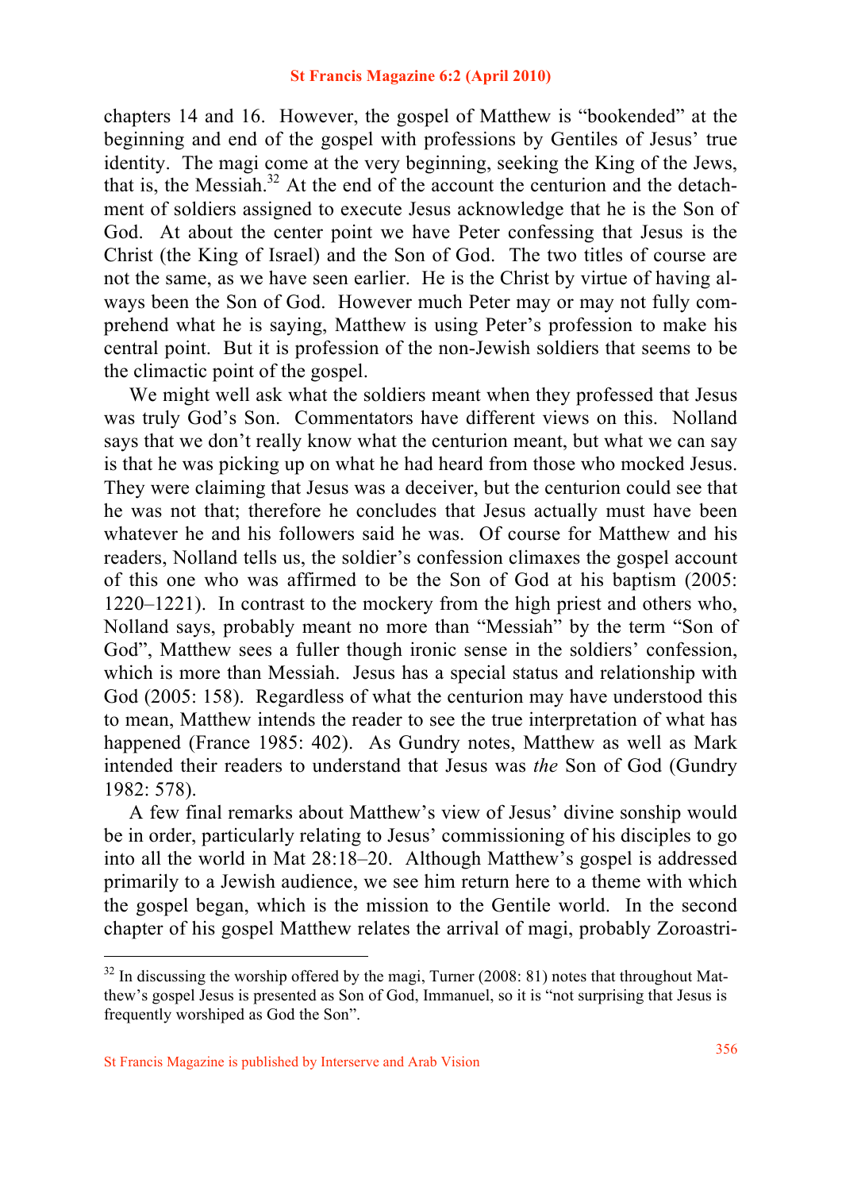chapters 14 and 16. However, the gospel of Matthew is "bookended" at the beginning and end of the gospel with professions by Gentiles of Jesus' true identity. The magi come at the very beginning, seeking the King of the Jews, that is, the Messiah.[32] At the end of the account the centurion and the detachment of soldiers assigned to execute Jesus acknowledge that he is the Son of God. At about the center point we have Peter confessing that Jesus is the Christ (the King of Israel) and the Son of God. The two titles of course are not the same, as we have seen earlier. He is the Christ by virtue of having always been the Son of God. However much Peter may or may not fully comprehend what he is saying, Matthew is using Peter's profession to make his central point. But it is profession of the non-Jewish soldiers that seems to be the climactic point of the gospel.

We might well ask what the soldiers meant when they professed that Jesus was truly God's Son. Commentators have different views on this. Nolland says that we don't really know what the centurion meant, but what we can say is that he was picking up on what he had heard from those who mocked Jesus. They were claiming that Jesus was a deceiver, but the centurion could see that he was not that; therefore he concludes that Jesus actually must have been whatever he and his followers said he was. Of course for Matthew and his readers, Nolland tells us, the soldier's confession climaxes the gospel account of this one who was affirmed to be the Son of God at his baptism (2005: 1220–1221). In contrast to the mockery from the high priest and others who, Nolland says, probably meant no more than "Messiah" by the term "Son of God", Matthew sees a fuller though ironic sense in the soldiers' confession, which is more than Messiah. Jesus has a special status and relationship with God (2005: 158). Regardless of what the centurion may have understood this to mean, Matthew intends the reader to see the true interpretation of what has happened (France 1985: 402). As Gundry notes, Matthew as well as Mark intended their readers to understand that Jesus was *the* Son of God (Gundry 1982: 578).

A few final remarks about Matthew's view of Jesus' divine sonship would be in order, particularly relating to Jesus' commissioning of his disciples to go into all the world in Mat 28:18–20. Although Matthew's gospel is addressed primarily to a Jewish audience, we see him return here to a theme with which the gospel began, which is the mission to the Gentile world. In the second chapter of his gospel Matthew relates the arrival of magi, probably Zoroastri-

---

[32] In discussing the worship offered by the magi, Turner (2008: 81) notes that throughout Matthew's gospel Jesus is presented as Son of God, Immanuel, so it is "not surprising that Jesus is frequently worshiped as God the Son".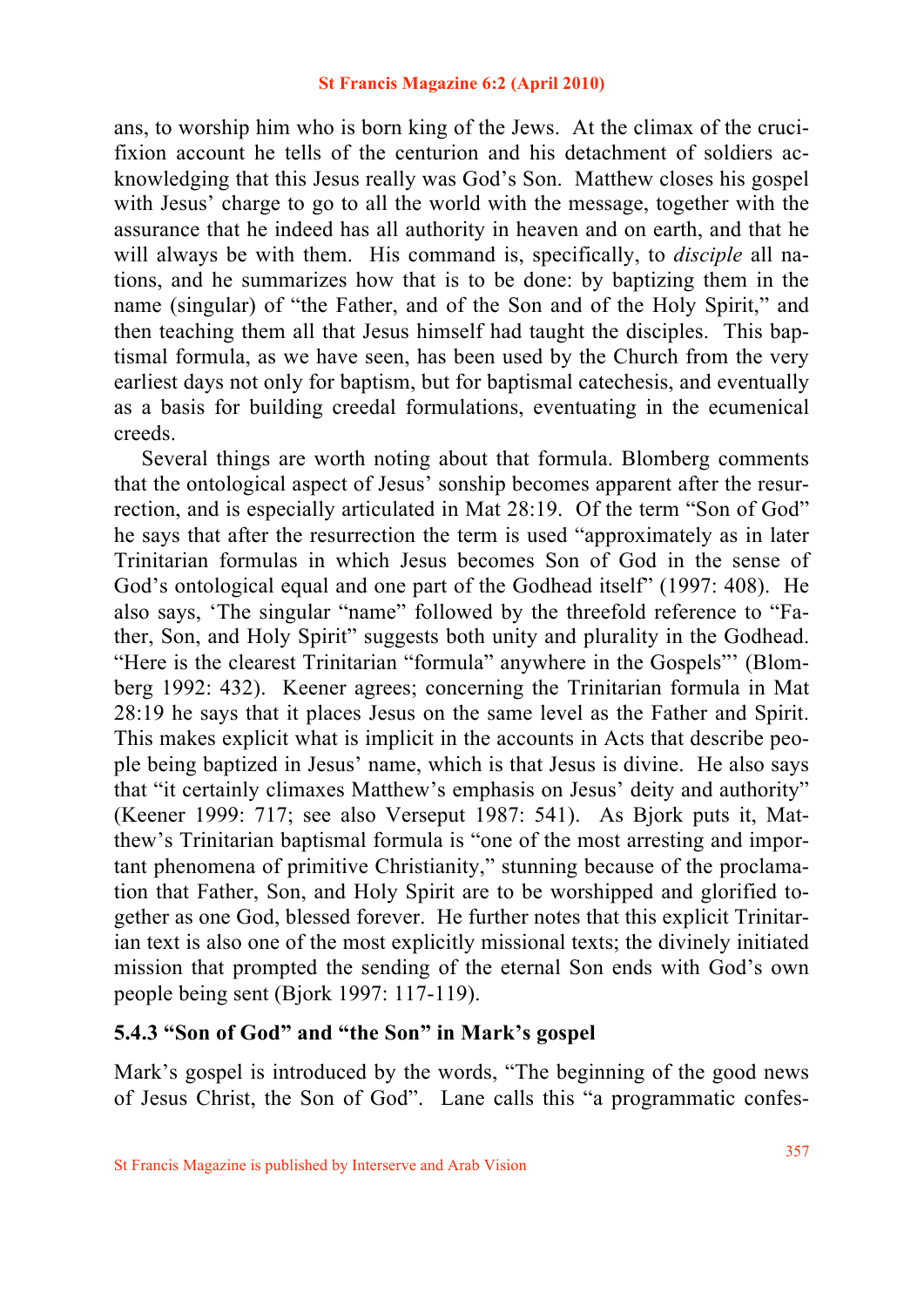ans, to worship him who is born king of the Jews. At the climax of the crucifixion account he tells of the centurion and his detachment of soldiers acknowledging that this Jesus really was God's Son. Matthew closes his gospel with Jesus' charge to go to all the world with the message, together with the assurance that he indeed has all authority in heaven and on earth, and that he will always be with them. His command is, specifically, to *disciple* all nations, and he summarizes how that is to be done: by baptizing them in the name (singular) of "the Father, and of the Son and of the Holy Spirit," and then teaching them all that Jesus himself had taught the disciples. This baptismal formula, as we have seen, has been used by the Church from the very earliest days not only for baptism, but for baptismal catechesis, and eventually as a basis for building creedal formulations, eventuating in the ecumenical creeds.

Several things are worth noting about that formula. Blomberg comments that the ontological aspect of Jesus' sonship becomes apparent after the resurrection, and is especially articulated in Mat 28:19. Of the term "Son of God" he says that after the resurrection the term is used "approximately as in later Trinitarian formulas in which Jesus becomes Son of God in the sense of God's ontological equal and one part of the Godhead itself" (1997: 408). He also says, 'The singular "name" followed by the threefold reference to "Father, Son, and Holy Spirit" suggests both unity and plurality in the Godhead. "Here is the clearest Trinitarian "formula" anywhere in the Gospels"' (Blomberg 1992: 432). Keener agrees; concerning the Trinitarian formula in Mat 28:19 he says that it places Jesus on the same level as the Father and Spirit. This makes explicit what is implicit in the accounts in Acts that describe people being baptized in Jesus' name, which is that Jesus is divine. He also says that "it certainly climaxes Matthew's emphasis on Jesus' deity and authority" (Keener 1999: 717; see also Verseput 1987: 541). As Bjork puts it, Matthew's Trinitarian baptismal formula is "one of the most arresting and important phenomena of primitive Christianity," stunning because of the proclamation that Father, Son, and Holy Spirit are to be worshipped and glorified together as one God, blessed forever. He further notes that this explicit Trinitarian text is also one of the most explicitly missional texts; the divinely initiated mission that prompted the sending of the eternal Son ends with God's own people being sent (Bjork 1997: 117-119).

### 5.4.3 "Son of God" and "the Son" in Mark's gospel

Mark's gospel is introduced by the words, "The beginning of the good news of Jesus Christ, the Son of God". Lane calls this "a programmatic confes-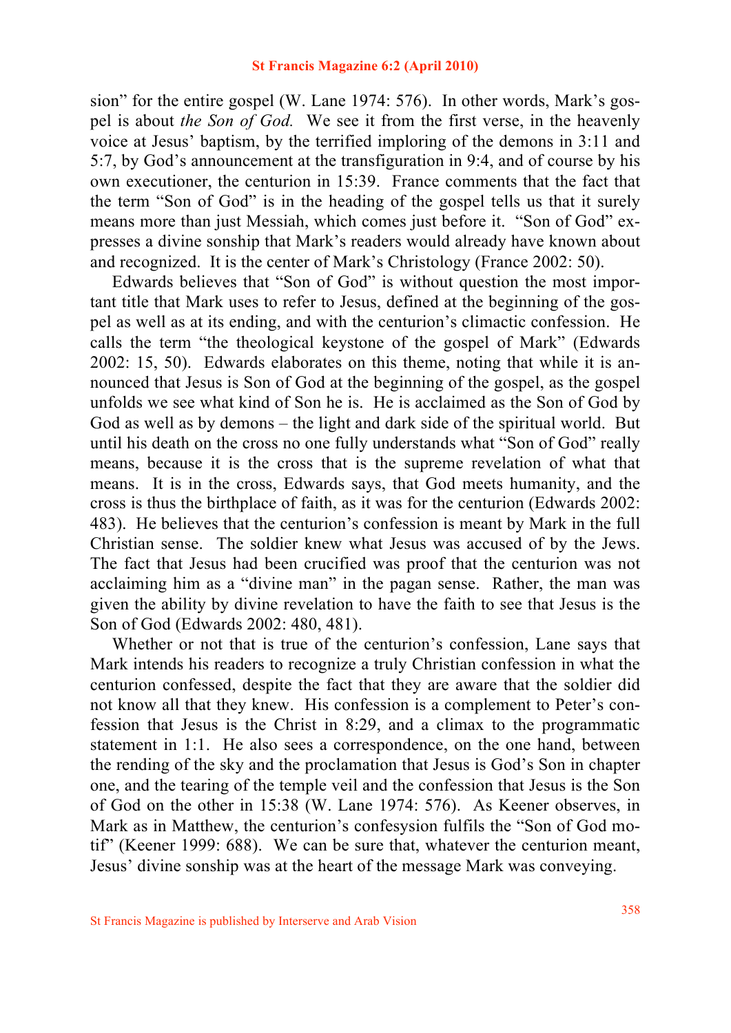sion" for the entire gospel (W. Lane 1974: 576). In other words, Mark's gospel is about *the Son of God.* We see it from the first verse, in the heavenly voice at Jesus' baptism, by the terrified imploring of the demons in 3:11 and 5:7, by God's announcement at the transfiguration in 9:4, and of course by his own executioner, the centurion in 15:39. France comments that the fact that the term "Son of God" is in the heading of the gospel tells us that it surely means more than just Messiah, which comes just before it. "Son of God" expresses a divine sonship that Mark's readers would already have known about and recognized. It is the center of Mark's Christology (France 2002: 50).

Edwards believes that "Son of God" is without question the most important title that Mark uses to refer to Jesus, defined at the beginning of the gospel as well as at its ending, and with the centurion's climactic confession. He calls the term "the theological keystone of the gospel of Mark" (Edwards 2002: 15, 50). Edwards elaborates on this theme, noting that while it is announced that Jesus is Son of God at the beginning of the gospel, as the gospel unfolds we see what kind of Son he is. He is acclaimed as the Son of God by God as well as by demons – the light and dark side of the spiritual world. But until his death on the cross no one fully understands what "Son of God" really means, because it is the cross that is the supreme revelation of what that means. It is in the cross, Edwards says, that God meets humanity, and the cross is thus the birthplace of faith, as it was for the centurion (Edwards 2002: 483). He believes that the centurion's confession is meant by Mark in the full Christian sense. The soldier knew what Jesus was accused of by the Jews. The fact that Jesus had been crucified was proof that the centurion was not acclaiming him as a "divine man" in the pagan sense. Rather, the man was given the ability by divine revelation to have the faith to see that Jesus is the Son of God (Edwards 2002: 480, 481).

Whether or not that is true of the centurion's confession, Lane says that Mark intends his readers to recognize a truly Christian confession in what the centurion confessed, despite the fact that they are aware that the soldier did not know all that they knew. His confession is a complement to Peter's confession that Jesus is the Christ in 8:29, and a climax to the programmatic statement in 1:1. He also sees a correspondence, on the one hand, between the rending of the sky and the proclamation that Jesus is God's Son in chapter one, and the tearing of the temple veil and the confession that Jesus is the Son of God on the other in 15:38 (W. Lane 1974: 576). As Keener observes, in Mark as in Matthew, the centurion's confesysion fulfils the "Son of God motif" (Keener 1999: 688). We can be sure that, whatever the centurion meant, Jesus' divine sonship was at the heart of the message Mark was conveying.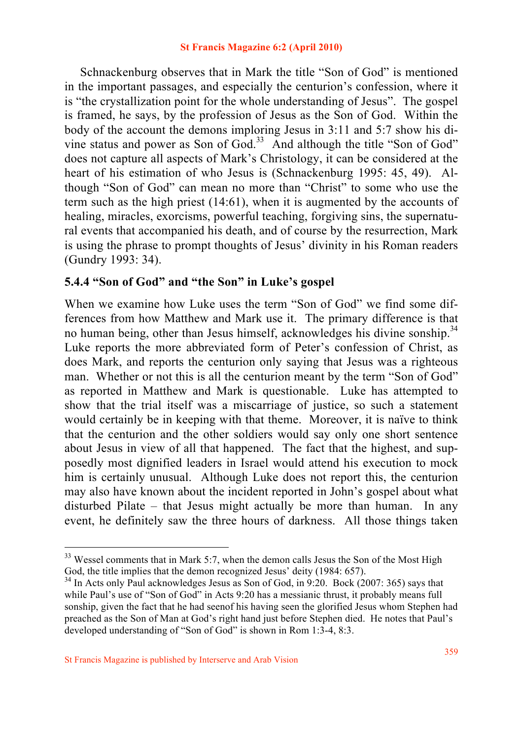Schnackenburg observes that in Mark the title "Son of God" is mentioned in the important passages, and especially the centurion's confession, where it is "the crystallization point for the whole understanding of Jesus". The gospel is framed, he says, by the profession of Jesus as the Son of God. Within the body of the account the demons imploring Jesus in 3:11 and 5:7 show his divine status and power as Son of God.[33] And although the title "Son of God" does not capture all aspects of Mark's Christology, it can be considered at the heart of his estimation of who Jesus is (Schnackenburg 1995: 45, 49). Although "Son of God" can mean no more than "Christ" to some who use the term such as the high priest (14:61), when it is augmented by the accounts of healing, miracles, exorcisms, powerful teaching, forgiving sins, the supernatural events that accompanied his death, and of course by the resurrection, Mark is using the phrase to prompt thoughts of Jesus' divinity in his Roman readers (Gundry 1993: 34).

### 5.4.4 "Son of God" and "the Son" in Luke's gospel

When we examine how Luke uses the term "Son of God" we find some differences from how Matthew and Mark use it. The primary difference is that no human being, other than Jesus himself, acknowledges his divine sonship.[34] Luke reports the more abbreviated form of Peter's confession of Christ, as does Mark, and reports the centurion only saying that Jesus was a righteous man. Whether or not this is all the centurion meant by the term "Son of God" as reported in Matthew and Mark is questionable. Luke has attempted to show that the trial itself was a miscarriage of justice, so such a statement would certainly be in keeping with that theme. Moreover, it is naïve to think that the centurion and the other soldiers would say only one short sentence about Jesus in view of all that happened. The fact that the highest, and supposedly most dignified leaders in Israel would attend his execution to mock him is certainly unusual. Although Luke does not report this, the centurion may also have known about the incident reported in John's gospel about what disturbed Pilate – that Jesus might actually be more than human. In any event, he definitely saw the three hours of darkness. All those things taken

---

[33] Wessel comments that in Mark 5:7, when the demon calls Jesus the Son of the Most High God, the title implies that the demon recognized Jesus' deity (1984: 657).

[34] In Acts only Paul acknowledges Jesus as Son of God, in 9:20. Bock (2007: 365) says that while Paul's use of "Son of God" in Acts 9:20 has a messianic thrust, it probably means full sonship, given the fact that he had seenof his having seen the glorified Jesus whom Stephen had preached as the Son of Man at God's right hand just before Stephen died. He notes that Paul's developed understanding of "Son of God" is shown in Rom 1:3-4, 8:3.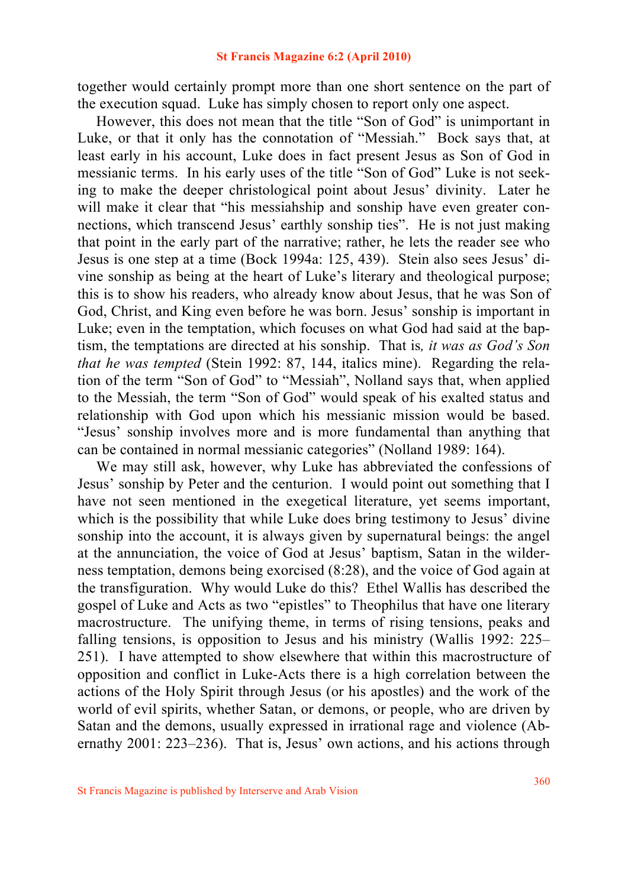together would certainly prompt more than one short sentence on the part of the execution squad. Luke has simply chosen to report only one aspect.

However, this does not mean that the title "Son of God" is unimportant in Luke, or that it only has the connotation of "Messiah." Bock says that, at least early in his account, Luke does in fact present Jesus as Son of God in messianic terms. In his early uses of the title "Son of God" Luke is not seeking to make the deeper christological point about Jesus' divinity. Later he will make it clear that "his messiahship and sonship have even greater connections, which transcend Jesus' earthly sonship ties". He is not just making that point in the early part of the narrative; rather, he lets the reader see who Jesus is one step at a time (Bock 1994a: 125, 439). Stein also sees Jesus' divine sonship as being at the heart of Luke's literary and theological purpose; this is to show his readers, who already know about Jesus, that he was Son of God, Christ, and King even before he was born. Jesus' sonship is important in Luke; even in the temptation, which focuses on what God had said at the baptism, the temptations are directed at his sonship. That is*, it was as God's Son that he was tempted* (Stein 1992: 87, 144, italics mine). Regarding the relation of the term "Son of God" to "Messiah", Nolland says that, when applied to the Messiah, the term "Son of God" would speak of his exalted status and relationship with God upon which his messianic mission would be based. "Jesus' sonship involves more and is more fundamental than anything that can be contained in normal messianic categories" (Nolland 1989: 164).

We may still ask, however, why Luke has abbreviated the confessions of Jesus' sonship by Peter and the centurion. I would point out something that I have not seen mentioned in the exegetical literature, yet seems important, which is the possibility that while Luke does bring testimony to Jesus' divine sonship into the account, it is always given by supernatural beings: the angel at the annunciation, the voice of God at Jesus' baptism, Satan in the wilderness temptation, demons being exorcised (8:28), and the voice of God again at the transfiguration. Why would Luke do this? Ethel Wallis has described the gospel of Luke and Acts as two "epistles" to Theophilus that have one literary macrostructure. The unifying theme, in terms of rising tensions, peaks and falling tensions, is opposition to Jesus and his ministry (Wallis 1992: 225–251). I have attempted to show elsewhere that within this macrostructure of opposition and conflict in Luke-Acts there is a high correlation between the actions of the Holy Spirit through Jesus (or his apostles) and the work of the world of evil spirits, whether Satan, or demons, or people, who are driven by Satan and the demons, usually expressed in irrational rage and violence (Abernathy 2001: 223–236). That is, Jesus' own actions, and his actions through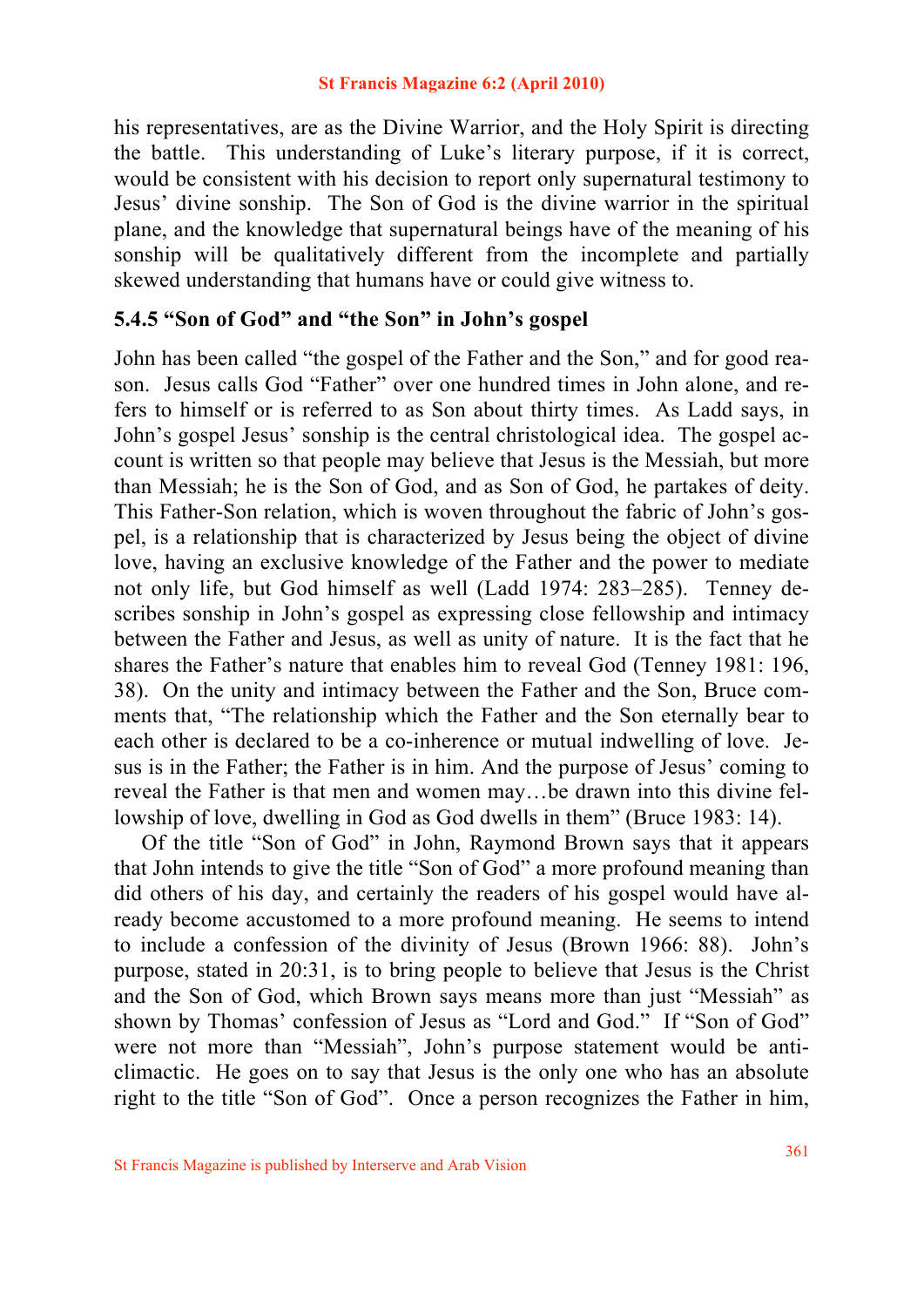his representatives, are as the Divine Warrior, and the Holy Spirit is directing the battle. This understanding of Luke's literary purpose, if it is correct, would be consistent with his decision to report only supernatural testimony to Jesus' divine sonship. The Son of God is the divine warrior in the spiritual plane, and the knowledge that supernatural beings have of the meaning of his sonship will be qualitatively different from the incomplete and partially skewed understanding that humans have or could give witness to.

### 5.4.5 "Son of God" and "the Son" in John's gospel

John has been called "the gospel of the Father and the Son," and for good reason. Jesus calls God "Father" over one hundred times in John alone, and refers to himself or is referred to as Son about thirty times. As Ladd says, in John's gospel Jesus' sonship is the central christological idea. The gospel account is written so that people may believe that Jesus is the Messiah, but more than Messiah; he is the Son of God, and as Son of God, he partakes of deity. This Father-Son relation, which is woven throughout the fabric of John's gospel, is a relationship that is characterized by Jesus being the object of divine love, having an exclusive knowledge of the Father and the power to mediate not only life, but God himself as well (Ladd 1974: 283–285). Tenney describes sonship in John's gospel as expressing close fellowship and intimacy between the Father and Jesus, as well as unity of nature. It is the fact that he shares the Father's nature that enables him to reveal God (Tenney 1981: 196, 38). On the unity and intimacy between the Father and the Son, Bruce comments that, "The relationship which the Father and the Son eternally bear to each other is declared to be a co-inherence or mutual indwelling of love. Jesus is in the Father; the Father is in him. And the purpose of Jesus' coming to reveal the Father is that men and women may…be drawn into this divine fellowship of love, dwelling in God as God dwells in them" (Bruce 1983: 14).

Of the title "Son of God" in John, Raymond Brown says that it appears that John intends to give the title "Son of God" a more profound meaning than did others of his day, and certainly the readers of his gospel would have already become accustomed to a more profound meaning. He seems to intend to include a confession of the divinity of Jesus (Brown 1966: 88). John's purpose, stated in 20:31, is to bring people to believe that Jesus is the Christ and the Son of God, which Brown says means more than just "Messiah" as shown by Thomas' confession of Jesus as "Lord and God." If "Son of God" were not more than "Messiah", John's purpose statement would be anticlimactic. He goes on to say that Jesus is the only one who has an absolute right to the title "Son of God". Once a person recognizes the Father in him,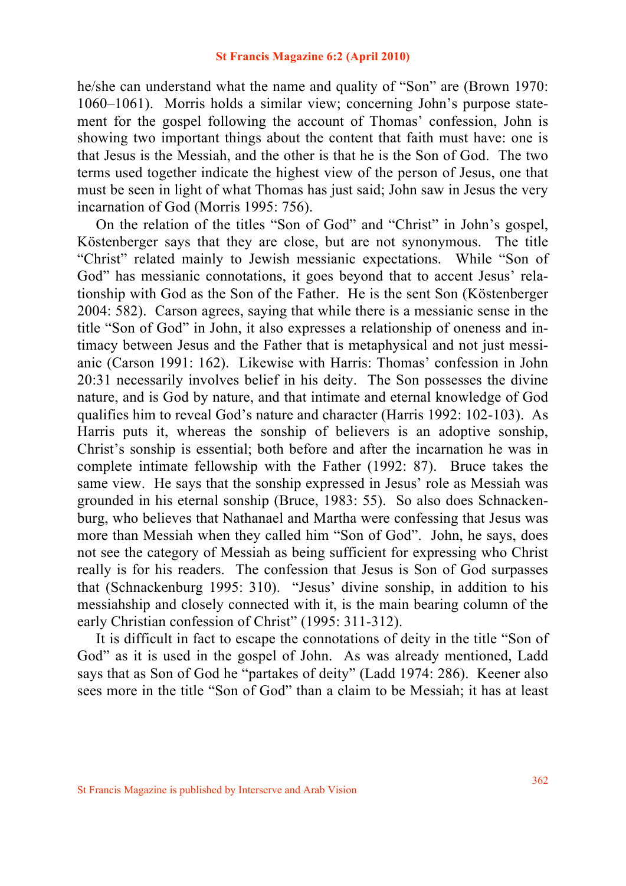he/she can understand what the name and quality of "Son" are (Brown 1970: 1060–1061). Morris holds a similar view; concerning John's purpose statement for the gospel following the account of Thomas' confession, John is showing two important things about the content that faith must have: one is that Jesus is the Messiah, and the other is that he is the Son of God. The two terms used together indicate the highest view of the person of Jesus, one that must be seen in light of what Thomas has just said; John saw in Jesus the very incarnation of God (Morris 1995: 756).

On the relation of the titles "Son of God" and "Christ" in John's gospel, Köstenberger says that they are close, but are not synonymous. The title "Christ" related mainly to Jewish messianic expectations. While "Son of God" has messianic connotations, it goes beyond that to accent Jesus' relationship with God as the Son of the Father. He is the sent Son (Köstenberger 2004: 582). Carson agrees, saying that while there is a messianic sense in the title "Son of God" in John, it also expresses a relationship of oneness and intimacy between Jesus and the Father that is metaphysical and not just messianic (Carson 1991: 162). Likewise with Harris: Thomas' confession in John 20:31 necessarily involves belief in his deity. The Son possesses the divine nature, and is God by nature, and that intimate and eternal knowledge of God qualifies him to reveal God's nature and character (Harris 1992: 102-103). As Harris puts it, whereas the sonship of believers is an adoptive sonship, Christ's sonship is essential; both before and after the incarnation he was in complete intimate fellowship with the Father (1992: 87). Bruce takes the same view. He says that the sonship expressed in Jesus' role as Messiah was grounded in his eternal sonship (Bruce, 1983: 55). So also does Schnackenburg, who believes that Nathanael and Martha were confessing that Jesus was more than Messiah when they called him "Son of God". John, he says, does not see the category of Messiah as being sufficient for expressing who Christ really is for his readers. The confession that Jesus is Son of God surpasses that (Schnackenburg 1995: 310). "Jesus' divine sonship, in addition to his messiahship and closely connected with it, is the main bearing column of the early Christian confession of Christ" (1995: 311-312).

It is difficult in fact to escape the connotations of deity in the title "Son of God" as it is used in the gospel of John. As was already mentioned, Ladd says that as Son of God he "partakes of deity" (Ladd 1974: 286). Keener also sees more in the title "Son of God" than a claim to be Messiah; it has at least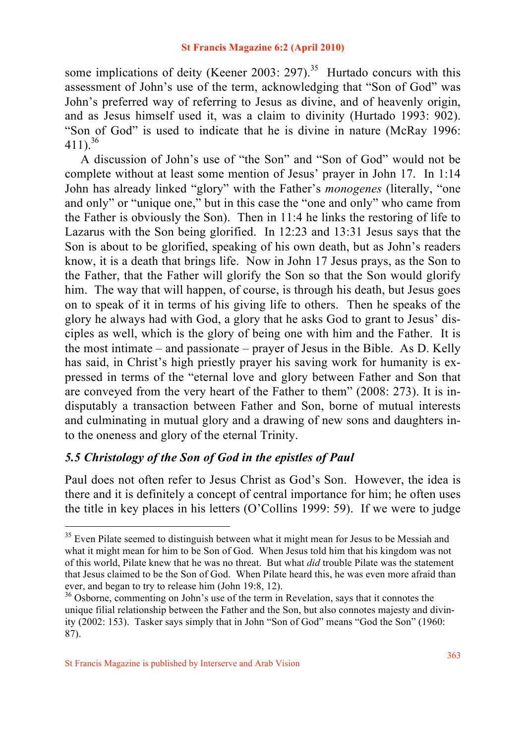some implications of deity (Keener 2003: 297).[35] Hurtado concurs with this assessment of John's use of the term, acknowledging that "Son of God" was John's preferred way of referring to Jesus as divine, and of heavenly origin, and as Jesus himself used it, was a claim to divinity (Hurtado 1993: 902). "Son of God" is used to indicate that he is divine in nature (McRay 1996: 411).[36]

A discussion of John's use of "the Son" and "Son of God" would not be complete without at least some mention of Jesus' prayer in John 17. In 1:14 John has already linked "glory" with the Father's *monogenes* (literally, "one and only" or "unique one," but in this case the "one and only" who came from the Father is obviously the Son). Then in 11:4 he links the restoring of life to Lazarus with the Son being glorified. In 12:23 and 13:31 Jesus says that the Son is about to be glorified, speaking of his own death, but as John's readers know, it is a death that brings life. Now in John 17 Jesus prays, as the Son to the Father, that the Father will glorify the Son so that the Son would glorify him. The way that will happen, of course, is through his death, but Jesus goes on to speak of it in terms of his giving life to others. Then he speaks of the glory he always had with God, a glory that he asks God to grant to Jesus' disciples as well, which is the glory of being one with him and the Father. It is the most intimate – and passionate – prayer of Jesus in the Bible. As D. Kelly has said, in Christ's high priestly prayer his saving work for humanity is expressed in terms of the "eternal love and glory between Father and Son that are conveyed from the very heart of the Father to them" (2008: 273). It is indisputably a transaction between Father and Son, borne of mutual interests and culminating in mutual glory and a drawing of new sons and daughters into the oneness and glory of the eternal Trinity.

### *5.5 Christology of the Son of God in the epistles of Paul*

Paul does not often refer to Jesus Christ as God's Son. However, the idea is there and it is definitely a concept of central importance for him; he often uses the title in key places in his letters (O'Collins 1999: 59). If we were to judge

---

[35] Even Pilate seemed to distinguish between what it might mean for Jesus to be Messiah and what it might mean for him to be Son of God. When Jesus told him that his kingdom was not of this world, Pilate knew that he was no threat. But what *did* trouble Pilate was the statement that Jesus claimed to be the Son of God. When Pilate heard this, he was even more afraid than ever, and began to try to release him (John 19:8, 12).

[36] Osborne, commenting on John's use of the term in Revelation, says that it connotes the unique filial relationship between the Father and the Son, but also connotes majesty and divinity (2002: 153). Tasker says simply that in John "Son of God" means "God the Son" (1960: 87).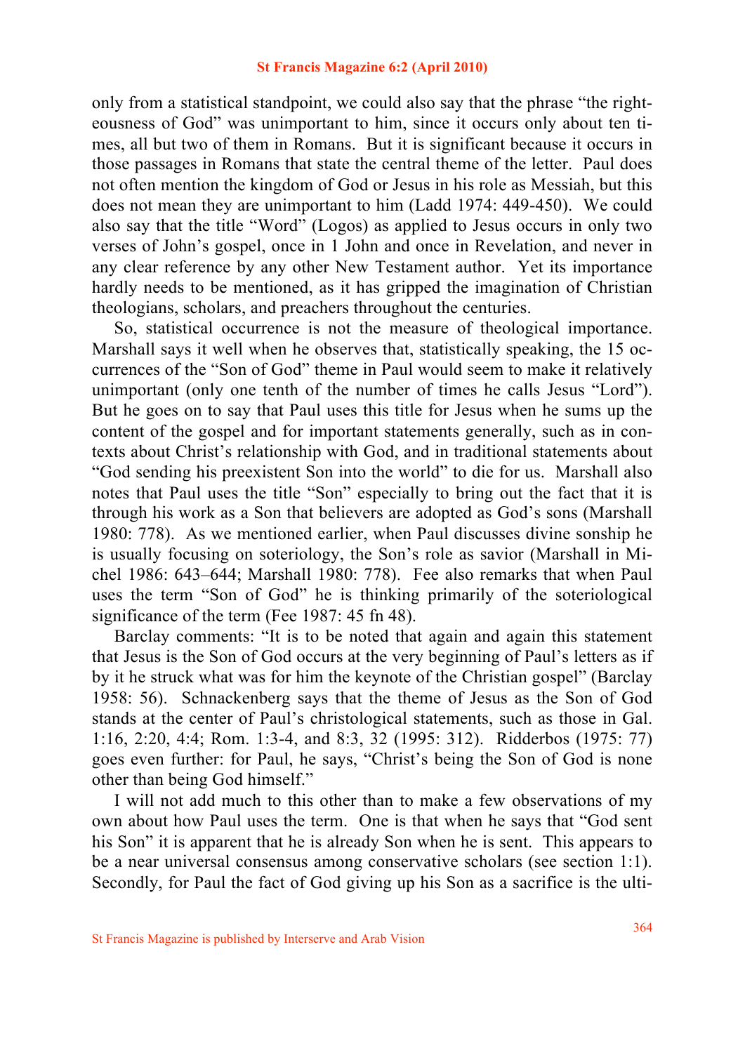only from a statistical standpoint, we could also say that the phrase "the righteousness of God" was unimportant to him, since it occurs only about ten times, all but two of them in Romans. But it is significant because it occurs in those passages in Romans that state the central theme of the letter. Paul does not often mention the kingdom of God or Jesus in his role as Messiah, but this does not mean they are unimportant to him (Ladd 1974: 449-450). We could also say that the title "Word" (Logos) as applied to Jesus occurs in only two verses of John's gospel, once in 1 John and once in Revelation, and never in any clear reference by any other New Testament author. Yet its importance hardly needs to be mentioned, as it has gripped the imagination of Christian theologians, scholars, and preachers throughout the centuries.

So, statistical occurrence is not the measure of theological importance. Marshall says it well when he observes that, statistically speaking, the 15 occurrences of the "Son of God" theme in Paul would seem to make it relatively unimportant (only one tenth of the number of times he calls Jesus "Lord"). But he goes on to say that Paul uses this title for Jesus when he sums up the content of the gospel and for important statements generally, such as in contexts about Christ's relationship with God, and in traditional statements about "God sending his preexistent Son into the world" to die for us. Marshall also notes that Paul uses the title "Son" especially to bring out the fact that it is through his work as a Son that believers are adopted as God's sons (Marshall 1980: 778). As we mentioned earlier, when Paul discusses divine sonship he is usually focusing on soteriology, the Son's role as savior (Marshall in Michel 1986: 643–644; Marshall 1980: 778). Fee also remarks that when Paul uses the term "Son of God" he is thinking primarily of the soteriological significance of the term (Fee 1987: 45 fn 48).

Barclay comments: "It is to be noted that again and again this statement that Jesus is the Son of God occurs at the very beginning of Paul's letters as if by it he struck what was for him the keynote of the Christian gospel" (Barclay 1958: 56). Schnackenberg says that the theme of Jesus as the Son of God stands at the center of Paul's christological statements, such as those in Gal. 1:16, 2:20, 4:4; Rom. 1:3-4, and 8:3, 32 (1995: 312). Ridderbos (1975: 77) goes even further: for Paul, he says, "Christ's being the Son of God is none other than being God himself."

I will not add much to this other than to make a few observations of my own about how Paul uses the term. One is that when he says that "God sent his Son" it is apparent that he is already Son when he is sent. This appears to be a near universal consensus among conservative scholars (see section 1:1). Secondly, for Paul the fact of God giving up his Son as a sacrifice is the ulti-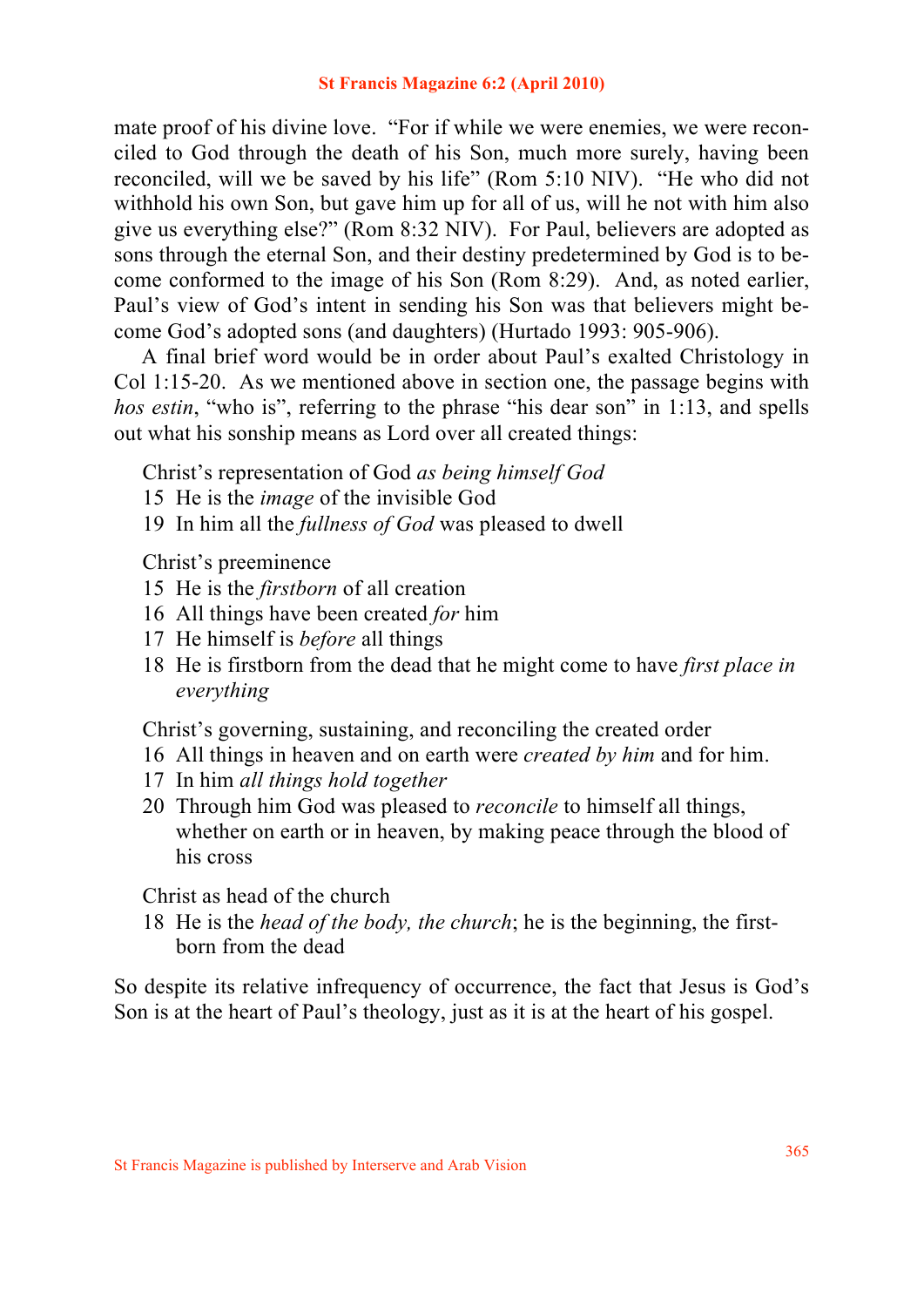mate proof of his divine love. "For if while we were enemies, we were reconciled to God through the death of his Son, much more surely, having been reconciled, will we be saved by his life" (Rom 5:10 NIV). "He who did not withhold his own Son, but gave him up for all of us, will he not with him also give us everything else?" (Rom 8:32 NIV). For Paul, believers are adopted as sons through the eternal Son, and their destiny predetermined by God is to become conformed to the image of his Son (Rom 8:29). And, as noted earlier, Paul's view of God's intent in sending his Son was that believers might become God's adopted sons (and daughters) (Hurtado 1993: 905-906).

A final brief word would be in order about Paul's exalted Christology in Col 1:15-20. As we mentioned above in section one, the passage begins with *hos estin*, "who is", referring to the phrase "his dear son" in 1:13, and spells out what his sonship means as Lord over all created things:

Christ's representation of God *as being himself God*

15 He is the *image* of the invisible God
19 In him all the *fullness of God* was pleased to dwell

Christ's preeminence

15 He is the *firstborn* of all creation
16 All things have been created *for* him
17 He himself is *before* all things
18 He is firstborn from the dead that he might come to have *first place in everything*

Christ's governing, sustaining, and reconciling the created order

16 All things in heaven and on earth were *created by him* and for him.
17 In him *all things hold together*
20 Through him God was pleased to *reconcile* to himself all things, whether on earth or in heaven, by making peace through the blood of his cross

Christ as head of the church

18 He is the *head of the body, the church*; he is the beginning, the firstborn from the dead

So despite its relative infrequency of occurrence, the fact that Jesus is God's Son is at the heart of Paul's theology, just as it is at the heart of his gospel.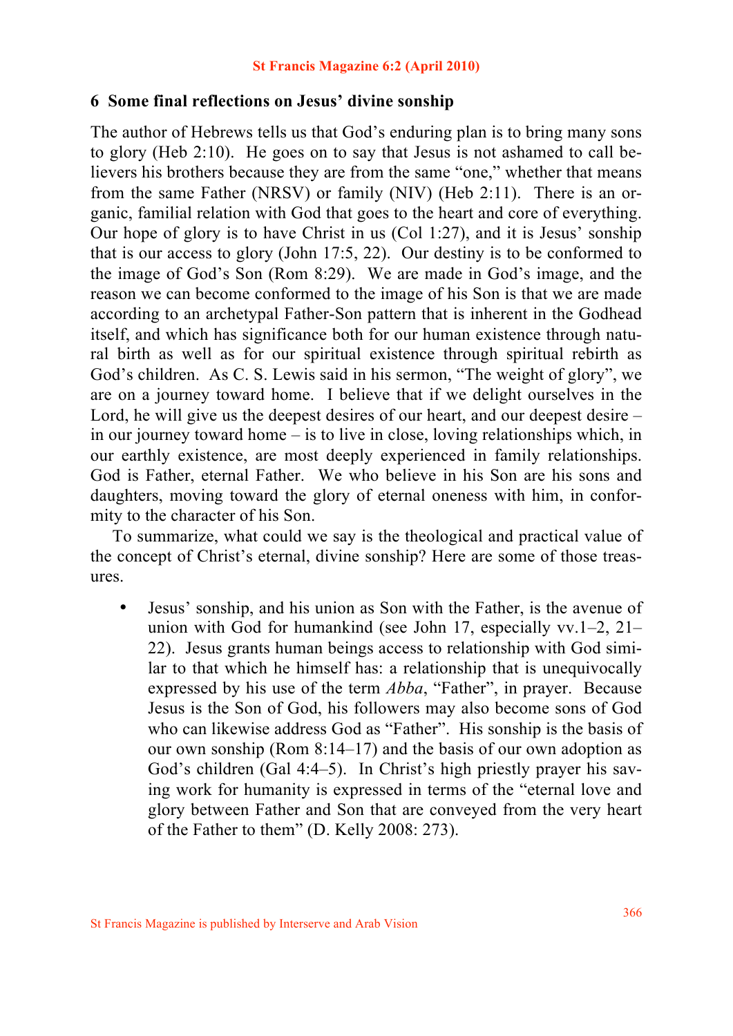## 6 Some final reflections on Jesus' divine sonship

The author of Hebrews tells us that God's enduring plan is to bring many sons to glory (Heb 2:10). He goes on to say that Jesus is not ashamed to call believers his brothers because they are from the same "one," whether that means from the same Father (NRSV) or family (NIV) (Heb 2:11). There is an organic, familial relation with God that goes to the heart and core of everything. Our hope of glory is to have Christ in us (Col 1:27), and it is Jesus' sonship that is our access to glory (John 17:5, 22). Our destiny is to be conformed to the image of God's Son (Rom 8:29). We are made in God's image, and the reason we can become conformed to the image of his Son is that we are made according to an archetypal Father-Son pattern that is inherent in the Godhead itself, and which has significance both for our human existence through natural birth as well as for our spiritual existence through spiritual rebirth as God's children. As C. S. Lewis said in his sermon, "The weight of glory", we are on a journey toward home. I believe that if we delight ourselves in the Lord, he will give us the deepest desires of our heart, and our deepest desire – in our journey toward home – is to live in close, loving relationships which, in our earthly existence, are most deeply experienced in family relationships. God is Father, eternal Father. We who believe in his Son are his sons and daughters, moving toward the glory of eternal oneness with him, in conformity to the character of his Son.

To summarize, what could we say is the theological and practical value of the concept of Christ's eternal, divine sonship? Here are some of those treasures.

- Jesus' sonship, and his union as Son with the Father, is the avenue of union with God for humankind (see John 17, especially vv.1–2, 21–22). Jesus grants human beings access to relationship with God similar to that which he himself has: a relationship that is unequivocally expressed by his use of the term *Abba*, "Father", in prayer. Because Jesus is the Son of God, his followers may also become sons of God who can likewise address God as "Father". His sonship is the basis of our own sonship (Rom 8:14–17) and the basis of our own adoption as God's children (Gal 4:4–5). In Christ's high priestly prayer his saving work for humanity is expressed in terms of the "eternal love and glory between Father and Son that are conveyed from the very heart of the Father to them" (D. Kelly 2008: 273).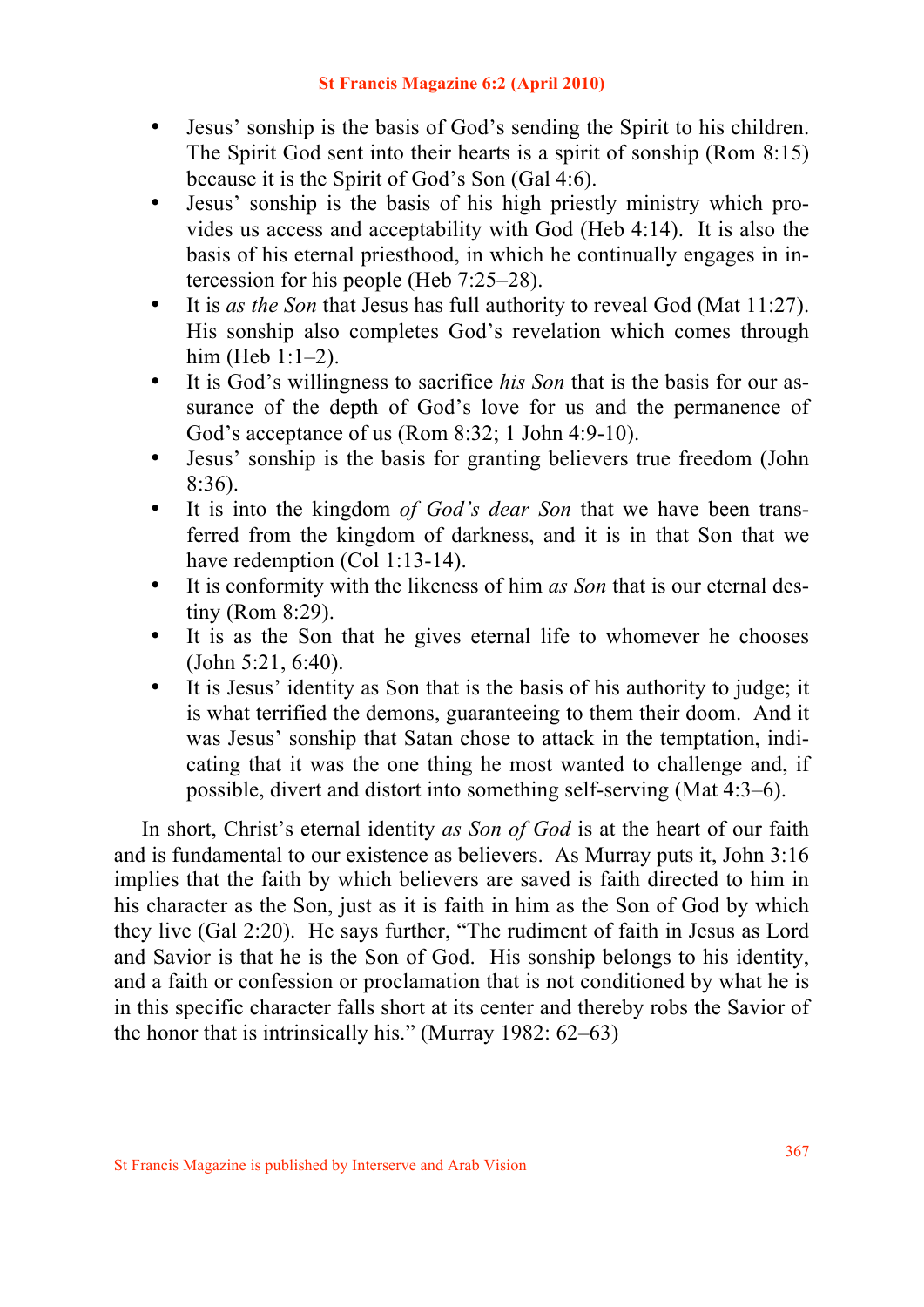- Jesus' sonship is the basis of God's sending the Spirit to his children. The Spirit God sent into their hearts is a spirit of sonship (Rom 8:15) because it is the Spirit of God's Son (Gal 4:6).
- Jesus' sonship is the basis of his high priestly ministry which provides us access and acceptability with God (Heb 4:14). It is also the basis of his eternal priesthood, in which he continually engages in intercession for his people (Heb 7:25–28).
- It is *as the Son* that Jesus has full authority to reveal God (Mat 11:27). His sonship also completes God's revelation which comes through him (Heb 1:1–2).
- It is God's willingness to sacrifice *his Son* that is the basis for our assurance of the depth of God's love for us and the permanence of God's acceptance of us (Rom 8:32; 1 John 4:9-10).
- Jesus' sonship is the basis for granting believers true freedom (John 8:36).
- It is into the kingdom *of God's dear Son* that we have been transferred from the kingdom of darkness, and it is in that Son that we have redemption (Col 1:13-14).
- It is conformity with the likeness of him *as Son* that is our eternal destiny (Rom 8:29).
- It is as the Son that he gives eternal life to whomever he chooses (John 5:21, 6:40).
- It is Jesus' identity as Son that is the basis of his authority to judge; it is what terrified the demons, guaranteeing to them their doom. And it was Jesus' sonship that Satan chose to attack in the temptation, indicating that it was the one thing he most wanted to challenge and, if possible, divert and distort into something self-serving (Mat 4:3–6).

In short, Christ's eternal identity *as Son of God* is at the heart of our faith and is fundamental to our existence as believers. As Murray puts it, John 3:16 implies that the faith by which believers are saved is faith directed to him in his character as the Son, just as it is faith in him as the Son of God by which they live (Gal 2:20). He says further, "The rudiment of faith in Jesus as Lord and Savior is that he is the Son of God. His sonship belongs to his identity, and a faith or confession or proclamation that is not conditioned by what he is in this specific character falls short at its center and thereby robs the Savior of the honor that is intrinsically his." (Murray 1982: 62–63)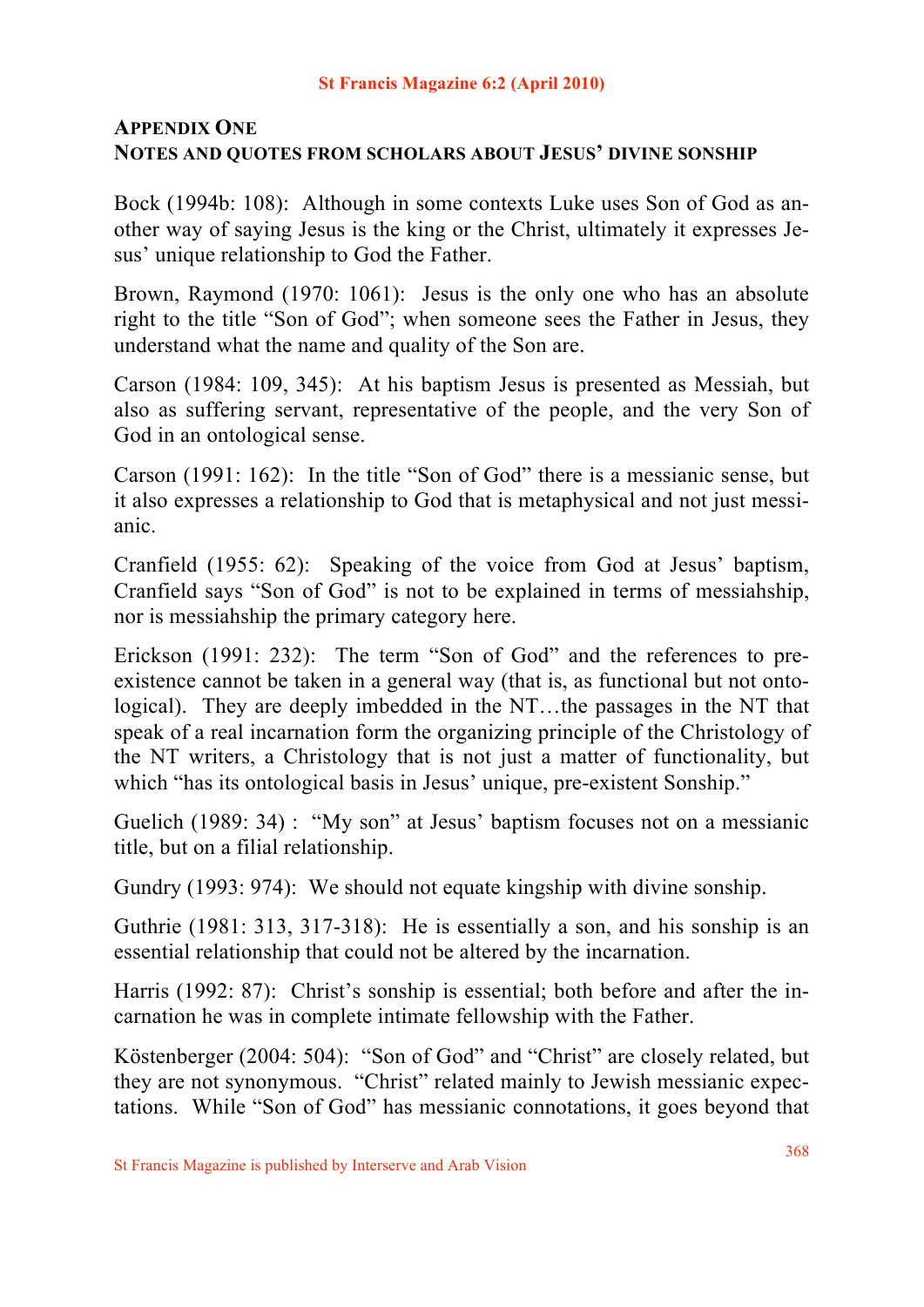## APPENDIX ONE
## NOTES AND QUOTES FROM SCHOLARS ABOUT JESUS' DIVINE SONSHIP

Bock (1994b: 108): Although in some contexts Luke uses Son of God as another way of saying Jesus is the king or the Christ, ultimately it expresses Jesus' unique relationship to God the Father.

Brown, Raymond (1970: 1061): Jesus is the only one who has an absolute right to the title "Son of God"; when someone sees the Father in Jesus, they understand what the name and quality of the Son are.

Carson (1984: 109, 345): At his baptism Jesus is presented as Messiah, but also as suffering servant, representative of the people, and the very Son of God in an ontological sense.

Carson (1991: 162): In the title "Son of God" there is a messianic sense, but it also expresses a relationship to God that is metaphysical and not just messianic.

Cranfield (1955: 62): Speaking of the voice from God at Jesus' baptism, Cranfield says "Son of God" is not to be explained in terms of messiahship, nor is messiahship the primary category here.

Erickson (1991: 232): The term "Son of God" and the references to pre-existence cannot be taken in a general way (that is, as functional but not ontological). They are deeply imbedded in the NT…the passages in the NT that speak of a real incarnation form the organizing principle of the Christology of the NT writers, a Christology that is not just a matter of functionality, but which "has its ontological basis in Jesus' unique, pre-existent Sonship."

Guelich (1989: 34) : "My son" at Jesus' baptism focuses not on a messianic title, but on a filial relationship.

Gundry (1993: 974): We should not equate kingship with divine sonship.

Guthrie (1981: 313, 317-318): He is essentially a son, and his sonship is an essential relationship that could not be altered by the incarnation.

Harris (1992: 87): Christ's sonship is essential; both before and after the incarnation he was in complete intimate fellowship with the Father.

Köstenberger (2004: 504): "Son of God" and "Christ" are closely related, but they are not synonymous. "Christ" related mainly to Jewish messianic expectations. While "Son of God" has messianic connotations, it goes beyond that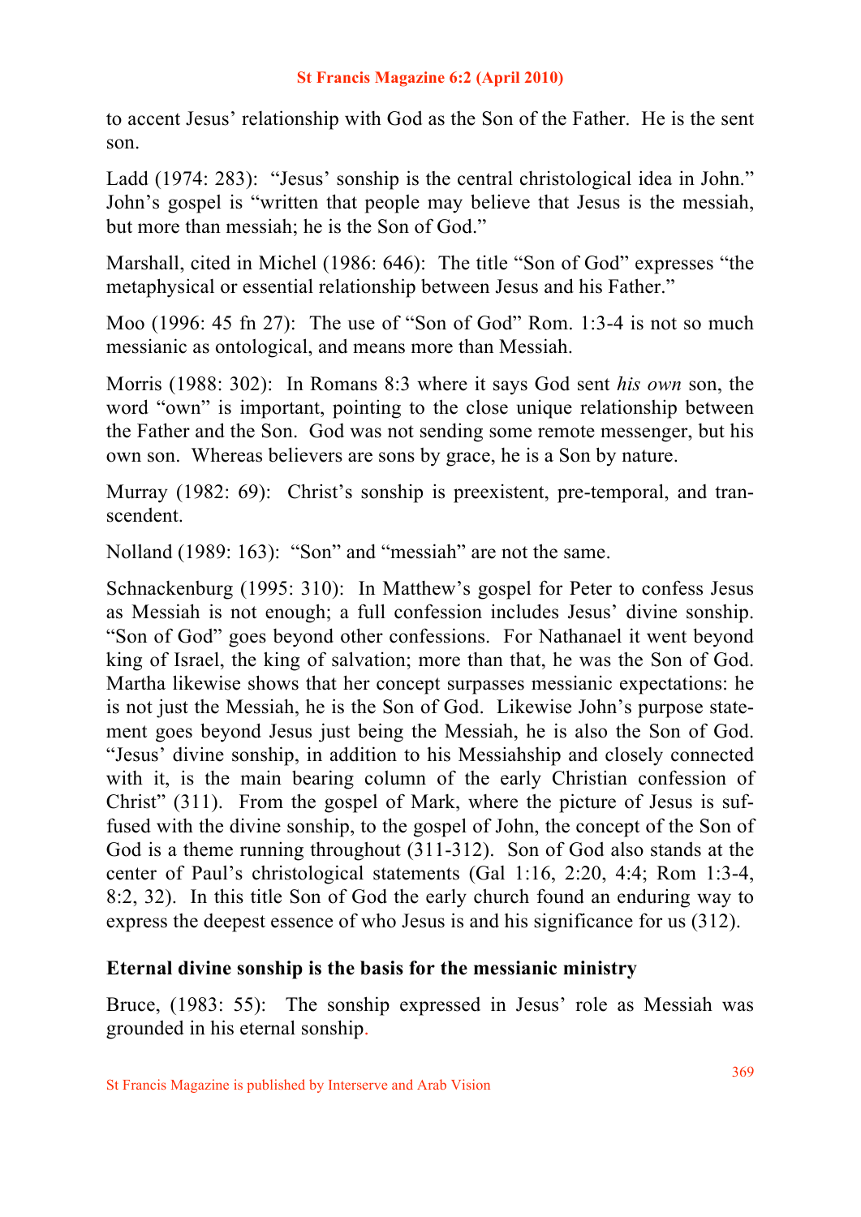to accent Jesus' relationship with God as the Son of the Father. He is the sent son.

Ladd (1974: 283): "Jesus' sonship is the central christological idea in John." John's gospel is "written that people may believe that Jesus is the messiah, but more than messiah; he is the Son of God."

Marshall, cited in Michel (1986: 646): The title "Son of God" expresses "the metaphysical or essential relationship between Jesus and his Father."

Moo (1996: 45 fn 27): The use of "Son of God" Rom. 1:3-4 is not so much messianic as ontological, and means more than Messiah.

Morris (1988: 302): In Romans 8:3 where it says God sent *his own* son, the word "own" is important, pointing to the close unique relationship between the Father and the Son. God was not sending some remote messenger, but his own son. Whereas believers are sons by grace, he is a Son by nature.

Murray (1982: 69): Christ's sonship is preexistent, pre-temporal, and transcendent.

Nolland (1989: 163): "Son" and "messiah" are not the same.

Schnackenburg (1995: 310): In Matthew's gospel for Peter to confess Jesus as Messiah is not enough; a full confession includes Jesus' divine sonship. "Son of God" goes beyond other confessions. For Nathanael it went beyond king of Israel, the king of salvation; more than that, he was the Son of God. Martha likewise shows that her concept surpasses messianic expectations: he is not just the Messiah, he is the Son of God. Likewise John's purpose statement goes beyond Jesus just being the Messiah, he is also the Son of God. "Jesus' divine sonship, in addition to his Messiahship and closely connected with it, is the main bearing column of the early Christian confession of Christ" (311). From the gospel of Mark, where the picture of Jesus is suffused with the divine sonship, to the gospel of John, the concept of the Son of God is a theme running throughout (311-312). Son of God also stands at the center of Paul's christological statements (Gal 1:16, 2:20, 4:4; Rom 1:3-4, 8:2, 32). In this title Son of God the early church found an enduring way to express the deepest essence of who Jesus is and his significance for us (312).

**Eternal divine sonship is the basis for the messianic ministry**

Bruce, (1983: 55): The sonship expressed in Jesus' role as Messiah was grounded in his eternal sonship.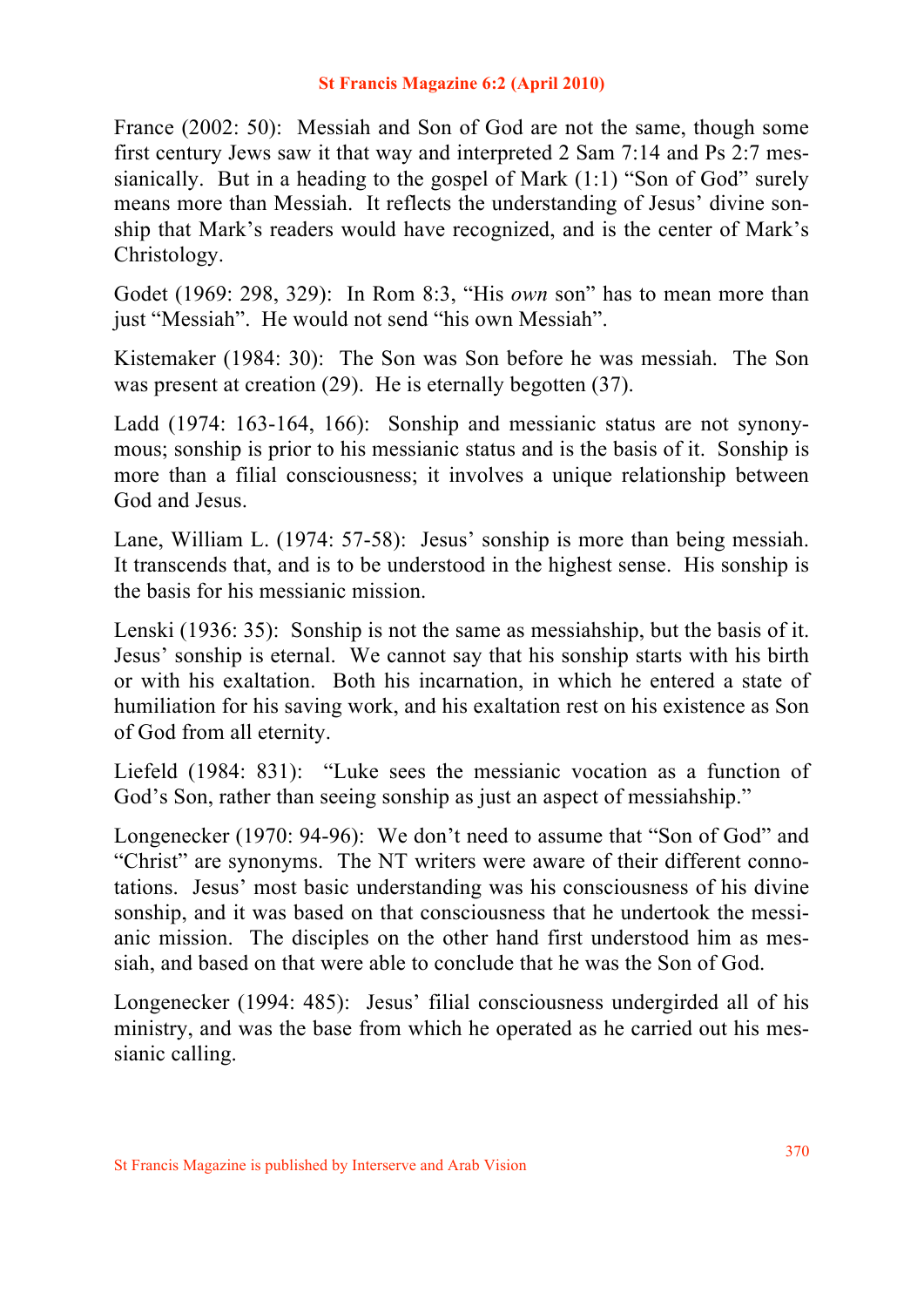France (2002: 50): Messiah and Son of God are not the same, though some first century Jews saw it that way and interpreted 2 Sam 7:14 and Ps 2:7 messianically. But in a heading to the gospel of Mark (1:1) "Son of God" surely means more than Messiah. It reflects the understanding of Jesus' divine sonship that Mark's readers would have recognized, and is the center of Mark's Christology.

Godet (1969: 298, 329): In Rom 8:3, "His *own* son" has to mean more than just "Messiah". He would not send "his own Messiah".

Kistemaker (1984: 30): The Son was Son before he was messiah. The Son was present at creation (29). He is eternally begotten (37).

Ladd (1974: 163-164, 166): Sonship and messianic status are not synonymous; sonship is prior to his messianic status and is the basis of it. Sonship is more than a filial consciousness; it involves a unique relationship between God and Jesus.

Lane, William L. (1974: 57-58): Jesus' sonship is more than being messiah. It transcends that, and is to be understood in the highest sense. His sonship is the basis for his messianic mission.

Lenski (1936: 35): Sonship is not the same as messiahship, but the basis of it. Jesus' sonship is eternal. We cannot say that his sonship starts with his birth or with his exaltation. Both his incarnation, in which he entered a state of humiliation for his saving work, and his exaltation rest on his existence as Son of God from all eternity.

Liefeld (1984: 831): "Luke sees the messianic vocation as a function of God's Son, rather than seeing sonship as just an aspect of messiahship."

Longenecker (1970: 94-96): We don't need to assume that "Son of God" and "Christ" are synonyms. The NT writers were aware of their different connotations. Jesus' most basic understanding was his consciousness of his divine sonship, and it was based on that consciousness that he undertook the messianic mission. The disciples on the other hand first understood him as messiah, and based on that were able to conclude that he was the Son of God.

Longenecker (1994: 485): Jesus' filial consciousness undergirded all of his ministry, and was the base from which he operated as he carried out his messianic calling.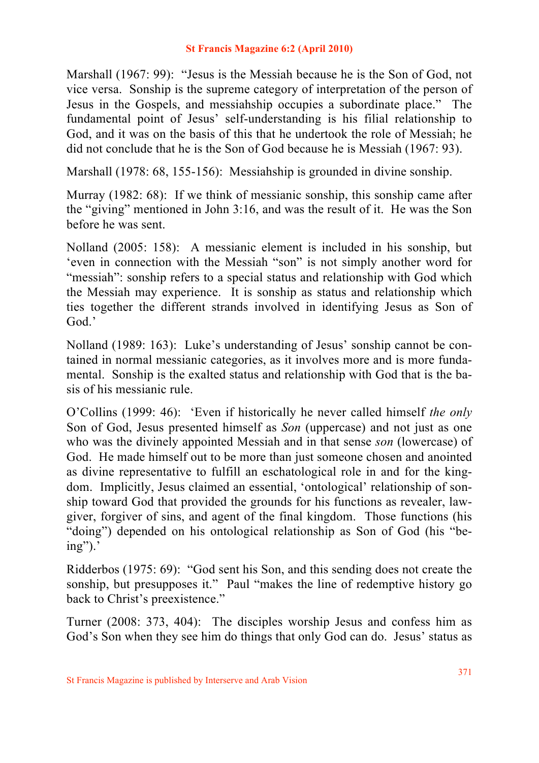Marshall (1967: 99): "Jesus is the Messiah because he is the Son of God, not vice versa. Sonship is the supreme category of interpretation of the person of Jesus in the Gospels, and messiahship occupies a subordinate place." The fundamental point of Jesus' self-understanding is his filial relationship to God, and it was on the basis of this that he undertook the role of Messiah; he did not conclude that he is the Son of God because he is Messiah (1967: 93).

Marshall (1978: 68, 155-156): Messiahship is grounded in divine sonship.

Murray (1982: 68): If we think of messianic sonship, this sonship came after the "giving" mentioned in John 3:16, and was the result of it. He was the Son before he was sent.

Nolland (2005: 158): A messianic element is included in his sonship, but 'even in connection with the Messiah "son" is not simply another word for "messiah": sonship refers to a special status and relationship with God which the Messiah may experience. It is sonship as status and relationship which ties together the different strands involved in identifying Jesus as Son of God.'

Nolland (1989: 163): Luke's understanding of Jesus' sonship cannot be contained in normal messianic categories, as it involves more and is more fundamental. Sonship is the exalted status and relationship with God that is the basis of his messianic rule.

O'Collins (1999: 46): 'Even if historically he never called himself *the only* Son of God, Jesus presented himself as *Son* (uppercase) and not just as one who was the divinely appointed Messiah and in that sense *son* (lowercase) of God. He made himself out to be more than just someone chosen and anointed as divine representative to fulfill an eschatological role in and for the kingdom. Implicitly, Jesus claimed an essential, 'ontological' relationship of sonship toward God that provided the grounds for his functions as revealer, lawgiver, forgiver of sins, and agent of the final kingdom. Those functions (his "doing") depended on his ontological relationship as Son of God (his "being").'

Ridderbos (1975: 69): "God sent his Son, and this sending does not create the sonship, but presupposes it." Paul "makes the line of redemptive history go back to Christ's preexistence."

Turner (2008: 373, 404): The disciples worship Jesus and confess him as God's Son when they see him do things that only God can do. Jesus' status as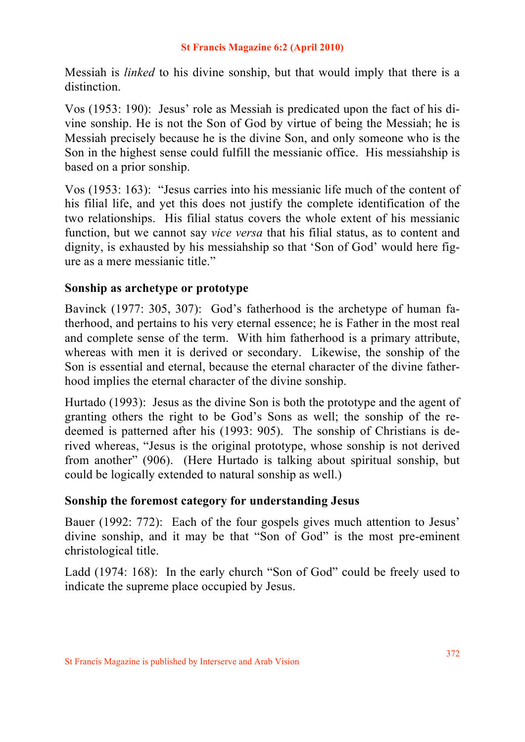Messiah is *linked* to his divine sonship, but that would imply that there is a distinction.

Vos (1953: 190): Jesus' role as Messiah is predicated upon the fact of his divine sonship. He is not the Son of God by virtue of being the Messiah; he is Messiah precisely because he is the divine Son, and only someone who is the Son in the highest sense could fulfill the messianic office. His messiahship is based on a prior sonship.

Vos (1953: 163): "Jesus carries into his messianic life much of the content of his filial life, and yet this does not justify the complete identification of the two relationships. His filial status covers the whole extent of his messianic function, but we cannot say *vice versa* that his filial status, as to content and dignity, is exhausted by his messiahship so that 'Son of God' would here figure as a mere messianic title."

### Sonship as archetype or prototype

Bavinck (1977: 305, 307): God's fatherhood is the archetype of human fatherhood, and pertains to his very eternal essence; he is Father in the most real and complete sense of the term. With him fatherhood is a primary attribute, whereas with men it is derived or secondary. Likewise, the sonship of the Son is essential and eternal, because the eternal character of the divine fatherhood implies the eternal character of the divine sonship.

Hurtado (1993): Jesus as the divine Son is both the prototype and the agent of granting others the right to be God's Sons as well; the sonship of the redeemed is patterned after his (1993: 905). The sonship of Christians is derived whereas, "Jesus is the original prototype, whose sonship is not derived from another" (906). (Here Hurtado is talking about spiritual sonship, but could be logically extended to natural sonship as well.)

### Sonship the foremost category for understanding Jesus

Bauer (1992: 772): Each of the four gospels gives much attention to Jesus' divine sonship, and it may be that "Son of God" is the most pre-eminent christological title.

Ladd (1974: 168): In the early church "Son of God" could be freely used to indicate the supreme place occupied by Jesus.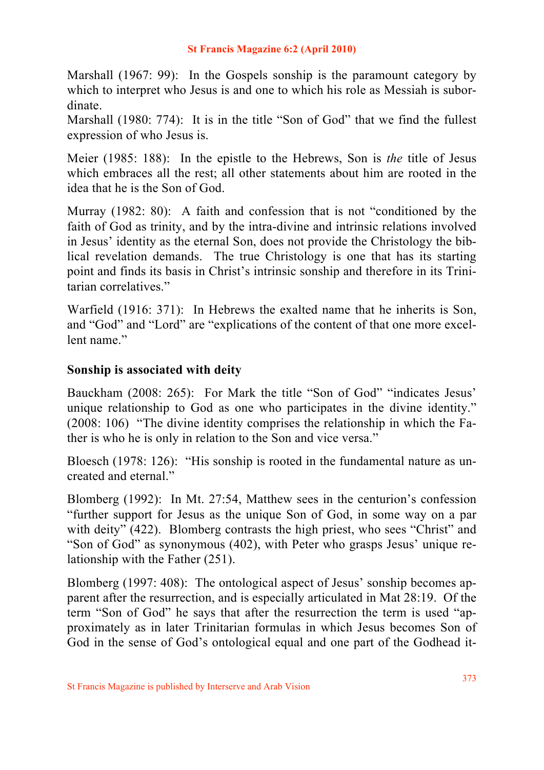Marshall (1967: 99): In the Gospels sonship is the paramount category by which to interpret who Jesus is and one to which his role as Messiah is subordinate.
Marshall (1980: 774): It is in the title "Son of God" that we find the fullest expression of who Jesus is.

Meier (1985: 188): In the epistle to the Hebrews, Son is *the* title of Jesus which embraces all the rest; all other statements about him are rooted in the idea that he is the Son of God.

Murray (1982: 80): A faith and confession that is not "conditioned by the faith of God as trinity, and by the intra-divine and intrinsic relations involved in Jesus' identity as the eternal Son, does not provide the Christology the biblical revelation demands. The true Christology is one that has its starting point and finds its basis in Christ's intrinsic sonship and therefore in its Trinitarian correlatives."

Warfield (1916: 371): In Hebrews the exalted name that he inherits is Son, and "God" and "Lord" are "explications of the content of that one more excellent name."

**Sonship is associated with deity**

Bauckham (2008: 265): For Mark the title "Son of God" "indicates Jesus' unique relationship to God as one who participates in the divine identity." (2008: 106) "The divine identity comprises the relationship in which the Father is who he is only in relation to the Son and vice versa."

Bloesch (1978: 126): "His sonship is rooted in the fundamental nature as uncreated and eternal."

Blomberg (1992): In Mt. 27:54, Matthew sees in the centurion's confession "further support for Jesus as the unique Son of God, in some way on a par with deity" (422). Blomberg contrasts the high priest, who sees "Christ" and "Son of God" as synonymous (402), with Peter who grasps Jesus' unique relationship with the Father (251).

Blomberg (1997: 408): The ontological aspect of Jesus' sonship becomes apparent after the resurrection, and is especially articulated in Mat 28:19. Of the term "Son of God" he says that after the resurrection the term is used "approximately as in later Trinitarian formulas in which Jesus becomes Son of God in the sense of God's ontological equal and one part of the Godhead it-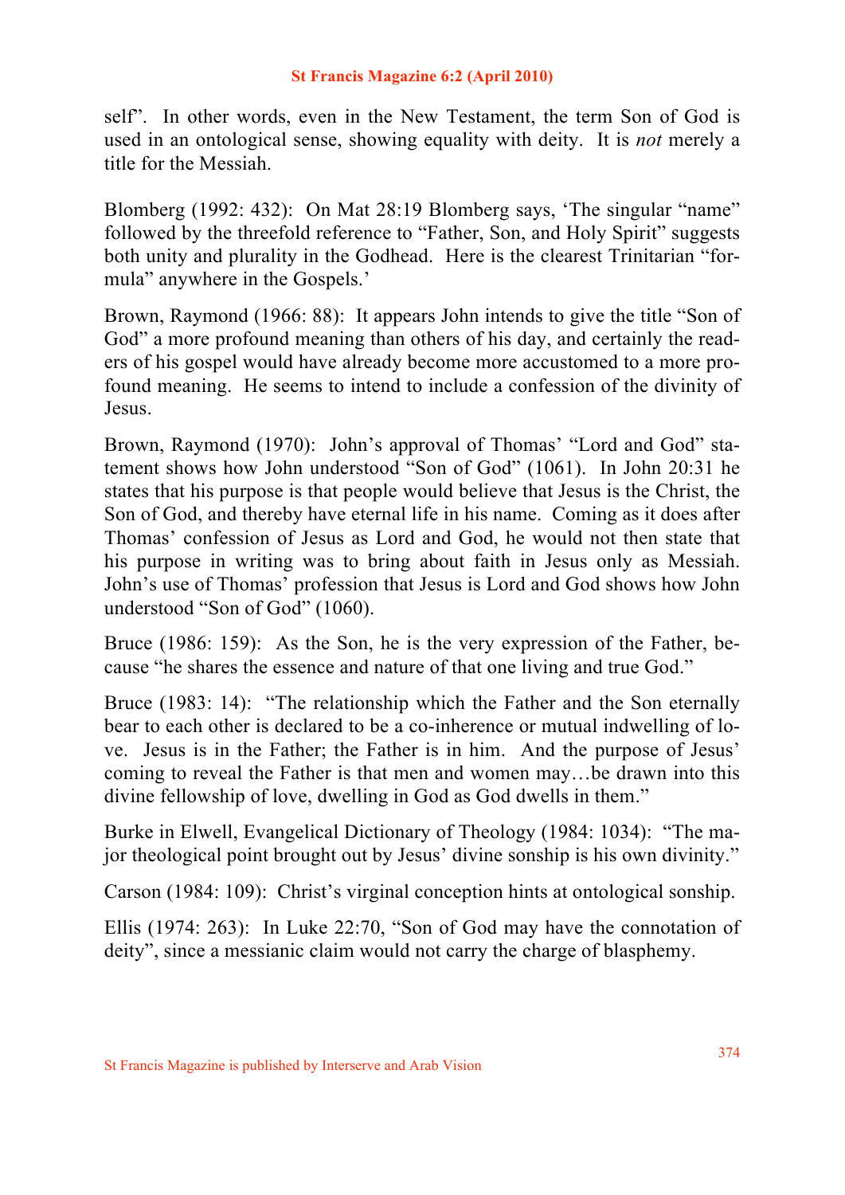self". In other words, even in the New Testament, the term Son of God is used in an ontological sense, showing equality with deity. It is *not* merely a title for the Messiah.

Blomberg (1992: 432): On Mat 28:19 Blomberg says, 'The singular "name" followed by the threefold reference to "Father, Son, and Holy Spirit" suggests both unity and plurality in the Godhead. Here is the clearest Trinitarian "formula" anywhere in the Gospels.'

Brown, Raymond (1966: 88): It appears John intends to give the title "Son of God" a more profound meaning than others of his day, and certainly the readers of his gospel would have already become more accustomed to a more profound meaning. He seems to intend to include a confession of the divinity of Jesus.

Brown, Raymond (1970): John's approval of Thomas' "Lord and God" statement shows how John understood "Son of God" (1061). In John 20:31 he states that his purpose is that people would believe that Jesus is the Christ, the Son of God, and thereby have eternal life in his name. Coming as it does after Thomas' confession of Jesus as Lord and God, he would not then state that his purpose in writing was to bring about faith in Jesus only as Messiah. John's use of Thomas' profession that Jesus is Lord and God shows how John understood "Son of God" (1060).

Bruce (1986: 159): As the Son, he is the very expression of the Father, because "he shares the essence and nature of that one living and true God."

Bruce (1983: 14): "The relationship which the Father and the Son eternally bear to each other is declared to be a co-inherence or mutual indwelling of love. Jesus is in the Father; the Father is in him. And the purpose of Jesus' coming to reveal the Father is that men and women may…be drawn into this divine fellowship of love, dwelling in God as God dwells in them."

Burke in Elwell, Evangelical Dictionary of Theology (1984: 1034): "The major theological point brought out by Jesus' divine sonship is his own divinity."

Carson (1984: 109): Christ's virginal conception hints at ontological sonship.

Ellis (1974: 263): In Luke 22:70, "Son of God may have the connotation of deity", since a messianic claim would not carry the charge of blasphemy.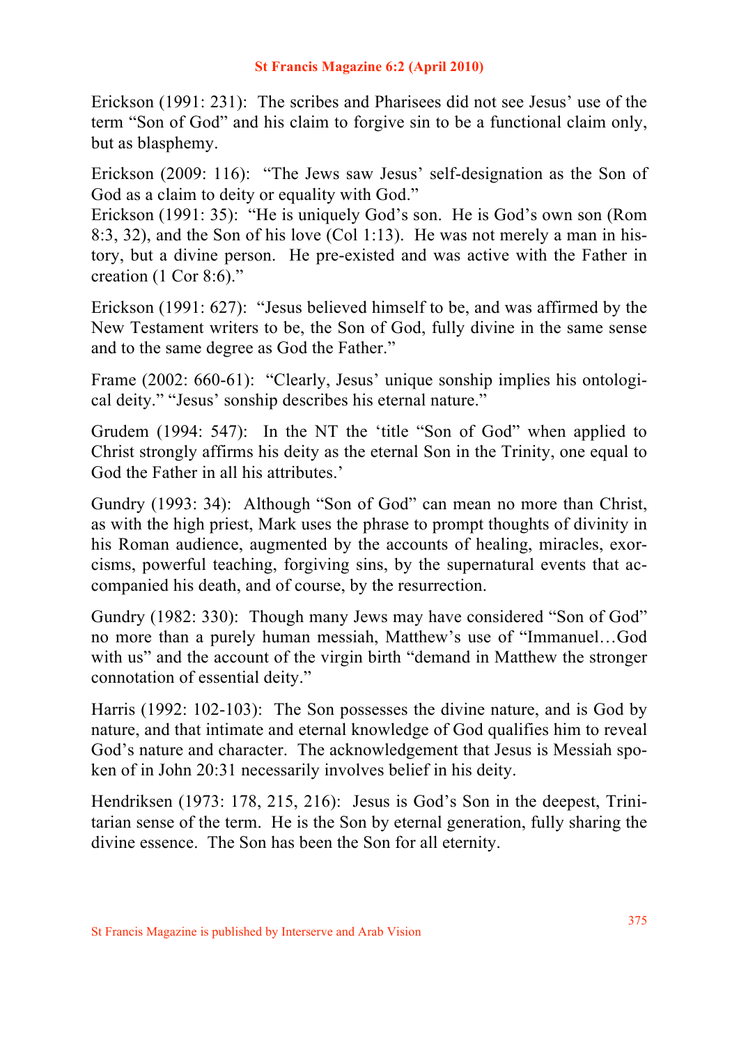Erickson (1991: 231): The scribes and Pharisees did not see Jesus' use of the term "Son of God" and his claim to forgive sin to be a functional claim only, but as blasphemy.

Erickson (2009: 116): "The Jews saw Jesus' self-designation as the Son of God as a claim to deity or equality with God."
Erickson (1991: 35): "He is uniquely God's son. He is God's own son (Rom 8:3, 32), and the Son of his love (Col 1:13). He was not merely a man in history, but a divine person. He pre-existed and was active with the Father in creation (1 Cor 8:6)."

Erickson (1991: 627): "Jesus believed himself to be, and was affirmed by the New Testament writers to be, the Son of God, fully divine in the same sense and to the same degree as God the Father."

Frame (2002: 660-61): "Clearly, Jesus' unique sonship implies his ontological deity." "Jesus' sonship describes his eternal nature."

Grudem (1994: 547): In the NT the 'title "Son of God" when applied to Christ strongly affirms his deity as the eternal Son in the Trinity, one equal to God the Father in all his attributes.'

Gundry (1993: 34): Although "Son of God" can mean no more than Christ, as with the high priest, Mark uses the phrase to prompt thoughts of divinity in his Roman audience, augmented by the accounts of healing, miracles, exorcisms, powerful teaching, forgiving sins, by the supernatural events that accompanied his death, and of course, by the resurrection.

Gundry (1982: 330): Though many Jews may have considered "Son of God" no more than a purely human messiah, Matthew's use of "Immanuel…God with us" and the account of the virgin birth "demand in Matthew the stronger connotation of essential deity."

Harris (1992: 102-103): The Son possesses the divine nature, and is God by nature, and that intimate and eternal knowledge of God qualifies him to reveal God's nature and character. The acknowledgement that Jesus is Messiah spoken of in John 20:31 necessarily involves belief in his deity.

Hendriksen (1973: 178, 215, 216): Jesus is God's Son in the deepest, Trinitarian sense of the term. He is the Son by eternal generation, fully sharing the divine essence. The Son has been the Son for all eternity.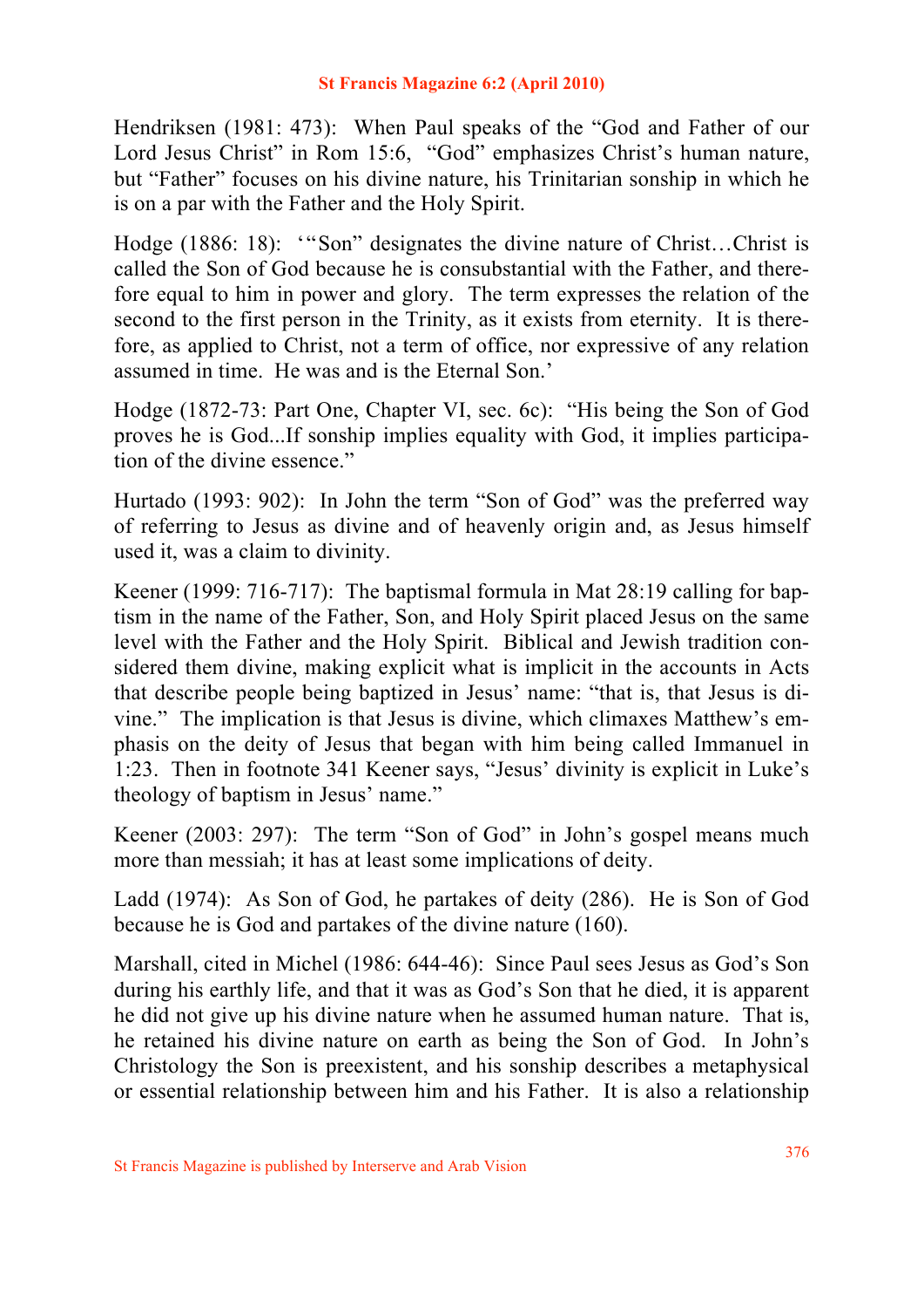Hendriksen (1981: 473): When Paul speaks of the "God and Father of our Lord Jesus Christ" in Rom 15:6, "God" emphasizes Christ's human nature, but "Father" focuses on his divine nature, his Trinitarian sonship in which he is on a par with the Father and the Holy Spirit.

Hodge (1886: 18): '"Son" designates the divine nature of Christ…Christ is called the Son of God because he is consubstantial with the Father, and therefore equal to him in power and glory. The term expresses the relation of the second to the first person in the Trinity, as it exists from eternity. It is therefore, as applied to Christ, not a term of office, nor expressive of any relation assumed in time. He was and is the Eternal Son.'

Hodge (1872-73: Part One, Chapter VI, sec. 6c): "His being the Son of God proves he is God...If sonship implies equality with God, it implies participation of the divine essence."

Hurtado (1993: 902): In John the term "Son of God" was the preferred way of referring to Jesus as divine and of heavenly origin and, as Jesus himself used it, was a claim to divinity.

Keener (1999: 716-717): The baptismal formula in Mat 28:19 calling for baptism in the name of the Father, Son, and Holy Spirit placed Jesus on the same level with the Father and the Holy Spirit. Biblical and Jewish tradition considered them divine, making explicit what is implicit in the accounts in Acts that describe people being baptized in Jesus' name: "that is, that Jesus is divine." The implication is that Jesus is divine, which climaxes Matthew's emphasis on the deity of Jesus that began with him being called Immanuel in 1:23. Then in footnote 341 Keener says, "Jesus' divinity is explicit in Luke's theology of baptism in Jesus' name."

Keener (2003: 297): The term "Son of God" in John's gospel means much more than messiah; it has at least some implications of deity.

Ladd (1974): As Son of God, he partakes of deity (286). He is Son of God because he is God and partakes of the divine nature (160).

Marshall, cited in Michel (1986: 644-46): Since Paul sees Jesus as God's Son during his earthly life, and that it was as God's Son that he died, it is apparent he did not give up his divine nature when he assumed human nature. That is, he retained his divine nature on earth as being the Son of God. In John's Christology the Son is preexistent, and his sonship describes a metaphysical or essential relationship between him and his Father. It is also a relationship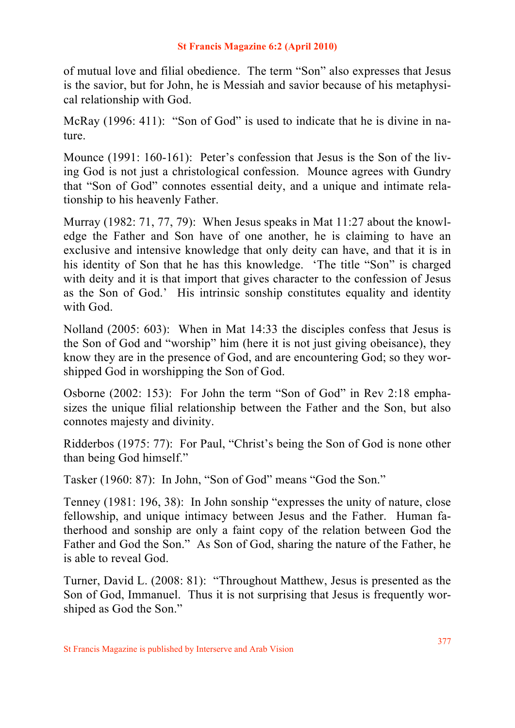of mutual love and filial obedience. The term "Son" also expresses that Jesus is the savior, but for John, he is Messiah and savior because of his metaphysical relationship with God.

McRay (1996: 411): "Son of God" is used to indicate that he is divine in nature.

Mounce (1991: 160-161): Peter's confession that Jesus is the Son of the living God is not just a christological confession. Mounce agrees with Gundry that "Son of God" connotes essential deity, and a unique and intimate relationship to his heavenly Father.

Murray (1982: 71, 77, 79): When Jesus speaks in Mat 11:27 about the knowledge the Father and Son have of one another, he is claiming to have an exclusive and intensive knowledge that only deity can have, and that it is in his identity of Son that he has this knowledge. 'The title "Son" is charged with deity and it is that import that gives character to the confession of Jesus as the Son of God.' His intrinsic sonship constitutes equality and identity with God.

Nolland (2005: 603): When in Mat 14:33 the disciples confess that Jesus is the Son of God and "worship" him (here it is not just giving obeisance), they know they are in the presence of God, and are encountering God; so they worshipped God in worshipping the Son of God.

Osborne (2002: 153): For John the term "Son of God" in Rev 2:18 emphasizes the unique filial relationship between the Father and the Son, but also connotes majesty and divinity.

Ridderbos (1975: 77): For Paul, "Christ's being the Son of God is none other than being God himself."

Tasker (1960: 87): In John, "Son of God" means "God the Son."

Tenney (1981: 196, 38): In John sonship "expresses the unity of nature, close fellowship, and unique intimacy between Jesus and the Father. Human fatherhood and sonship are only a faint copy of the relation between God the Father and God the Son." As Son of God, sharing the nature of the Father, he is able to reveal God.

Turner, David L. (2008: 81): "Throughout Matthew, Jesus is presented as the Son of God, Immanuel. Thus it is not surprising that Jesus is frequently worshiped as God the Son."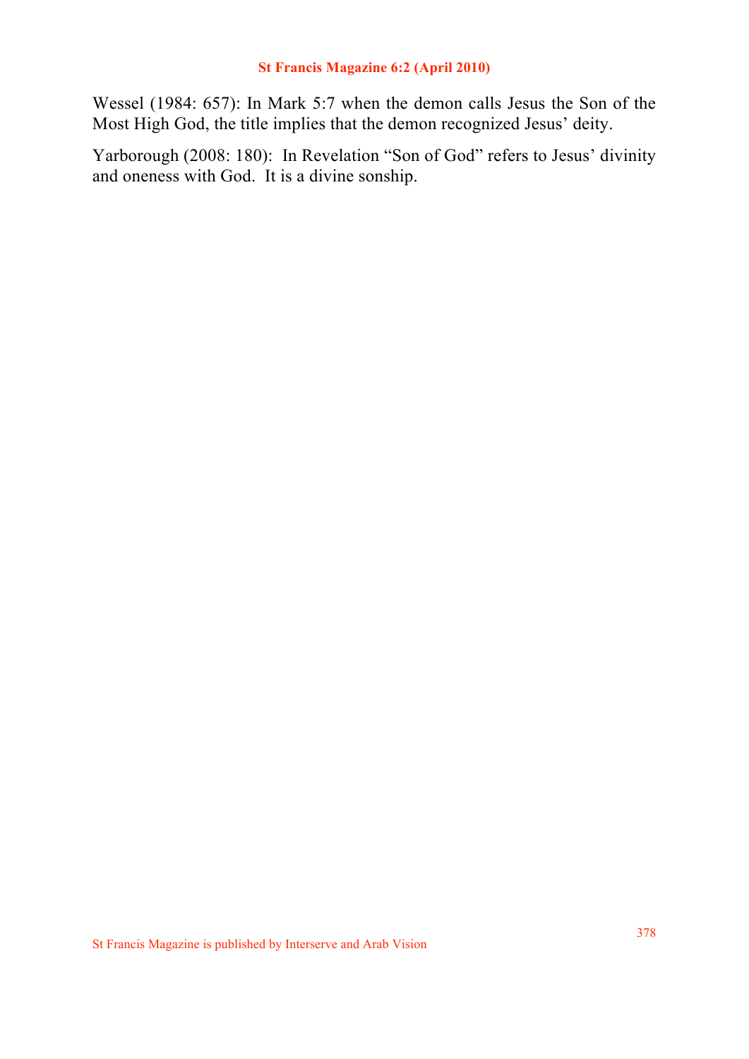Wessel (1984: 657): In Mark 5:7 when the demon calls Jesus the Son of the Most High God, the title implies that the demon recognized Jesus' deity.

Yarborough (2008: 180): In Revelation "Son of God" refers to Jesus' divinity and oneness with God. It is a divine sonship.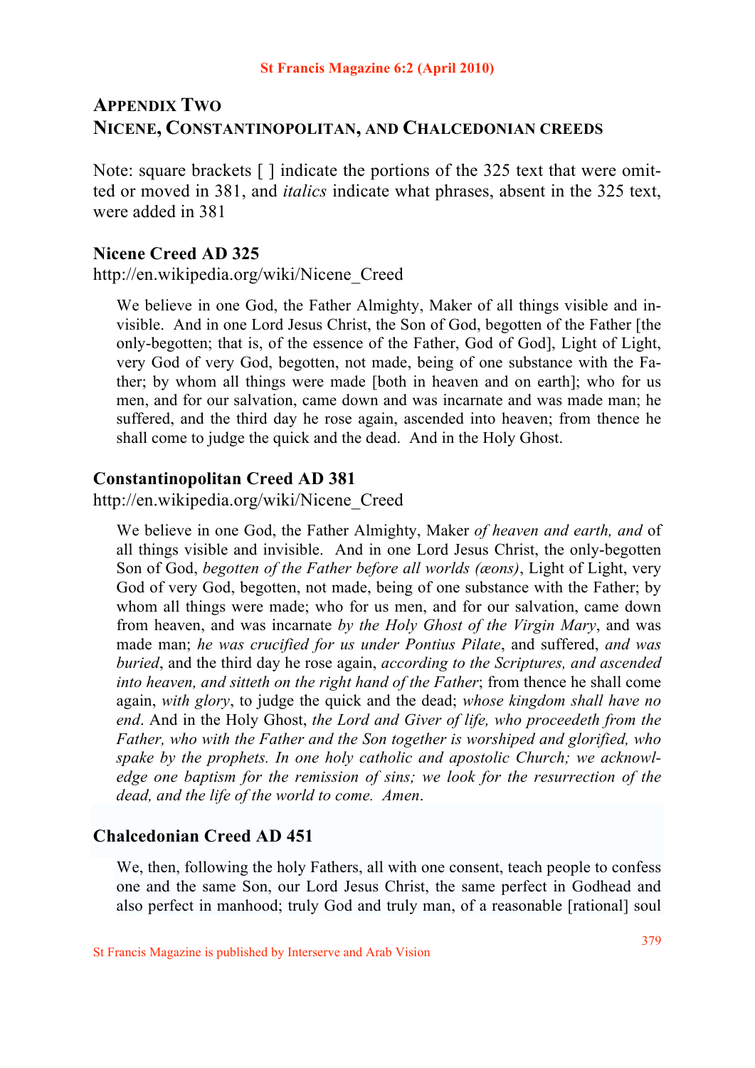## APPENDIX TWO
## NICENE, CONSTANTINOPOLITAN, AND CHALCEDONIAN CREEDS

Note: square brackets [ ] indicate the portions of the 325 text that were omitted or moved in 381, and *italics* indicate what phrases, absent in the 325 text, were added in 381

### Nicene Creed AD 325

http://en.wikipedia.org/wiki/Nicene_Creed

> We believe in one God, the Father Almighty, Maker of all things visible and invisible. And in one Lord Jesus Christ, the Son of God, begotten of the Father [the only-begotten; that is, of the essence of the Father, God of God], Light of Light, very God of very God, begotten, not made, being of one substance with the Father; by whom all things were made [both in heaven and on earth]; who for us men, and for our salvation, came down and was incarnate and was made man; he suffered, and the third day he rose again, ascended into heaven; from thence he shall come to judge the quick and the dead. And in the Holy Ghost.

### Constantinopolitan Creed AD 381

http://en.wikipedia.org/wiki/Nicene_Creed

> We believe in one God, the Father Almighty, Maker *of heaven and earth, and* of all things visible and invisible. And in one Lord Jesus Christ, the only-begotten Son of God, *begotten of the Father before all worlds (æons)*, Light of Light, very God of very God, begotten, not made, being of one substance with the Father; by whom all things were made; who for us men, and for our salvation, came down from heaven, and was incarnate *by the Holy Ghost of the Virgin Mary*, and was made man; *he was crucified for us under Pontius Pilate*, and suffered, *and was buried*, and the third day he rose again, *according to the Scriptures, and ascended into heaven, and sitteth on the right hand of the Father*; from thence he shall come again, *with glory*, to judge the quick and the dead; *whose kingdom shall have no end*. And in the Holy Ghost, *the Lord and Giver of life, who proceedeth from the Father, who with the Father and the Son together is worshiped and glorified, who spake by the prophets. In one holy catholic and apostolic Church; we acknowledge one baptism for the remission of sins; we look for the resurrection of the dead, and the life of the world to come. Amen*.

### Chalcedonian Creed AD 451

> We, then, following the holy Fathers, all with one consent, teach people to confess one and the same Son, our Lord Jesus Christ, the same perfect in Godhead and also perfect in manhood; truly God and truly man, of a reasonable [rational] soul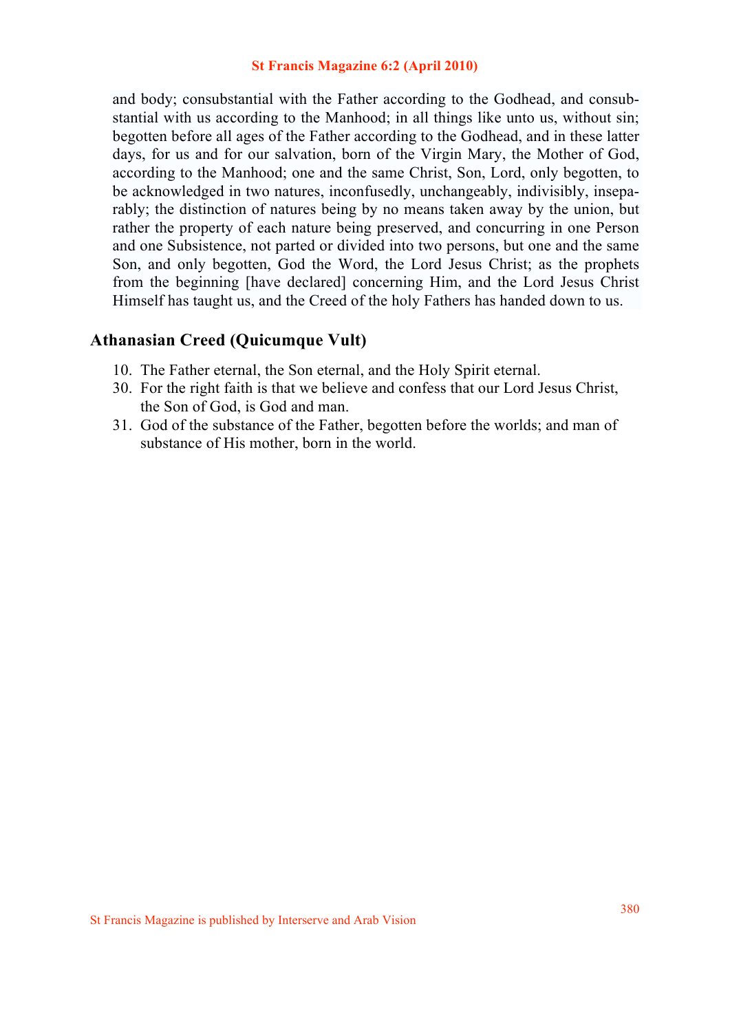> and body; consubstantial with the Father according to the Godhead, and consubstantial with us according to the Manhood; in all things like unto us, without sin; begotten before all ages of the Father according to the Godhead, and in these latter days, for us and for our salvation, born of the Virgin Mary, the Mother of God, according to the Manhood; one and the same Christ, Son, Lord, only begotten, to be acknowledged in two natures, inconfusedly, unchangeably, indivisibly, inseparably; the distinction of natures being by no means taken away by the union, but rather the property of each nature being preserved, and concurring in one Person and one Subsistence, not parted or divided into two persons, but one and the same Son, and only begotten, God the Word, the Lord Jesus Christ; as the prophets from the beginning [have declared] concerning Him, and the Lord Jesus Christ Himself has taught us, and the Creed of the holy Fathers has handed down to us.

## Athanasian Creed (Quicumque Vult)

10. The Father eternal, the Son eternal, and the Holy Spirit eternal.
30. For the right faith is that we believe and confess that our Lord Jesus Christ, the Son of God, is God and man.
31. God of the substance of the Father, begotten before the worlds; and man of substance of His mother, born in the world.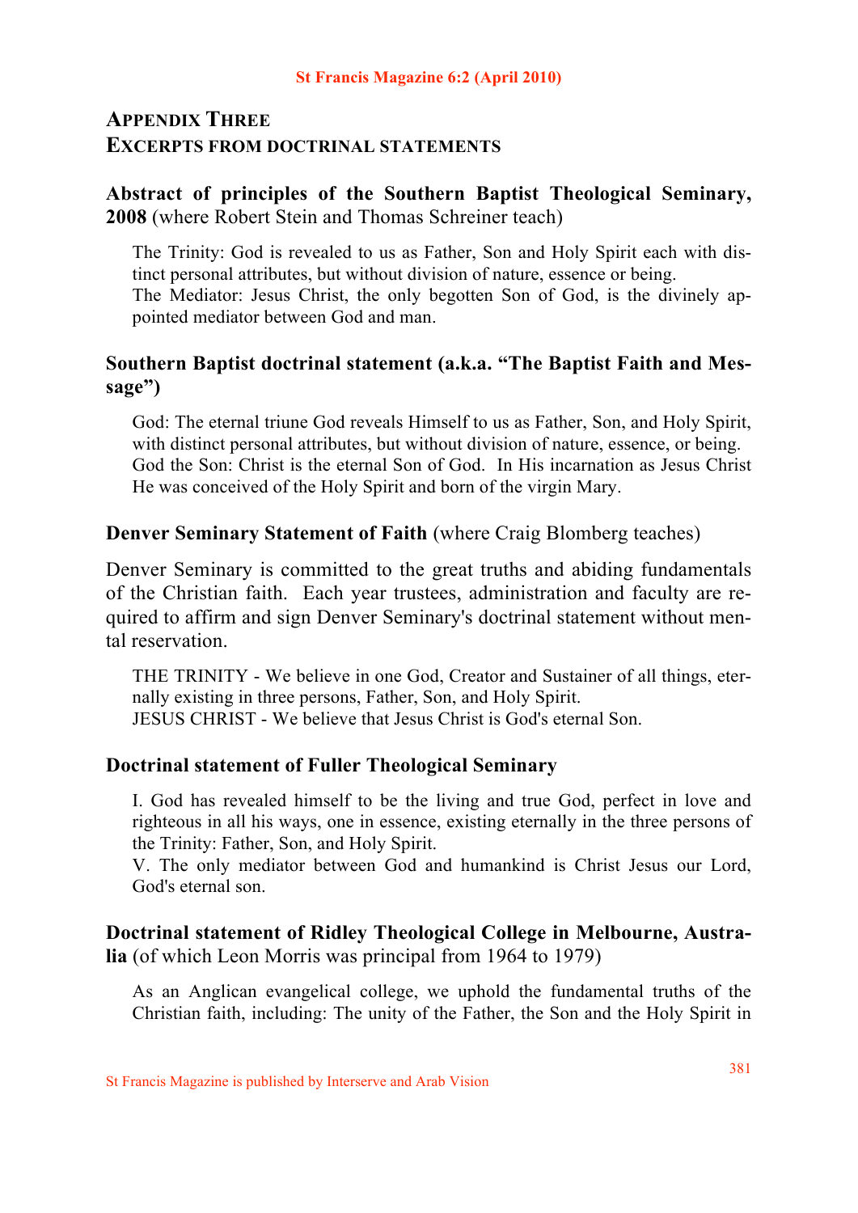## APPENDIX THREE
## EXCERPTS FROM DOCTRINAL STATEMENTS

### Abstract of principles of the Southern Baptist Theological Seminary, 2008 (where Robert Stein and Thomas Schreiner teach)

> The Trinity: God is revealed to us as Father, Son and Holy Spirit each with distinct personal attributes, but without division of nature, essence or being.
> The Mediator: Jesus Christ, the only begotten Son of God, is the divinely appointed mediator between God and man.

### Southern Baptist doctrinal statement (a.k.a. "The Baptist Faith and Message")

> God: The eternal triune God reveals Himself to us as Father, Son, and Holy Spirit, with distinct personal attributes, but without division of nature, essence, or being.
> God the Son: Christ is the eternal Son of God. In His incarnation as Jesus Christ He was conceived of the Holy Spirit and born of the virgin Mary.

### Denver Seminary Statement of Faith (where Craig Blomberg teaches)

Denver Seminary is committed to the great truths and abiding fundamentals of the Christian faith. Each year trustees, administration and faculty are required to affirm and sign Denver Seminary's doctrinal statement without mental reservation.

> THE TRINITY - We believe in one God, Creator and Sustainer of all things, eternally existing in three persons, Father, Son, and Holy Spirit.
> JESUS CHRIST - We believe that Jesus Christ is God's eternal Son.

### Doctrinal statement of Fuller Theological Seminary

> I. God has revealed himself to be the living and true God, perfect in love and righteous in all his ways, one in essence, existing eternally in the three persons of the Trinity: Father, Son, and Holy Spirit.
> V. The only mediator between God and humankind is Christ Jesus our Lord, God's eternal son.

### Doctrinal statement of Ridley Theological College in Melbourne, Australia (of which Leon Morris was principal from 1964 to 1979)

> As an Anglican evangelical college, we uphold the fundamental truths of the Christian faith, including: The unity of the Father, the Son and the Holy Spirit in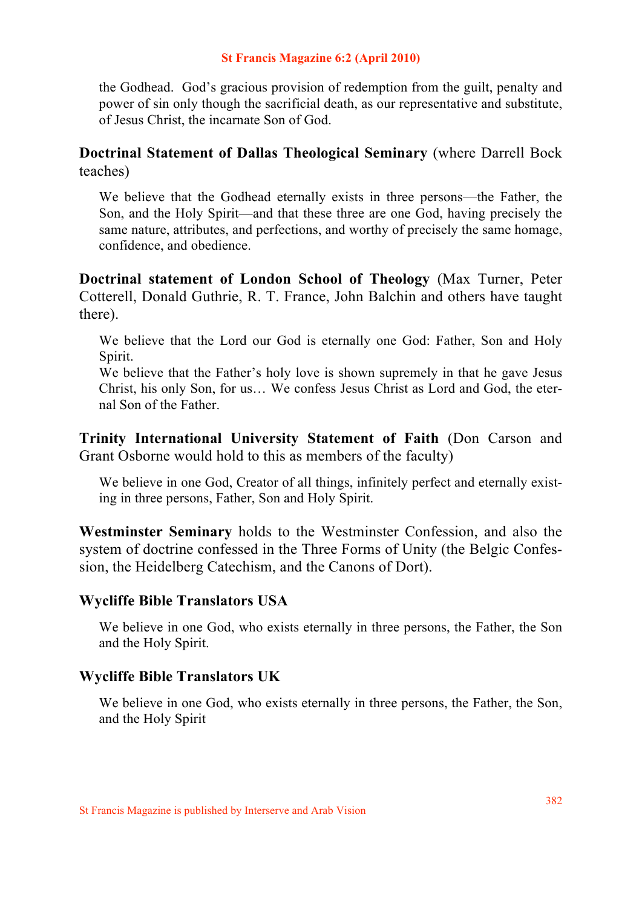the Godhead. God's gracious provision of redemption from the guilt, penalty and power of sin only though the sacrificial death, as our representative and substitute, of Jesus Christ, the incarnate Son of God.

**Doctrinal Statement of Dallas Theological Seminary** (where Darrell Bock teaches)

> We believe that the Godhead eternally exists in three persons—the Father, the Son, and the Holy Spirit—and that these three are one God, having precisely the same nature, attributes, and perfections, and worthy of precisely the same homage, confidence, and obedience.

**Doctrinal statement of London School of Theology** (Max Turner, Peter Cotterell, Donald Guthrie, R. T. France, John Balchin and others have taught there).

> We believe that the Lord our God is eternally one God: Father, Son and Holy Spirit.
> We believe that the Father's holy love is shown supremely in that he gave Jesus Christ, his only Son, for us… We confess Jesus Christ as Lord and God, the eternal Son of the Father.

**Trinity International University Statement of Faith** (Don Carson and Grant Osborne would hold to this as members of the faculty)

> We believe in one God, Creator of all things, infinitely perfect and eternally existing in three persons, Father, Son and Holy Spirit.

**Westminster Seminary** holds to the Westminster Confession, and also the system of doctrine confessed in the Three Forms of Unity (the Belgic Confession, the Heidelberg Catechism, and the Canons of Dort).

**Wycliffe Bible Translators USA**

> We believe in one God, who exists eternally in three persons, the Father, the Son and the Holy Spirit.

**Wycliffe Bible Translators UK**

> We believe in one God, who exists eternally in three persons, the Father, the Son, and the Holy Spirit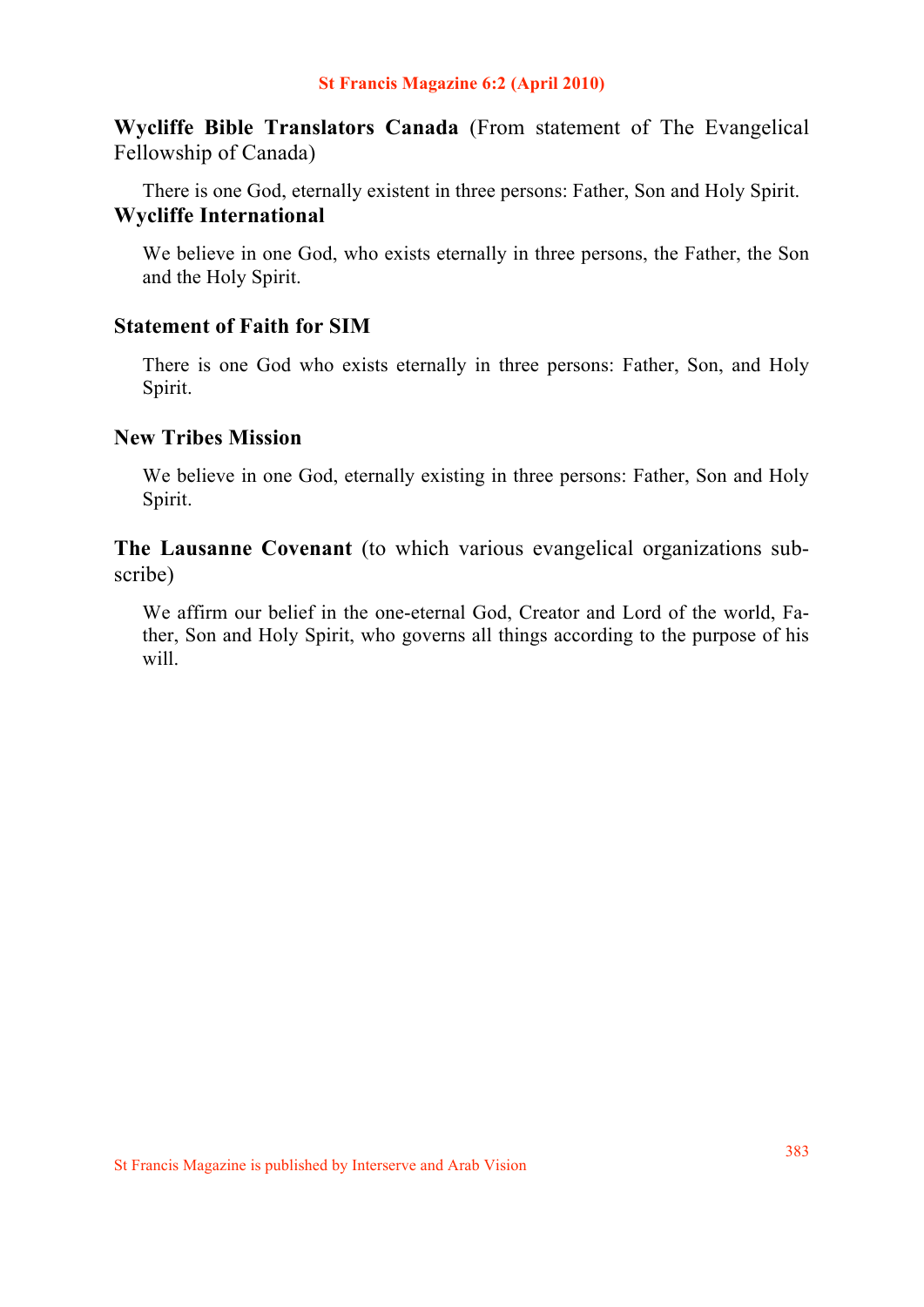**Wycliffe Bible Translators Canada** (From statement of The Evangelical Fellowship of Canada)

> There is one God, eternally existent in three persons: Father, Son and Holy Spirit.

**Wycliffe International**

> We believe in one God, who exists eternally in three persons, the Father, the Son and the Holy Spirit.

**Statement of Faith for SIM**

> There is one God who exists eternally in three persons: Father, Son, and Holy Spirit.

**New Tribes Mission**

> We believe in one God, eternally existing in three persons: Father, Son and Holy Spirit.

**The Lausanne Covenant** (to which various evangelical organizations subscribe)

> We affirm our belief in the one-eternal God, Creator and Lord of the world, Father, Son and Holy Spirit, who governs all things according to the purpose of his will.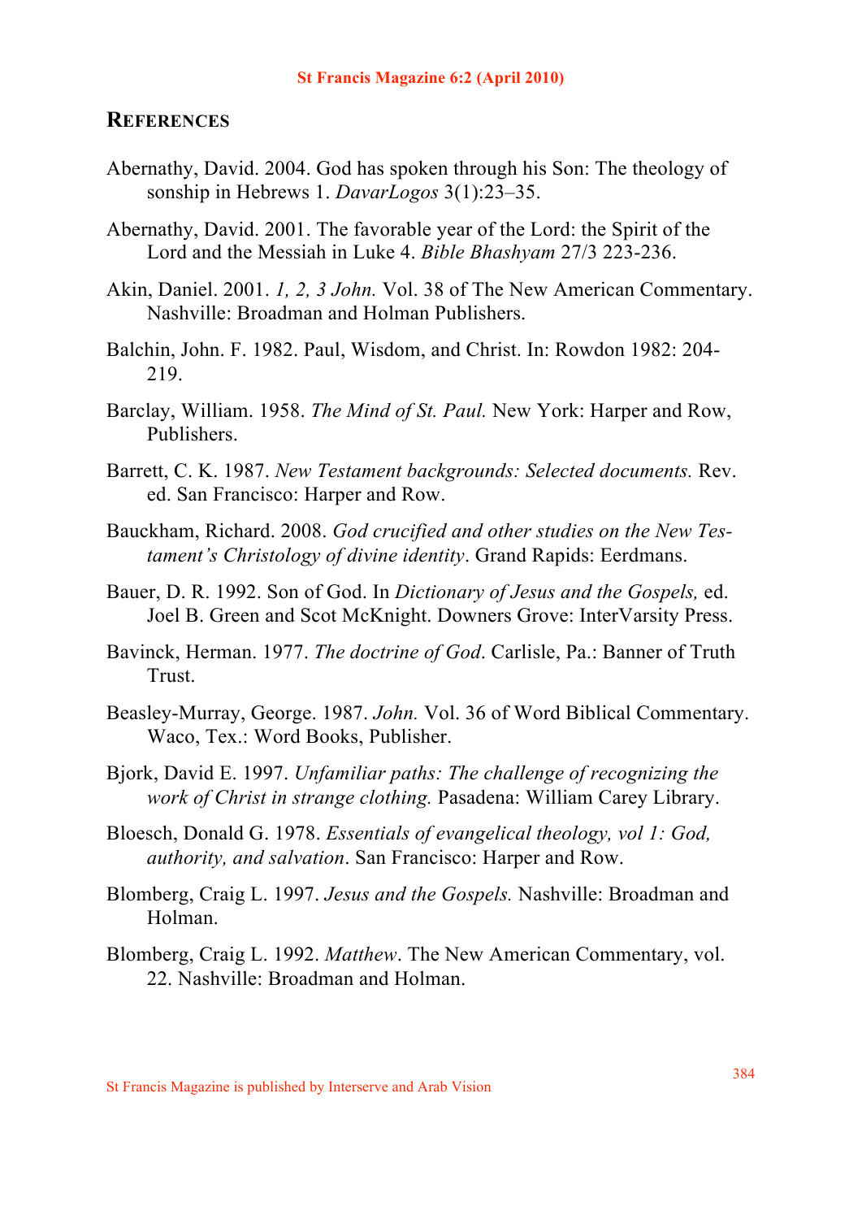## REFERENCES

Abernathy, David. 2004. God has spoken through his Son: The theology of sonship in Hebrews 1. *DavarLogos* 3(1):23–35.

Abernathy, David. 2001. The favorable year of the Lord: the Spirit of the Lord and the Messiah in Luke 4. *Bible Bhashyam* 27/3 223-236.

Akin, Daniel. 2001. *1, 2, 3 John.* Vol. 38 of The New American Commentary. Nashville: Broadman and Holman Publishers.

Balchin, John. F. 1982. Paul, Wisdom, and Christ. In: Rowdon 1982: 204-219.

Barclay, William. 1958. *The Mind of St. Paul.* New York: Harper and Row, Publishers.

Barrett, C. K. 1987. *New Testament backgrounds: Selected documents.* Rev. ed. San Francisco: Harper and Row.

Bauckham, Richard. 2008. *God crucified and other studies on the New Testament's Christology of divine identity*. Grand Rapids: Eerdmans.

Bauer, D. R. 1992. Son of God. In *Dictionary of Jesus and the Gospels,* ed. Joel B. Green and Scot McKnight. Downers Grove: InterVarsity Press.

Bavinck, Herman. 1977. *The doctrine of God*. Carlisle, Pa.: Banner of Truth Trust.

Beasley-Murray, George. 1987. *John.* Vol. 36 of Word Biblical Commentary. Waco, Tex.: Word Books, Publisher.

Bjork, David E. 1997. *Unfamiliar paths: The challenge of recognizing the work of Christ in strange clothing.* Pasadena: William Carey Library.

Bloesch, Donald G. 1978. *Essentials of evangelical theology, vol 1: God, authority, and salvation*. San Francisco: Harper and Row.

Blomberg, Craig L. 1997. *Jesus and the Gospels.* Nashville: Broadman and Holman.

Blomberg, Craig L. 1992. *Matthew*. The New American Commentary, vol. 22. Nashville: Broadman and Holman.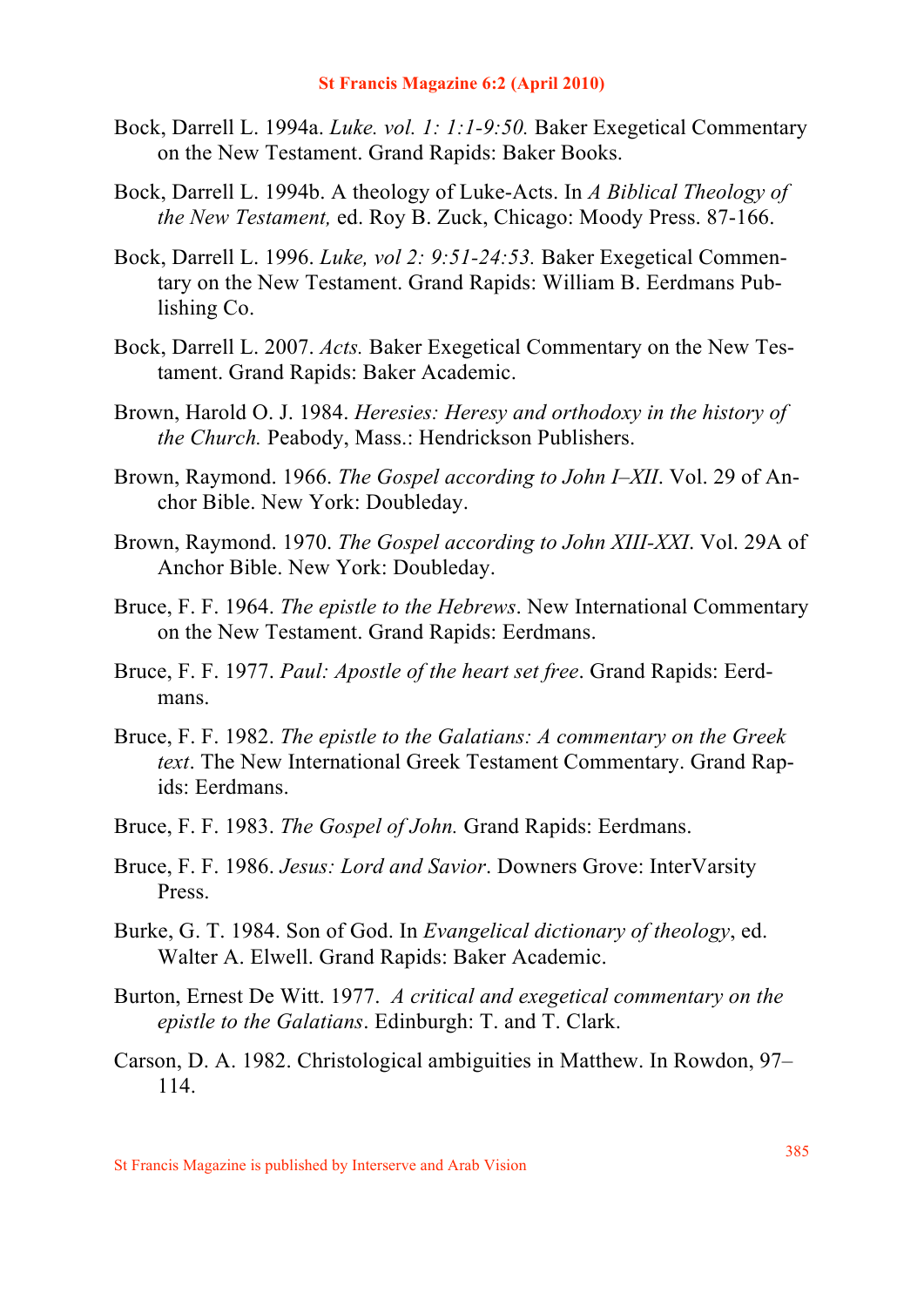Bock, Darrell L. 1994a. *Luke. vol. 1: 1:1-9:50.* Baker Exegetical Commentary on the New Testament. Grand Rapids: Baker Books.

Bock, Darrell L. 1994b. A theology of Luke-Acts. In *A Biblical Theology of the New Testament,* ed. Roy B. Zuck, Chicago: Moody Press. 87-166.

Bock, Darrell L. 1996. *Luke, vol 2: 9:51-24:53.* Baker Exegetical Commentary on the New Testament. Grand Rapids: William B. Eerdmans Publishing Co.

Bock, Darrell L. 2007. *Acts.* Baker Exegetical Commentary on the New Testament. Grand Rapids: Baker Academic.

Brown, Harold O. J. 1984. *Heresies: Heresy and orthodoxy in the history of the Church.* Peabody, Mass.: Hendrickson Publishers.

Brown, Raymond. 1966. *The Gospel according to John I–XII*. Vol. 29 of Anchor Bible. New York: Doubleday.

Brown, Raymond. 1970. *The Gospel according to John XIII-XXI*. Vol. 29A of Anchor Bible. New York: Doubleday.

Bruce, F. F. 1964. *The epistle to the Hebrews*. New International Commentary on the New Testament. Grand Rapids: Eerdmans.

Bruce, F. F. 1977. *Paul: Apostle of the heart set free*. Grand Rapids: Eerdmans.

Bruce, F. F. 1982. *The epistle to the Galatians: A commentary on the Greek text*. The New International Greek Testament Commentary. Grand Rapids: Eerdmans.

Bruce, F. F. 1983. *The Gospel of John.* Grand Rapids: Eerdmans.

Bruce, F. F. 1986. *Jesus: Lord and Savior*. Downers Grove: InterVarsity Press.

Burke, G. T. 1984. Son of God. In *Evangelical dictionary of theology*, ed. Walter A. Elwell. Grand Rapids: Baker Academic.

Burton, Ernest De Witt. 1977. *A critical and exegetical commentary on the epistle to the Galatians*. Edinburgh: T. and T. Clark.

Carson, D. A. 1982. Christological ambiguities in Matthew. In Rowdon, 97–114.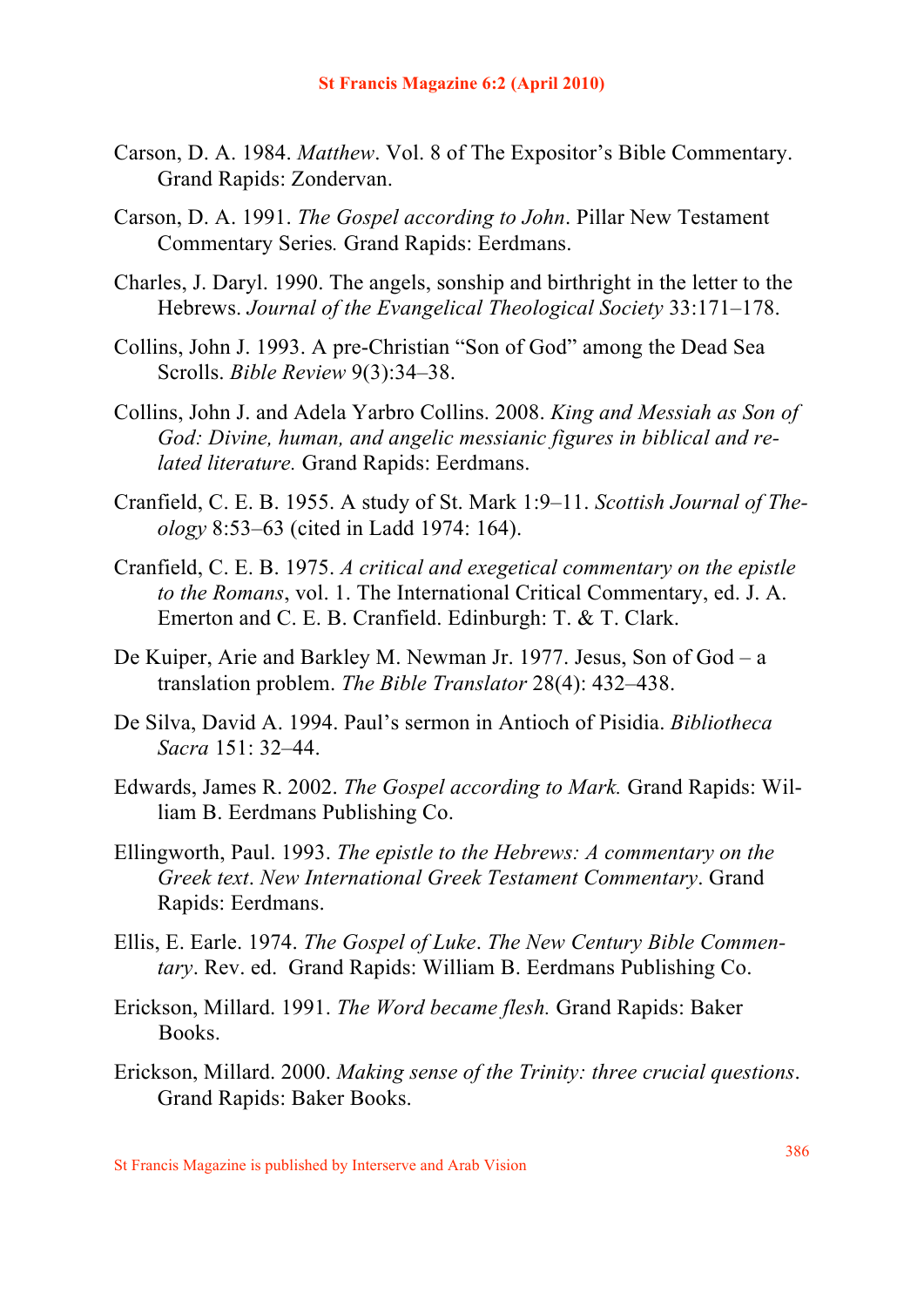Carson, D. A. 1984. *Matthew*. Vol. 8 of The Expositor's Bible Commentary. Grand Rapids: Zondervan.

Carson, D. A. 1991. *The Gospel according to John*. Pillar New Testament Commentary Series*.* Grand Rapids: Eerdmans.

Charles, J. Daryl. 1990. The angels, sonship and birthright in the letter to the Hebrews. *Journal of the Evangelical Theological Society* 33:171–178.

Collins, John J. 1993. A pre-Christian "Son of God" among the Dead Sea Scrolls. *Bible Review* 9(3):34–38.

Collins, John J. and Adela Yarbro Collins. 2008. *King and Messiah as Son of God: Divine, human, and angelic messianic figures in biblical and related literature.* Grand Rapids: Eerdmans.

Cranfield, C. E. B. 1955. A study of St. Mark 1:9–11. *Scottish Journal of Theology* 8:53–63 (cited in Ladd 1974: 164).

Cranfield, C. E. B. 1975. *A critical and exegetical commentary on the epistle to the Romans*, vol. 1. The International Critical Commentary, ed. J. A. Emerton and C. E. B. Cranfield. Edinburgh: T. & T. Clark.

De Kuiper, Arie and Barkley M. Newman Jr. 1977. Jesus, Son of God – a translation problem. *The Bible Translator* 28(4): 432–438.

De Silva, David A. 1994. Paul's sermon in Antioch of Pisidia. *Bibliotheca Sacra* 151: 32–44.

Edwards, James R. 2002. *The Gospel according to Mark.* Grand Rapids: William B. Eerdmans Publishing Co.

Ellingworth, Paul. 1993. *The epistle to the Hebrews: A commentary on the Greek text*. *New International Greek Testament Commentary*. Grand Rapids: Eerdmans.

Ellis, E. Earle. 1974. *The Gospel of Luke*. *The New Century Bible Commentary*. Rev. ed. Grand Rapids: William B. Eerdmans Publishing Co.

Erickson, Millard. 1991. *The Word became flesh.* Grand Rapids: Baker Books.

Erickson, Millard. 2000. *Making sense of the Trinity: three crucial questions*. Grand Rapids: Baker Books.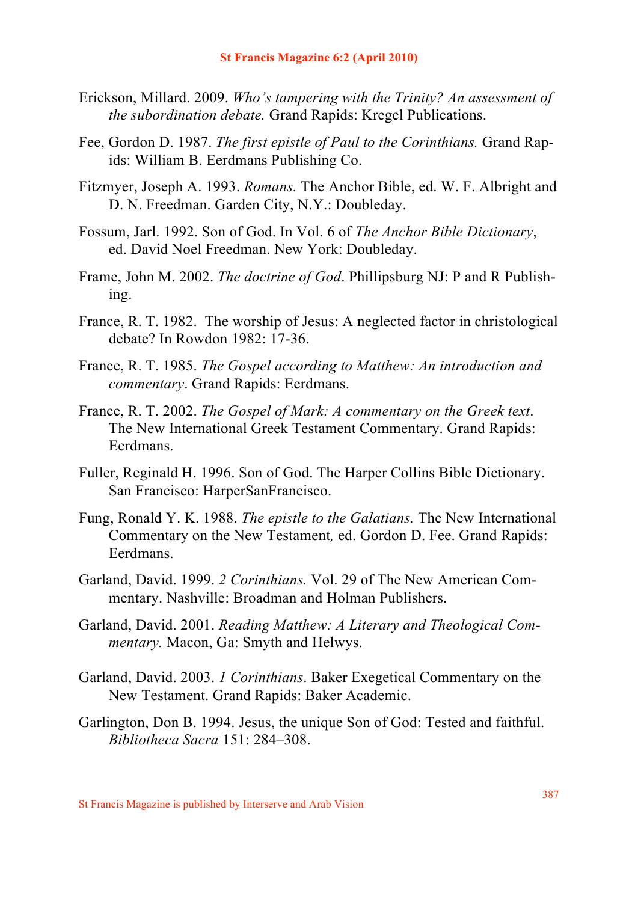Erickson, Millard. 2009. *Who's tampering with the Trinity? An assessment of the subordination debate.* Grand Rapids: Kregel Publications.

Fee, Gordon D. 1987. *The first epistle of Paul to the Corinthians.* Grand Rapids: William B. Eerdmans Publishing Co.

Fitzmyer, Joseph A. 1993. *Romans.* The Anchor Bible, ed. W. F. Albright and D. N. Freedman. Garden City, N.Y.: Doubleday.

Fossum, Jarl. 1992. Son of God. In Vol. 6 of *The Anchor Bible Dictionary*, ed. David Noel Freedman. New York: Doubleday.

Frame, John M. 2002. *The doctrine of God*. Phillipsburg NJ: P and R Publishing.

France, R. T. 1982. The worship of Jesus: A neglected factor in christological debate? In Rowdon 1982: 17-36.

France, R. T. 1985. *The Gospel according to Matthew: An introduction and commentary*. Grand Rapids: Eerdmans.

France, R. T. 2002. *The Gospel of Mark: A commentary on the Greek text*. The New International Greek Testament Commentary. Grand Rapids: Eerdmans.

Fuller, Reginald H. 1996. Son of God. The Harper Collins Bible Dictionary. San Francisco: HarperSanFrancisco.

Fung, Ronald Y. K. 1988. *The epistle to the Galatians.* The New International Commentary on the New Testament*,* ed. Gordon D. Fee. Grand Rapids: Eerdmans.

Garland, David. 1999. *2 Corinthians.* Vol. 29 of The New American Commentary. Nashville: Broadman and Holman Publishers.

Garland, David. 2001. *Reading Matthew: A Literary and Theological Commentary.* Macon, Ga: Smyth and Helwys.

Garland, David. 2003. *1 Corinthians*. Baker Exegetical Commentary on the New Testament. Grand Rapids: Baker Academic.

Garlington, Don B. 1994. Jesus, the unique Son of God: Tested and faithful. *Bibliotheca Sacra* 151: 284–308.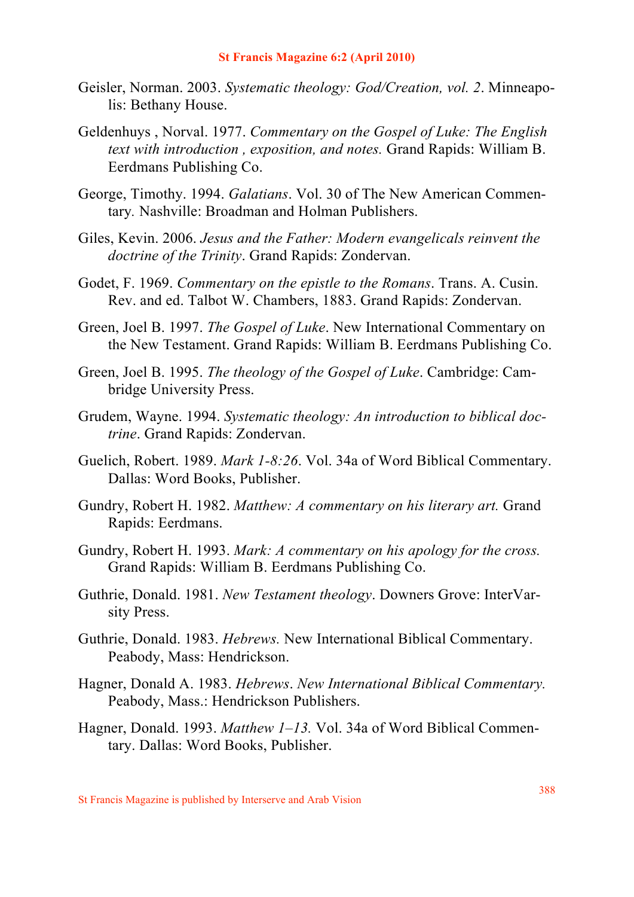Geisler, Norman. 2003. *Systematic theology: God/Creation, vol. 2*. Minneapolis: Bethany House.

Geldenhuys , Norval. 1977. *Commentary on the Gospel of Luke: The English text with introduction , exposition, and notes.* Grand Rapids: William B. Eerdmans Publishing Co.

George, Timothy. 1994. *Galatians*. Vol. 30 of The New American Commentary. Nashville: Broadman and Holman Publishers.

Giles, Kevin. 2006. *Jesus and the Father: Modern evangelicals reinvent the doctrine of the Trinity*. Grand Rapids: Zondervan.

Godet, F. 1969. *Commentary on the epistle to the Romans*. Trans. A. Cusin. Rev. and ed. Talbot W. Chambers, 1883. Grand Rapids: Zondervan.

Green, Joel B. 1997. *The Gospel of Luke*. New International Commentary on the New Testament. Grand Rapids: William B. Eerdmans Publishing Co.

Green, Joel B. 1995. *The theology of the Gospel of Luke*. Cambridge: Cambridge University Press.

Grudem, Wayne. 1994. *Systematic theology: An introduction to biblical doctrine*. Grand Rapids: Zondervan.

Guelich, Robert. 1989. *Mark 1-8:26*. Vol. 34a of Word Biblical Commentary. Dallas: Word Books, Publisher.

Gundry, Robert H. 1982. *Matthew: A commentary on his literary art.* Grand Rapids: Eerdmans.

Gundry, Robert H. 1993. *Mark: A commentary on his apology for the cross.* Grand Rapids: William B. Eerdmans Publishing Co.

Guthrie, Donald. 1981. *New Testament theology*. Downers Grove: InterVarsity Press.

Guthrie, Donald. 1983. *Hebrews.* New International Biblical Commentary. Peabody, Mass: Hendrickson.

Hagner, Donald A. 1983. *Hebrews*. *New International Biblical Commentary.* Peabody, Mass.: Hendrickson Publishers.

Hagner, Donald. 1993. *Matthew 1–13.* Vol. 34a of Word Biblical Commentary. Dallas: Word Books, Publisher.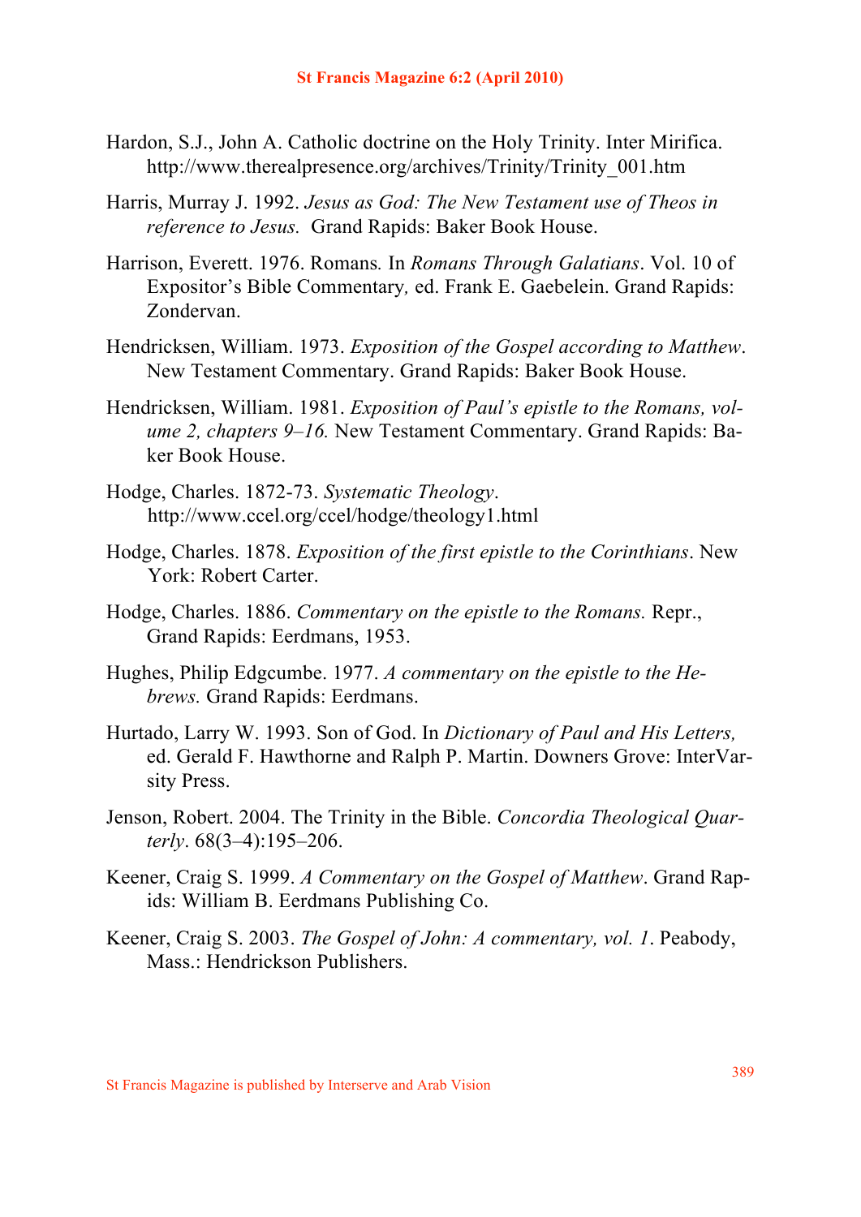Hardon, S.J., John A. Catholic doctrine on the Holy Trinity. Inter Mirifica. http://www.therealpresence.org/archives/Trinity/Trinity_001.htm

Harris, Murray J. 1992. *Jesus as God: The New Testament use of Theos in reference to Jesus.* Grand Rapids: Baker Book House.

Harrison, Everett. 1976. Romans. In *Romans Through Galatians*. Vol. 10 of Expositor's Bible Commentary, ed. Frank E. Gaebelein. Grand Rapids: Zondervan.

Hendricksen, William. 1973. *Exposition of the Gospel according to Matthew*. New Testament Commentary. Grand Rapids: Baker Book House.

Hendricksen, William. 1981. *Exposition of Paul's epistle to the Romans, volume 2, chapters 9–16.* New Testament Commentary. Grand Rapids: Baker Book House.

Hodge, Charles. 1872-73. *Systematic Theology*. http://www.ccel.org/ccel/hodge/theology1.html

Hodge, Charles. 1878. *Exposition of the first epistle to the Corinthians*. New York: Robert Carter.

Hodge, Charles. 1886. *Commentary on the epistle to the Romans.* Repr., Grand Rapids: Eerdmans, 1953.

Hughes, Philip Edgcumbe. 1977. *A commentary on the epistle to the Hebrews.* Grand Rapids: Eerdmans.

Hurtado, Larry W. 1993. Son of God. In *Dictionary of Paul and His Letters,* ed. Gerald F. Hawthorne and Ralph P. Martin. Downers Grove: InterVarsity Press.

Jenson, Robert. 2004. The Trinity in the Bible. *Concordia Theological Quarterly*. 68(3–4):195–206.

Keener, Craig S. 1999. *A Commentary on the Gospel of Matthew*. Grand Rapids: William B. Eerdmans Publishing Co.

Keener, Craig S. 2003. *The Gospel of John: A commentary, vol. 1*. Peabody, Mass.: Hendrickson Publishers.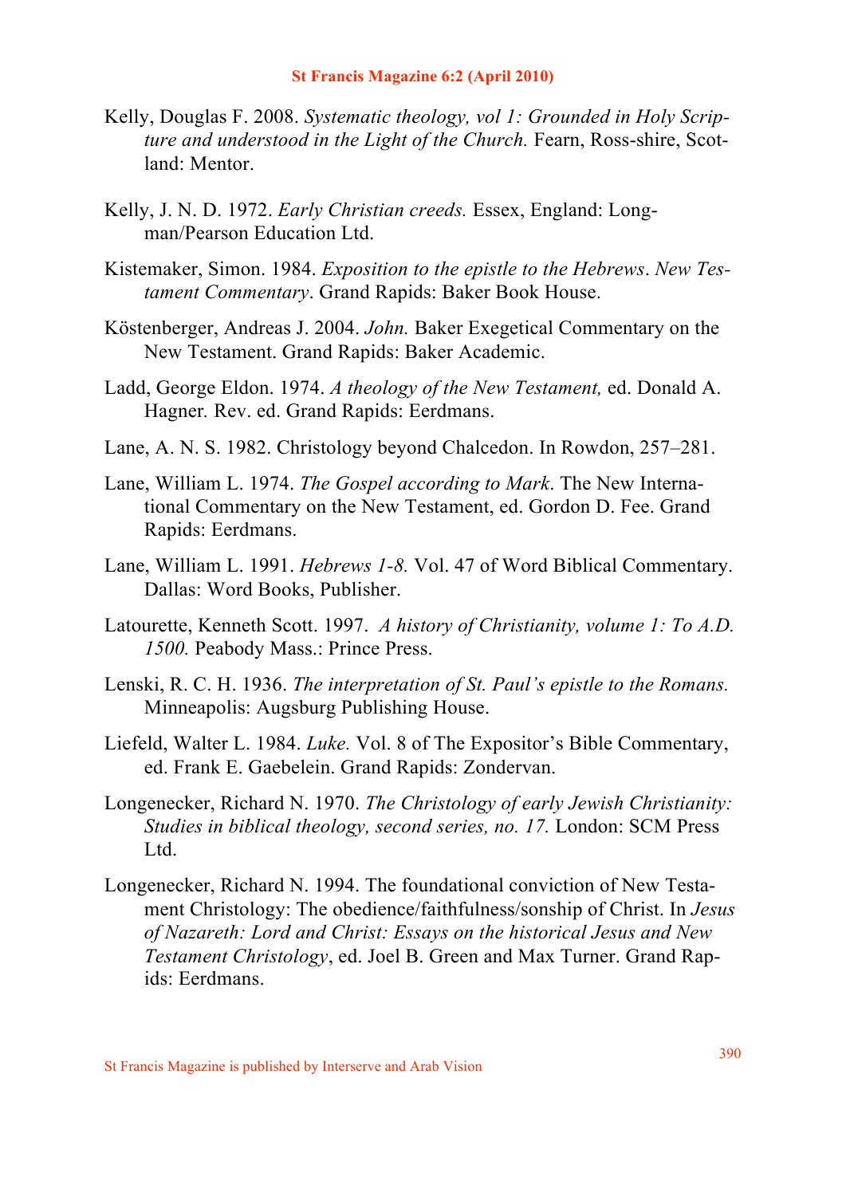Kelly, Douglas F. 2008. *Systematic theology, vol 1: Grounded in Holy Scripture and understood in the Light of the Church.* Fearn, Ross-shire, Scotland: Mentor.

Kelly, J. N. D. 1972. *Early Christian creeds.* Essex, England: Longman/Pearson Education Ltd.

Kistemaker, Simon. 1984. *Exposition to the epistle to the Hebrews*. *New Testament Commentary*. Grand Rapids: Baker Book House.

Köstenberger, Andreas J. 2004. *John.* Baker Exegetical Commentary on the New Testament. Grand Rapids: Baker Academic.

Ladd, George Eldon. 1974. *A theology of the New Testament,* ed. Donald A. Hagner. Rev. ed. Grand Rapids: Eerdmans.

Lane, A. N. S. 1982. Christology beyond Chalcedon. In Rowdon, 257–281.

Lane, William L. 1974. *The Gospel according to Mark*. The New International Commentary on the New Testament, ed. Gordon D. Fee. Grand Rapids: Eerdmans.

Lane, William L. 1991. *Hebrews 1-8.* Vol. 47 of Word Biblical Commentary. Dallas: Word Books, Publisher.

Latourette, Kenneth Scott. 1997. *A history of Christianity, volume 1: To A.D. 1500.* Peabody Mass.: Prince Press.

Lenski, R. C. H. 1936. *The interpretation of St. Paul's epistle to the Romans.* Minneapolis: Augsburg Publishing House.

Liefeld, Walter L. 1984. *Luke.* Vol. 8 of The Expositor's Bible Commentary, ed. Frank E. Gaebelein. Grand Rapids: Zondervan.

Longenecker, Richard N. 1970. *The Christology of early Jewish Christianity: Studies in biblical theology, second series, no. 17.* London: SCM Press Ltd.

Longenecker, Richard N. 1994. The foundational conviction of New Testament Christology: The obedience/faithfulness/sonship of Christ. In *Jesus of Nazareth: Lord and Christ: Essays on the historical Jesus and New Testament Christology*, ed. Joel B. Green and Max Turner. Grand Rapids: Eerdmans.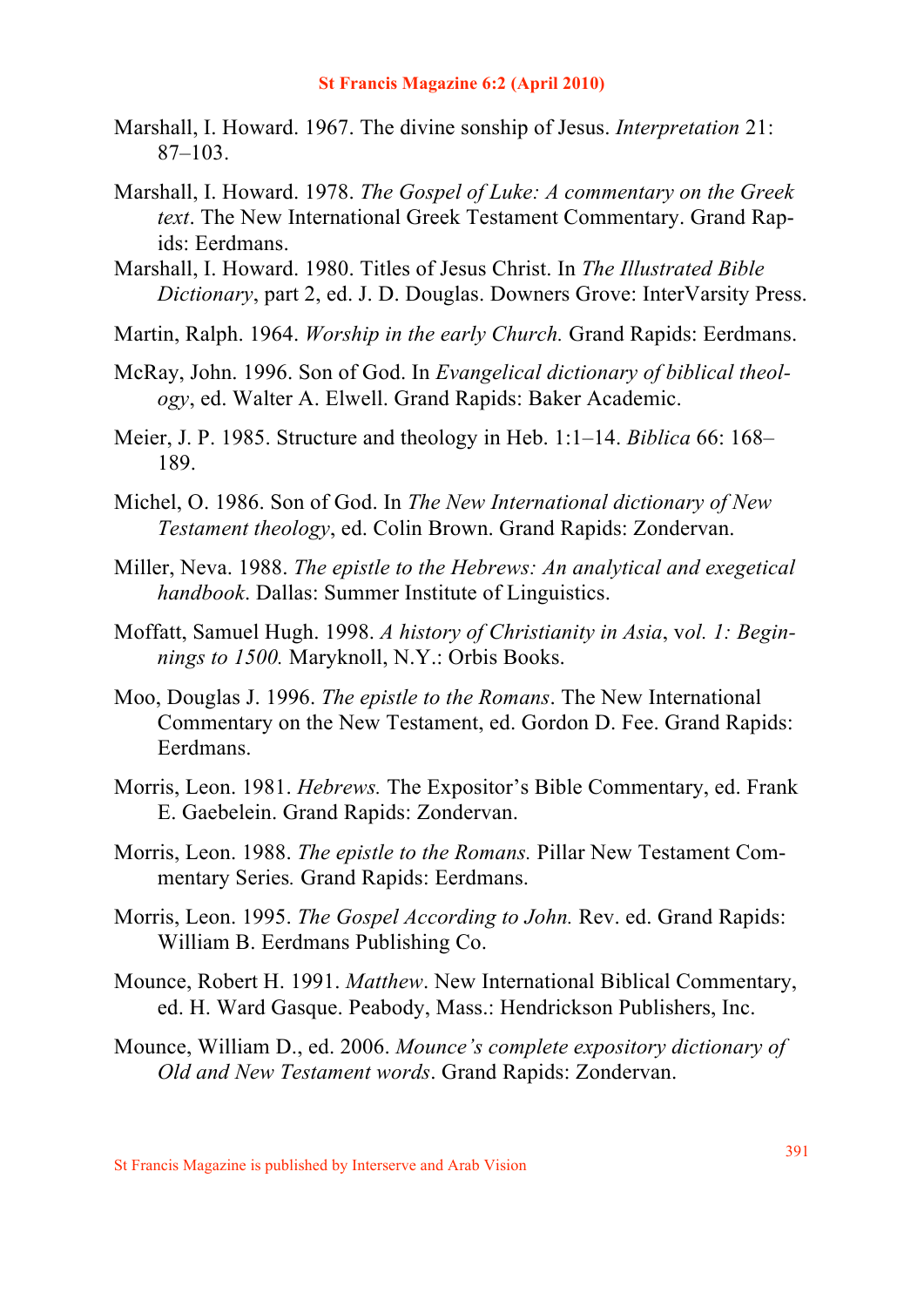Marshall, I. Howard. 1967. The divine sonship of Jesus. *Interpretation* 21: 87–103.

Marshall, I. Howard. 1978. *The Gospel of Luke: A commentary on the Greek text*. The New International Greek Testament Commentary. Grand Rapids: Eerdmans.

Marshall, I. Howard. 1980. Titles of Jesus Christ. In *The Illustrated Bible Dictionary*, part 2, ed. J. D. Douglas. Downers Grove: InterVarsity Press.

Martin, Ralph. 1964. *Worship in the early Church.* Grand Rapids: Eerdmans.

McRay, John. 1996. Son of God. In *Evangelical dictionary of biblical theology*, ed. Walter A. Elwell. Grand Rapids: Baker Academic.

Meier, J. P. 1985. Structure and theology in Heb. 1:1–14. *Biblica* 66: 168–189.

Michel, O. 1986. Son of God. In *The New International dictionary of New Testament theology*, ed. Colin Brown. Grand Rapids: Zondervan.

Miller, Neva. 1988. *The epistle to the Hebrews: An analytical and exegetical handbook*. Dallas: Summer Institute of Linguistics.

Moffatt, Samuel Hugh. 1998. *A history of Christianity in Asia*, v*ol. 1: Beginnings to 1500.* Maryknoll, N.Y.: Orbis Books.

Moo, Douglas J. 1996. *The epistle to the Romans*. The New International Commentary on the New Testament, ed. Gordon D. Fee. Grand Rapids: Eerdmans.

Morris, Leon. 1981. *Hebrews.* The Expositor's Bible Commentary, ed. Frank E. Gaebelein. Grand Rapids: Zondervan.

Morris, Leon. 1988. *The epistle to the Romans.* Pillar New Testament Commentary Series*.* Grand Rapids: Eerdmans.

Morris, Leon. 1995. *The Gospel According to John.* Rev. ed. Grand Rapids: William B. Eerdmans Publishing Co.

Mounce, Robert H. 1991. *Matthew*. New International Biblical Commentary, ed. H. Ward Gasque. Peabody, Mass.: Hendrickson Publishers, Inc.

Mounce, William D., ed. 2006. *Mounce's complete expository dictionary of Old and New Testament words*. Grand Rapids: Zondervan.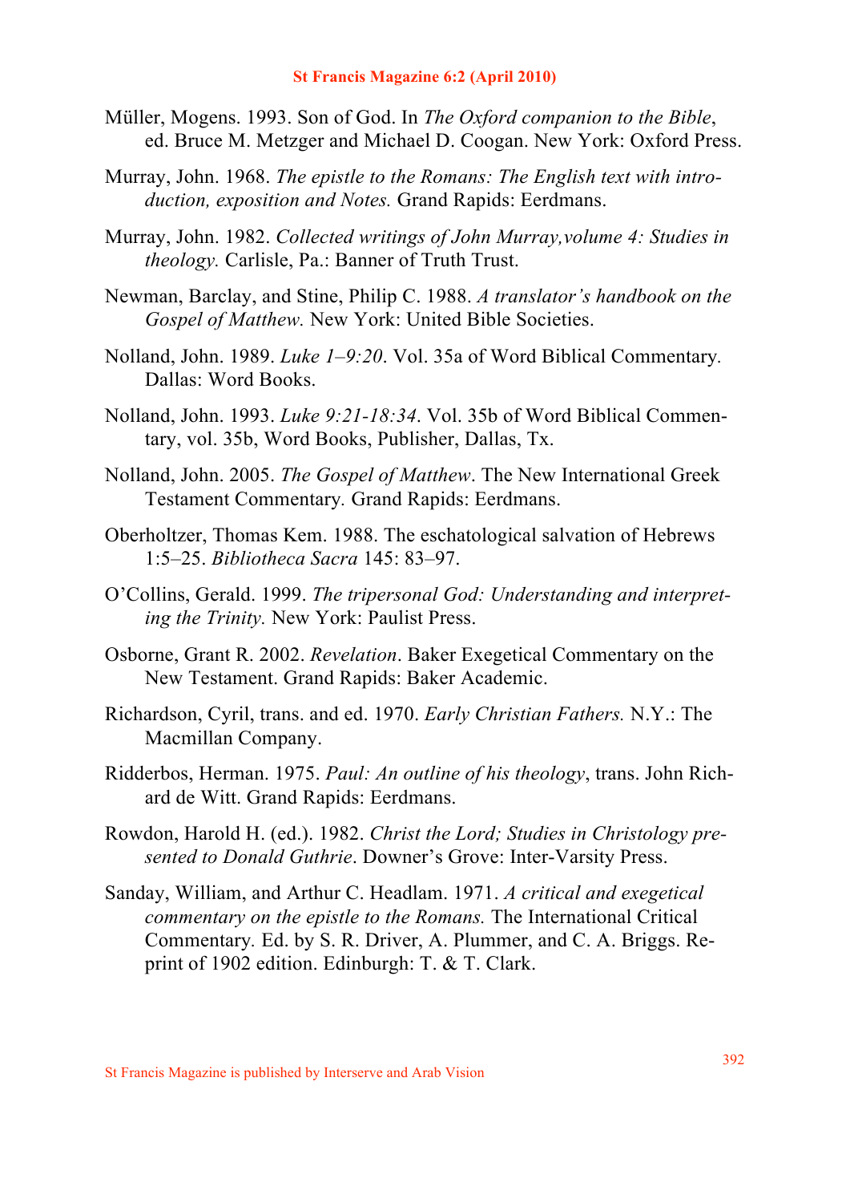Müller, Mogens. 1993. Son of God. In *The Oxford companion to the Bible*, ed. Bruce M. Metzger and Michael D. Coogan. New York: Oxford Press.

Murray, John. 1968. *The epistle to the Romans: The English text with introduction, exposition and Notes.* Grand Rapids: Eerdmans.

Murray, John. 1982. *Collected writings of John Murray,volume 4: Studies in theology.* Carlisle, Pa.: Banner of Truth Trust.

Newman, Barclay, and Stine, Philip C. 1988. *A translator's handbook on the Gospel of Matthew.* New York: United Bible Societies.

Nolland, John. 1989. *Luke 1–9:20*. Vol. 35a of Word Biblical Commentary. Dallas: Word Books.

Nolland, John. 1993. *Luke 9:21-18:34*. Vol. 35b of Word Biblical Commentary, vol. 35b, Word Books, Publisher, Dallas, Tx.

Nolland, John. 2005. *The Gospel of Matthew*. The New International Greek Testament Commentary. Grand Rapids: Eerdmans.

Oberholtzer, Thomas Kem. 1988. The eschatological salvation of Hebrews 1:5–25. *Bibliotheca Sacra* 145: 83–97.

O'Collins, Gerald. 1999. *The tripersonal God: Understanding and interpreting the Trinity.* New York: Paulist Press.

Osborne, Grant R. 2002. *Revelation*. Baker Exegetical Commentary on the New Testament. Grand Rapids: Baker Academic.

Richardson, Cyril, trans. and ed. 1970. *Early Christian Fathers.* N.Y.: The Macmillan Company.

Ridderbos, Herman. 1975. *Paul: An outline of his theology*, trans. John Richard de Witt. Grand Rapids: Eerdmans.

Rowdon, Harold H. (ed.). 1982. *Christ the Lord; Studies in Christology presented to Donald Guthrie*. Downer's Grove: Inter-Varsity Press.

Sanday, William, and Arthur C. Headlam. 1971. *A critical and exegetical commentary on the epistle to the Romans.* The International Critical Commentary. Ed. by S. R. Driver, A. Plummer, and C. A. Briggs. Reprint of 1902 edition. Edinburgh: T. & T. Clark.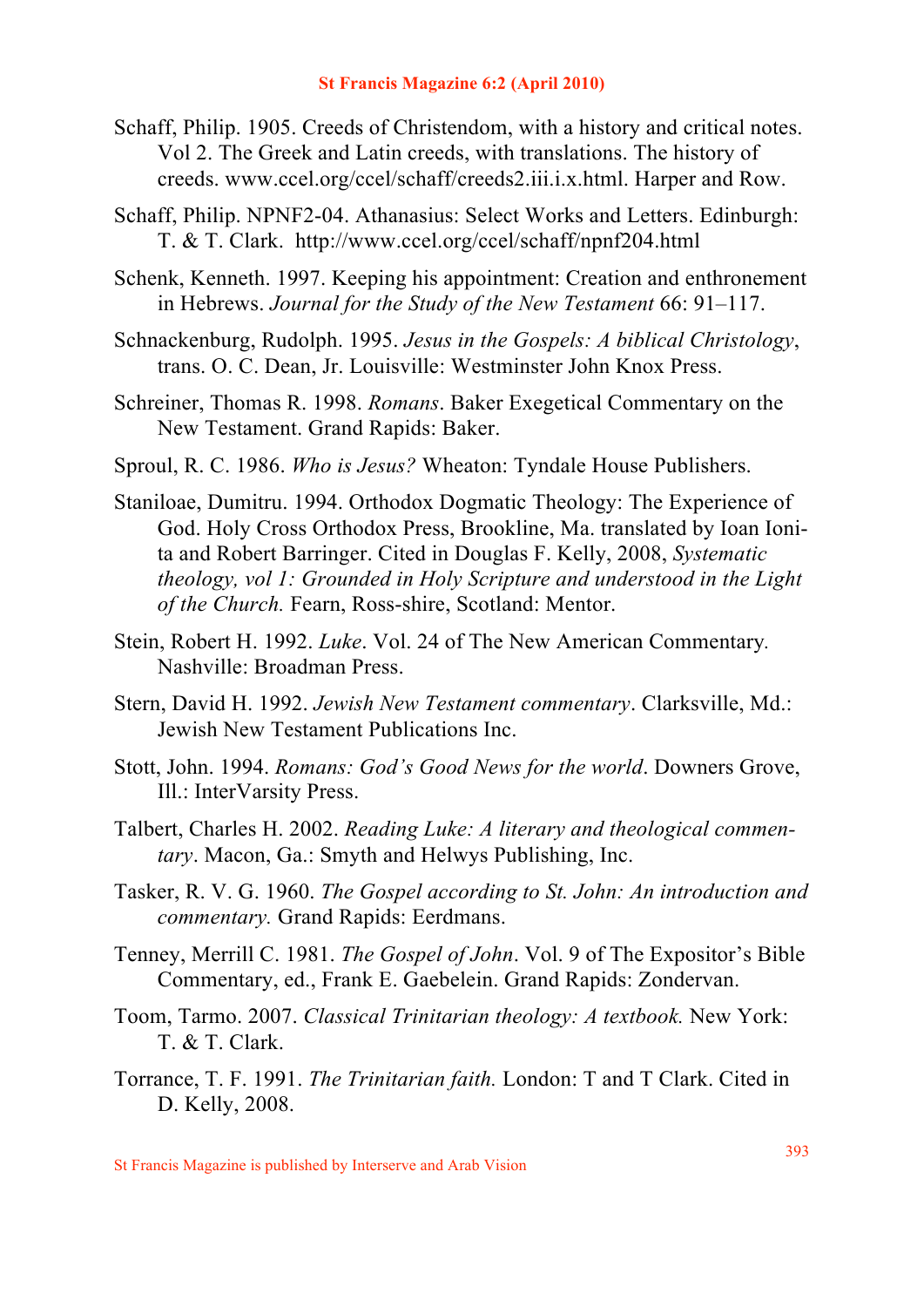Schaff, Philip. 1905. Creeds of Christendom, with a history and critical notes. Vol 2. The Greek and Latin creeds, with translations. The history of creeds. www.ccel.org/ccel/schaff/creeds2.iii.i.x.html. Harper and Row.

Schaff, Philip. NPNF2-04. Athanasius: Select Works and Letters. Edinburgh: T. & T. Clark. http://www.ccel.org/ccel/schaff/npnf204.html

Schenk, Kenneth. 1997. Keeping his appointment: Creation and enthronement in Hebrews. *Journal for the Study of the New Testament* 66: 91–117.

Schnackenburg, Rudolph. 1995. *Jesus in the Gospels: A biblical Christology*, trans. O. C. Dean, Jr. Louisville: Westminster John Knox Press.

Schreiner, Thomas R. 1998. *Romans*. Baker Exegetical Commentary on the New Testament. Grand Rapids: Baker.

Sproul, R. C. 1986. *Who is Jesus?* Wheaton: Tyndale House Publishers.

Staniloae, Dumitru. 1994. Orthodox Dogmatic Theology: The Experience of God. Holy Cross Orthodox Press, Brookline, Ma. translated by Ioan Ionita and Robert Barringer. Cited in Douglas F. Kelly, 2008, *Systematic theology, vol 1: Grounded in Holy Scripture and understood in the Light of the Church.* Fearn, Ross-shire, Scotland: Mentor.

Stein, Robert H. 1992. *Luke*. Vol. 24 of The New American Commentary. Nashville: Broadman Press.

Stern, David H. 1992. *Jewish New Testament commentary*. Clarksville, Md.: Jewish New Testament Publications Inc.

Stott, John. 1994. *Romans: God's Good News for the world*. Downers Grove, Ill.: InterVarsity Press.

Talbert, Charles H. 2002. *Reading Luke: A literary and theological commentary*. Macon, Ga.: Smyth and Helwys Publishing, Inc.

Tasker, R. V. G. 1960. *The Gospel according to St. John: An introduction and commentary.* Grand Rapids: Eerdmans.

Tenney, Merrill C. 1981. *The Gospel of John*. Vol. 9 of The Expositor's Bible Commentary, ed., Frank E. Gaebelein. Grand Rapids: Zondervan.

Toom, Tarmo. 2007. *Classical Trinitarian theology: A textbook.* New York: T. & T. Clark.

Torrance, T. F. 1991. *The Trinitarian faith.* London: T and T Clark. Cited in D. Kelly, 2008.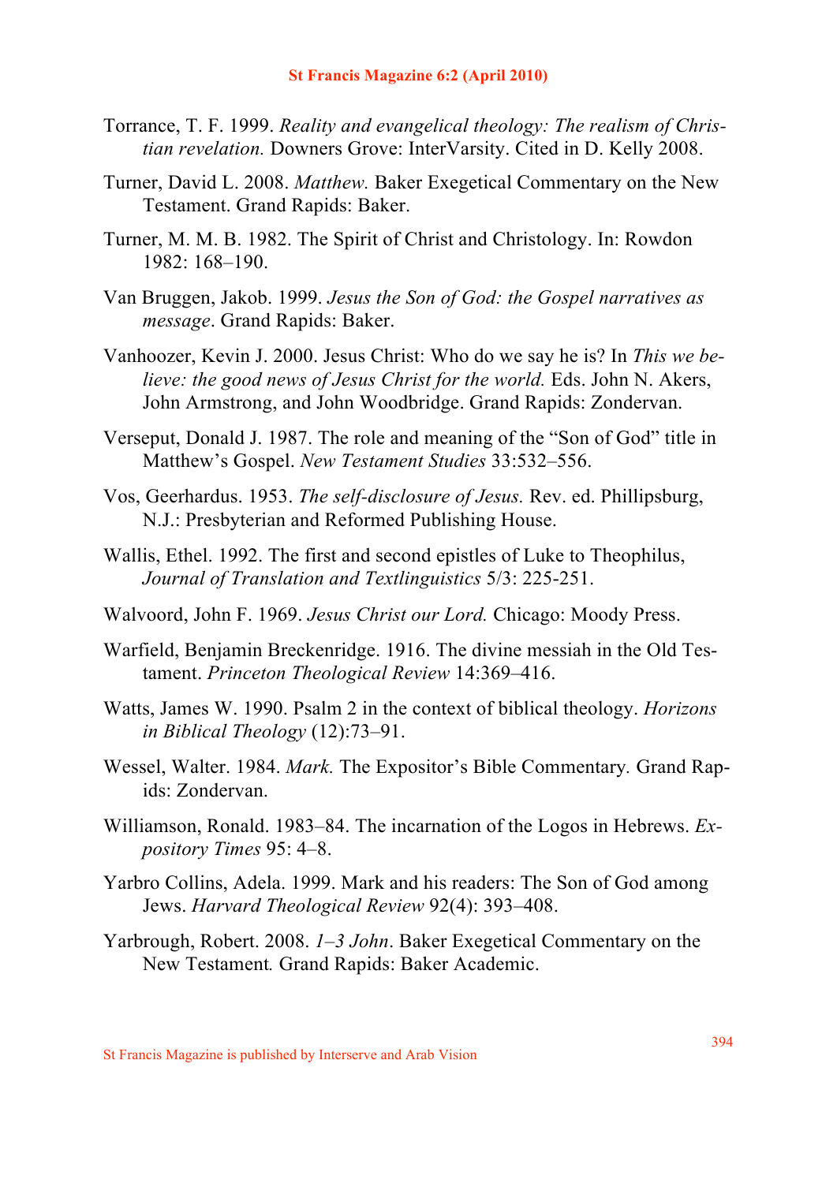Torrance, T. F. 1999. *Reality and evangelical theology: The realism of Christian revelation.* Downers Grove: InterVarsity. Cited in D. Kelly 2008.

Turner, David L. 2008. *Matthew.* Baker Exegetical Commentary on the New Testament. Grand Rapids: Baker.

Turner, M. M. B. 1982. The Spirit of Christ and Christology. In: Rowdon 1982: 168–190.

Van Bruggen, Jakob. 1999. *Jesus the Son of God: the Gospel narratives as message*. Grand Rapids: Baker.

Vanhoozer, Kevin J. 2000. Jesus Christ: Who do we say he is? In *This we believe: the good news of Jesus Christ for the world.* Eds. John N. Akers, John Armstrong, and John Woodbridge. Grand Rapids: Zondervan.

Verseput, Donald J. 1987. The role and meaning of the "Son of God" title in Matthew's Gospel. *New Testament Studies* 33:532–556.

Vos, Geerhardus. 1953. *The self-disclosure of Jesus.* Rev. ed. Phillipsburg, N.J.: Presbyterian and Reformed Publishing House.

Wallis, Ethel. 1992. The first and second epistles of Luke to Theophilus, *Journal of Translation and Textlinguistics* 5/3: 225-251.

Walvoord, John F. 1969. *Jesus Christ our Lord.* Chicago: Moody Press.

Warfield, Benjamin Breckenridge. 1916. The divine messiah in the Old Testament. *Princeton Theological Review* 14:369–416.

Watts, James W. 1990. Psalm 2 in the context of biblical theology. *Horizons in Biblical Theology* (12):73–91.

Wessel, Walter. 1984. *Mark.* The Expositor's Bible Commentary. Grand Rapids: Zondervan.

Williamson, Ronald. 1983–84. The incarnation of the Logos in Hebrews. *Expository Times* 95: 4–8.

Yarbro Collins, Adela. 1999. Mark and his readers: The Son of God among Jews. *Harvard Theological Review* 92(4): 393–408.

Yarbrough, Robert. 2008. *1–3 John*. Baker Exegetical Commentary on the New Testament*.* Grand Rapids: Baker Academic.